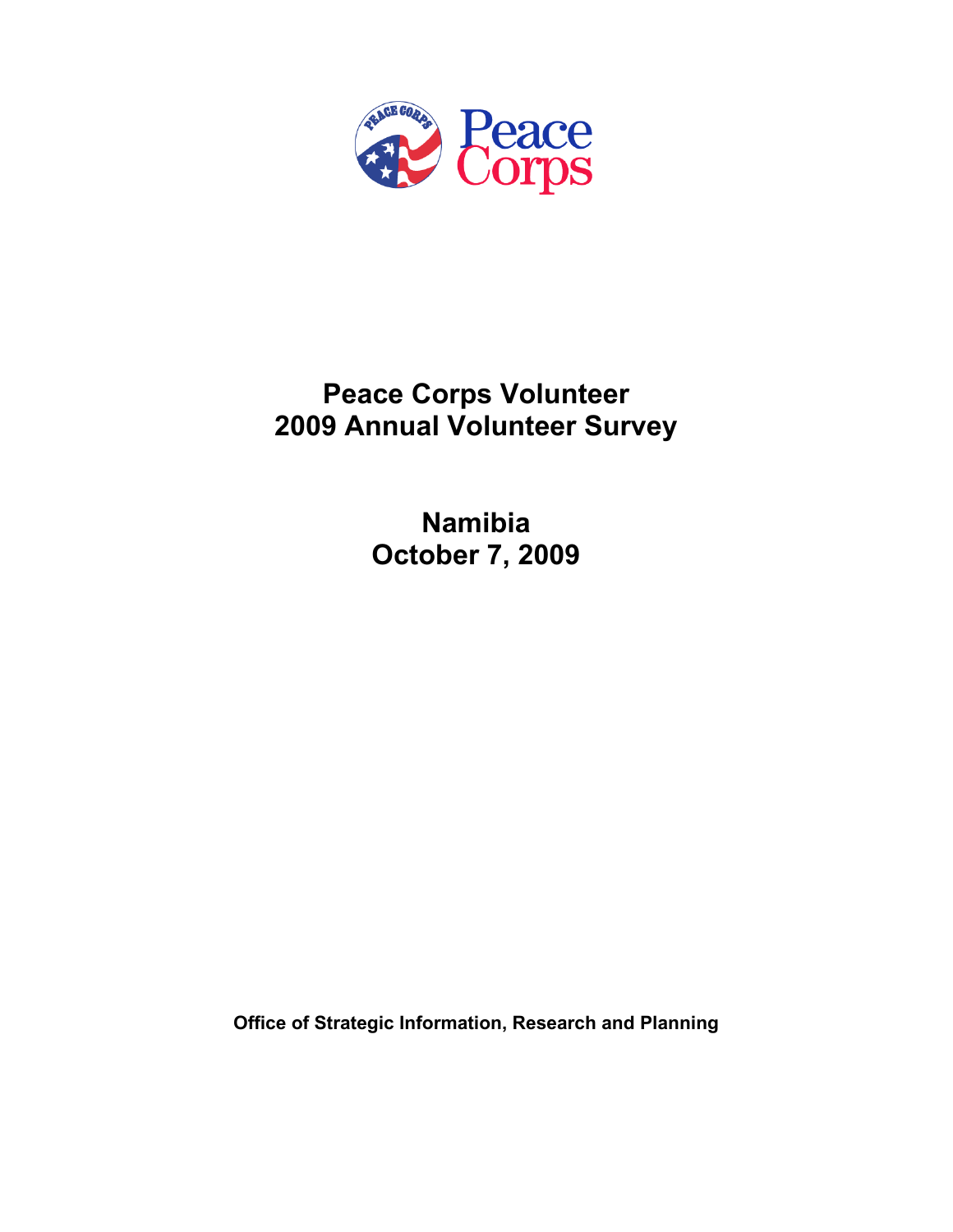Peace Corps

# Peace Corps Volunteer
# 2009 Annual Volunteer Survey

## Namibia
## October 7, 2009

**Office of Strategic Information, Research and Planning**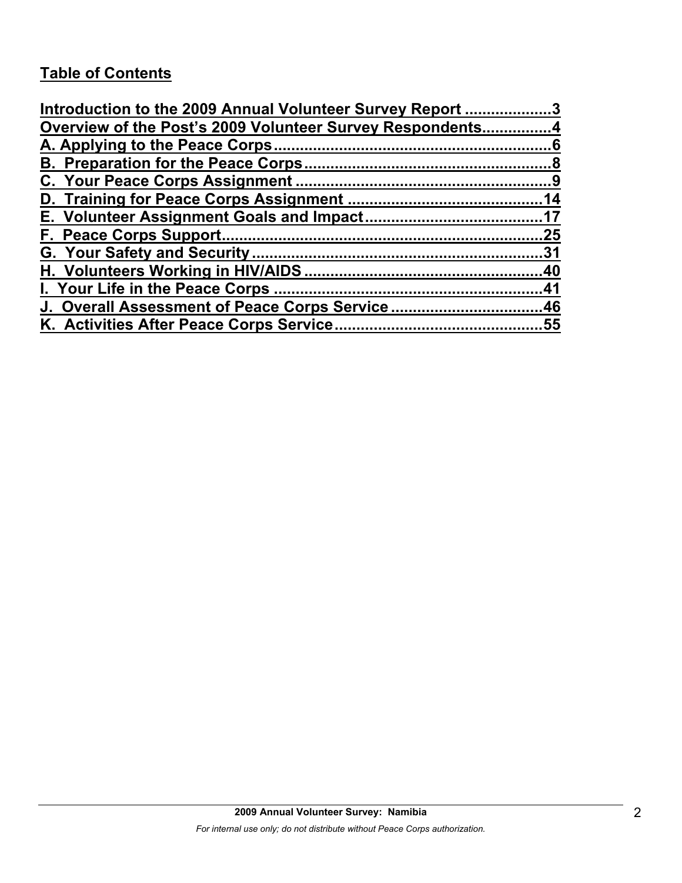## Table of Contents

Introduction to the 2009 Annual Volunteer Survey Report ....................3
Overview of the Post's 2009 Volunteer Survey Respondents................4
A. Applying to the Peace Corps................................................................6
B. Preparation for the Peace Corps.........................................................8
C. Your Peace Corps Assignment ...........................................................9
D. Training for Peace Corps Assignment ............................................14
E. Volunteer Assignment Goals and Impact........................................17
F. Peace Corps Support..........................................................................25
G. Your Safety and Security...................................................................31
H. Volunteers Working in HIV/AIDS.......................................................40
I. Your Life in the Peace Corps .............................................................41
J. Overall Assessment of Peace Corps Service ..................................46
K. Activities After Peace Corps Service...............................................55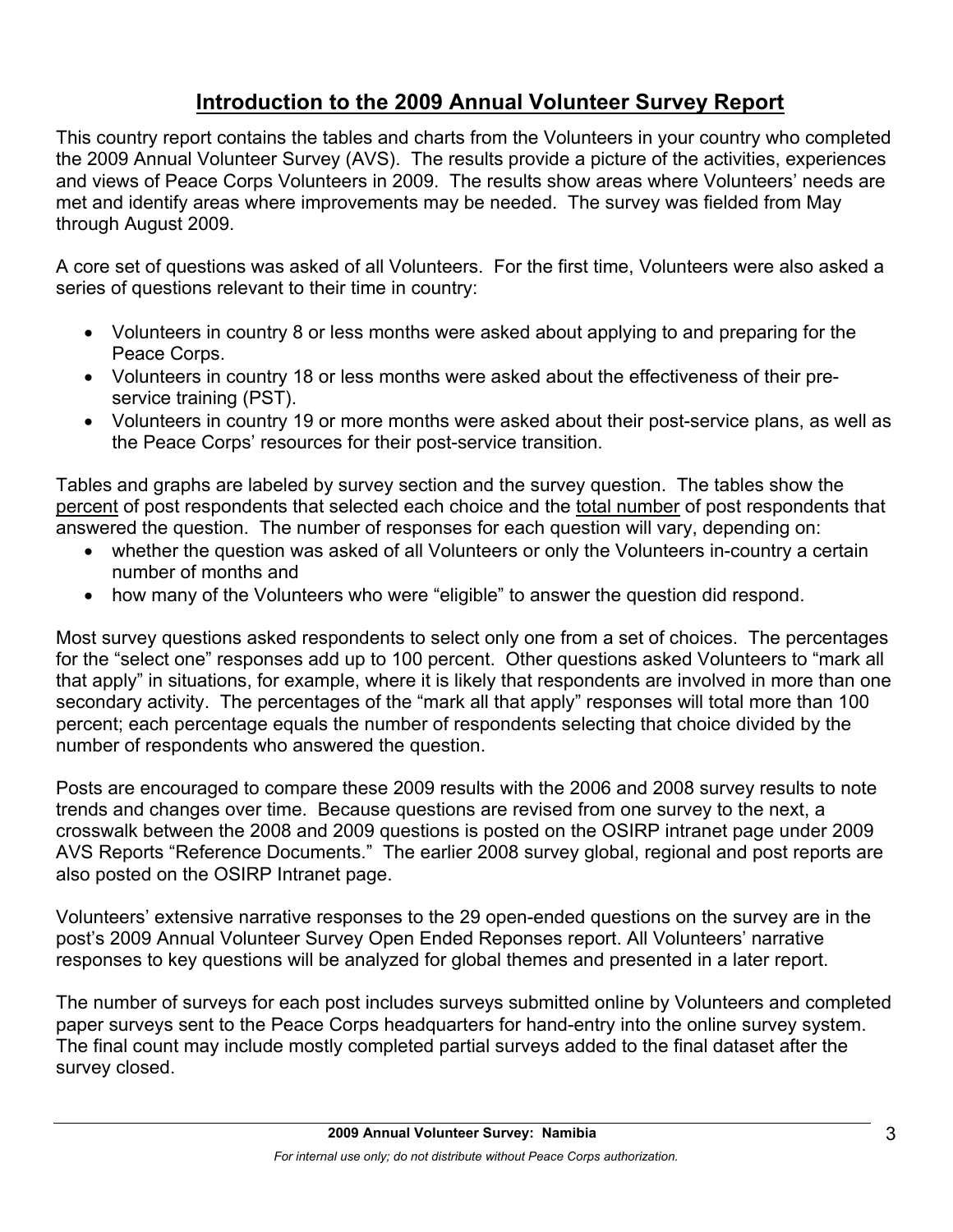# Introduction to the 2009 Annual Volunteer Survey Report

This country report contains the tables and charts from the Volunteers in your country who completed the 2009 Annual Volunteer Survey (AVS). The results provide a picture of the activities, experiences and views of Peace Corps Volunteers in 2009. The results show areas where Volunteers' needs are met and identify areas where improvements may be needed. The survey was fielded from May through August 2009.

A core set of questions was asked of all Volunteers. For the first time, Volunteers were also asked a series of questions relevant to their time in country:

- Volunteers in country 8 or less months were asked about applying to and preparing for the Peace Corps.
- Volunteers in country 18 or less months were asked about the effectiveness of their pre-service training (PST).
- Volunteers in country 19 or more months were asked about their post-service plans, as well as the Peace Corps' resources for their post-service transition.

Tables and graphs are labeled by survey section and the survey question. The tables show the percent of post respondents that selected each choice and the total number of post respondents that answered the question. The number of responses for each question will vary, depending on:

- whether the question was asked of all Volunteers or only the Volunteers in-country a certain number of months and
- how many of the Volunteers who were "eligible" to answer the question did respond.

Most survey questions asked respondents to select only one from a set of choices. The percentages for the "select one" responses add up to 100 percent. Other questions asked Volunteers to "mark all that apply" in situations, for example, where it is likely that respondents are involved in more than one secondary activity. The percentages of the "mark all that apply" responses will total more than 100 percent; each percentage equals the number of respondents selecting that choice divided by the number of respondents who answered the question.

Posts are encouraged to compare these 2009 results with the 2006 and 2008 survey results to note trends and changes over time. Because questions are revised from one survey to the next, a crosswalk between the 2008 and 2009 questions is posted on the OSIRP intranet page under 2009 AVS Reports "Reference Documents." The earlier 2008 survey global, regional and post reports are also posted on the OSIRP Intranet page.

Volunteers' extensive narrative responses to the 29 open-ended questions on the survey are in the post's 2009 Annual Volunteer Survey Open Ended Reponses report. All Volunteers' narrative responses to key questions will be analyzed for global themes and presented in a later report.

The number of surveys for each post includes surveys submitted online by Volunteers and completed paper surveys sent to the Peace Corps headquarters for hand-entry into the online survey system. The final count may include mostly completed partial surveys added to the final dataset after the survey closed.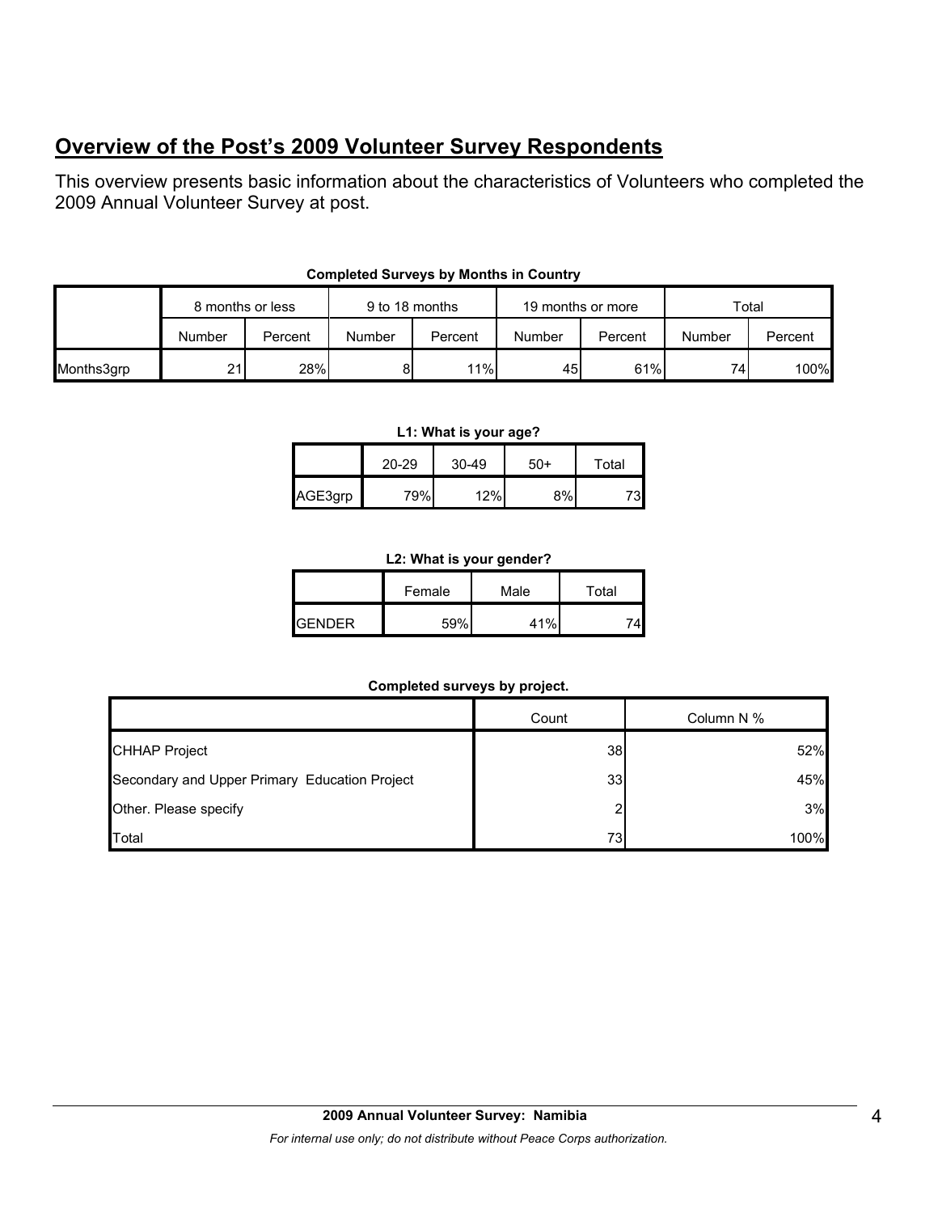## Overview of the Post's 2009 Volunteer Survey Respondents

This overview presents basic information about the characteristics of Volunteers who completed the 2009 Annual Volunteer Survey at post.

**Completed Surveys by Months in Country**

| | 8 months or less | | 9 to 18 months | | 19 months or more | | Total | |
|---|---|---|---|---|---|---|---|---|
| | Number | Percent | Number | Percent | Number | Percent | Number | Percent |
| Months3grp | 21 | 28% | 8 | 11% | 45 | 61% | 74 | 100% |

**L1: What is your age?**

| | 20-29 | 30-49 | 50+ | Total |
|---|---|---|---|---|
| AGE3grp | 79% | 12% | 8% | 73 |

**L2: What is your gender?**

| | Female | Male | Total |
|---|---|---|---|
| GENDER | 59% | 41% | 74 |

**Completed surveys by project.**

| | Count | Column N % |
|---|---|---|
| CHHAP Project | 38 | 52% |
| Secondary and Upper Primary Education Project | 33 | 45% |
| Other. Please specify | 2 | 3% |
| Total | 73 | 100% |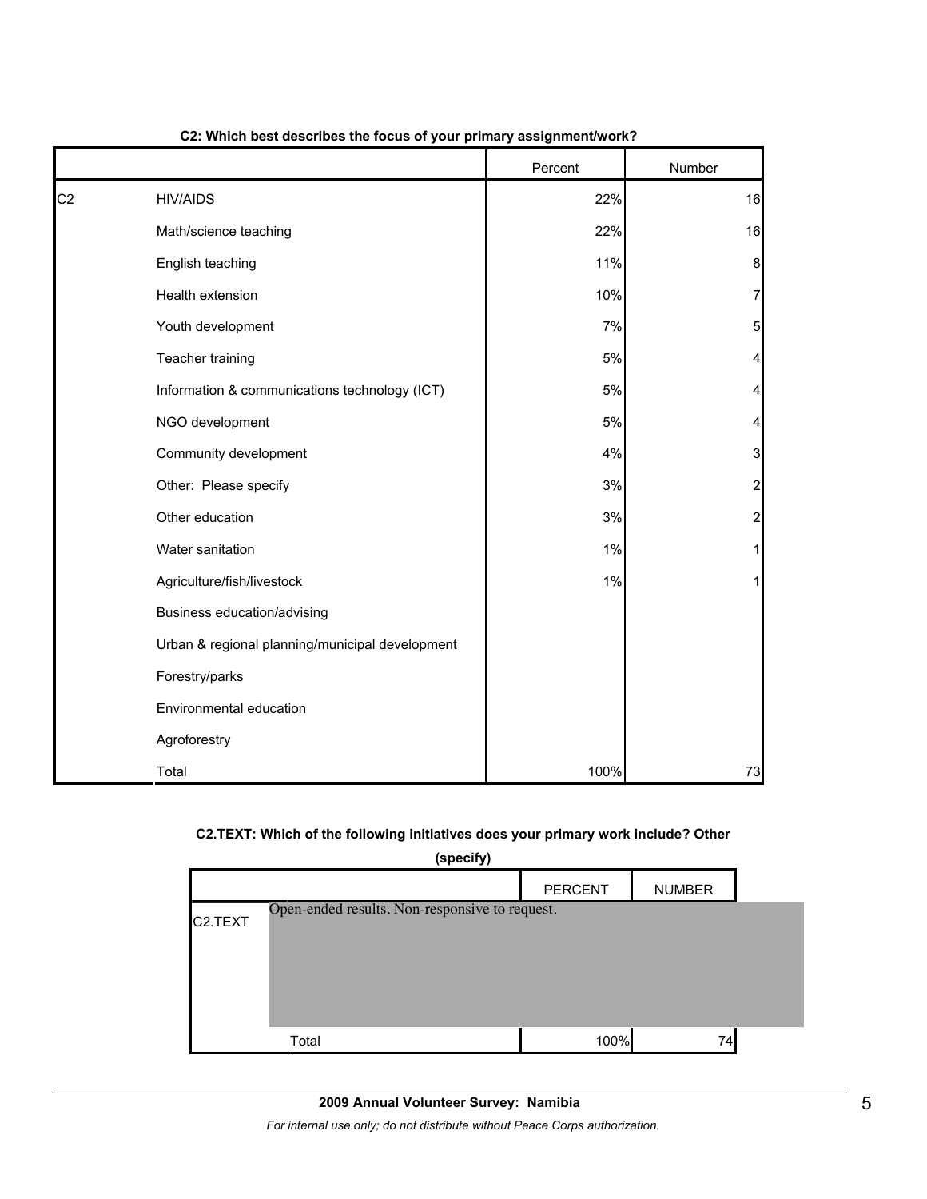**C2: Which best describes the focus of your primary assignment/work?**

| | | Percent | Number |
|---|---|---|---|
| C2 | HIV/AIDS | 22% | 16 |
| | Math/science teaching | 22% | 16 |
| | English teaching | 11% | 8 |
| | Health extension | 10% | 7 |
| | Youth development | 7% | 5 |
| | Teacher training | 5% | 4 |
| | Information & communications technology (ICT) | 5% | 4 |
| | NGO development | 5% | 4 |
| | Community development | 4% | 3 |
| | Other: Please specify | 3% | 2 |
| | Other education | 3% | 2 |
| | Water sanitation | 1% | 1 |
| | Agriculture/fish/livestock | 1% | 1 |
| | Business education/advising | | |
| | Urban & regional planning/municipal development | | |
| | Forestry/parks | | |
| | Environmental education | | |
| | Agroforestry | | |
| | Total | 100% | 73 |

**C2.TEXT: Which of the following initiatives does your primary work include? Other (specify)**

| | | PERCENT | NUMBER |
|---|---|---|---|
| C2.TEXT | Open-ended results. Non-responsive to request. | | |
| | Total | 100% | 74 |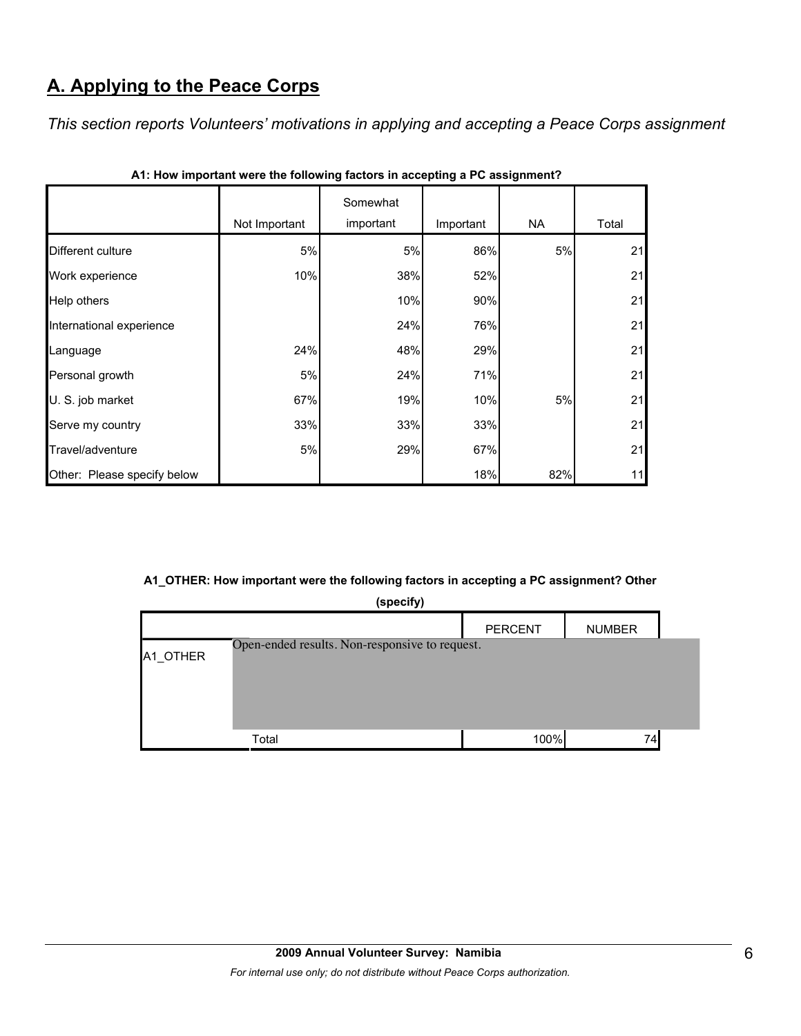## A. Applying to the Peace Corps

*This section reports Volunteers' motivations in applying and accepting a Peace Corps assignment*

**A1: How important were the following factors in accepting a PC assignment?**

| | Not Important | Somewhat important | Important | NA | Total |
|---|---|---|---|---|---|
| Different culture | 5% | 5% | 86% | 5% | 21 |
| Work experience | 10% | 38% | 52% | | 21 |
| Help others | | 10% | 90% | | 21 |
| International experience | | 24% | 76% | | 21 |
| Language | 24% | 48% | 29% | | 21 |
| Personal growth | 5% | 24% | 71% | | 21 |
| U. S. job market | 67% | 19% | 10% | 5% | 21 |
| Serve my country | 33% | 33% | 33% | | 21 |
| Travel/adventure | 5% | 29% | 67% | | 21 |
| Other: Please specify below | | | 18% | 82% | 11 |

**A1_OTHER: How important were the following factors in accepting a PC assignment? Other (specify)**

| | | PERCENT | NUMBER |
|---|---|---|---|
| A1_OTHER | Open-ended results. Non-responsive to request. | | |
| | Total | 100% | 74 |

**2009 Annual Volunteer Survey: Namibia**

*For internal use only; do not distribute without Peace Corps authorization.*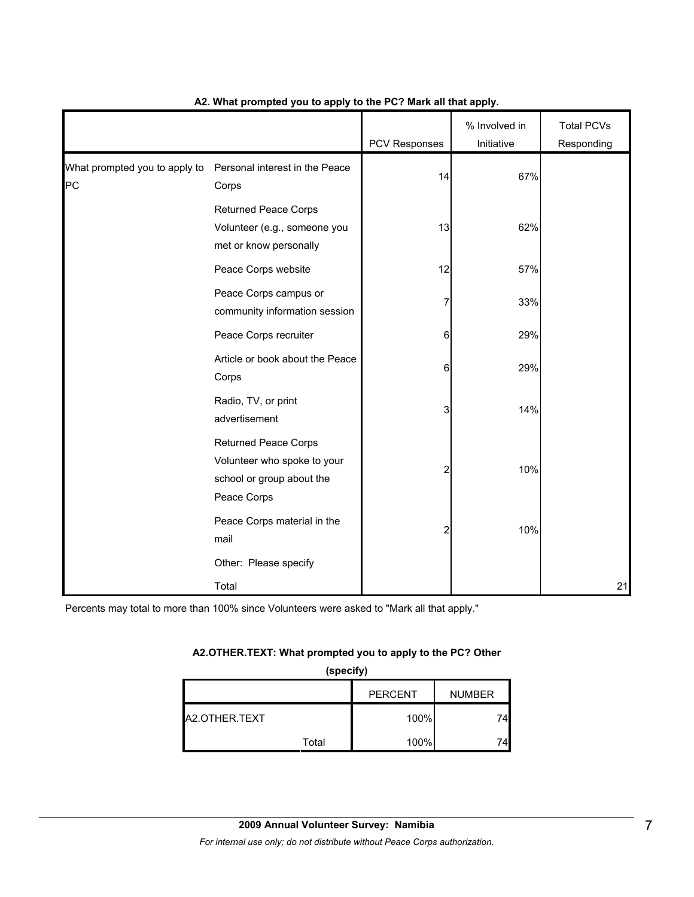**A2. What prompted you to apply to the PC? Mark all that apply.**

| | | PCV Responses | % Involved in Initiative | Total PCVs Responding |
|---|---|---|---|---|
| What prompted you to apply to PC | Personal interest in the Peace Corps | 14 | 67% | |
| | Returned Peace Corps Volunteer (e.g., someone you met or know personally | 13 | 62% | |
| | Peace Corps website | 12 | 57% | |
| | Peace Corps campus or community information session | 7 | 33% | |
| | Peace Corps recruiter | 6 | 29% | |
| | Article or book about the Peace Corps | 6 | 29% | |
| | Radio, TV, or print advertisement | 3 | 14% | |
| | Returned Peace Corps Volunteer who spoke to your school or group about the Peace Corps | 2 | 10% | |
| | Peace Corps material in the mail | 2 | 10% | |
| | Other: Please specify | | | |
| | Total | | | 21 |

Percents may total to more than 100% since Volunteers were asked to "Mark all that apply."

**A2.OTHER.TEXT: What prompted you to apply to the PC? Other (specify)**

| | | PERCENT | NUMBER |
|---|---|---|---|
| A2.OTHER.TEXT | | 100% | 74 |
| | Total | 100% | 74 |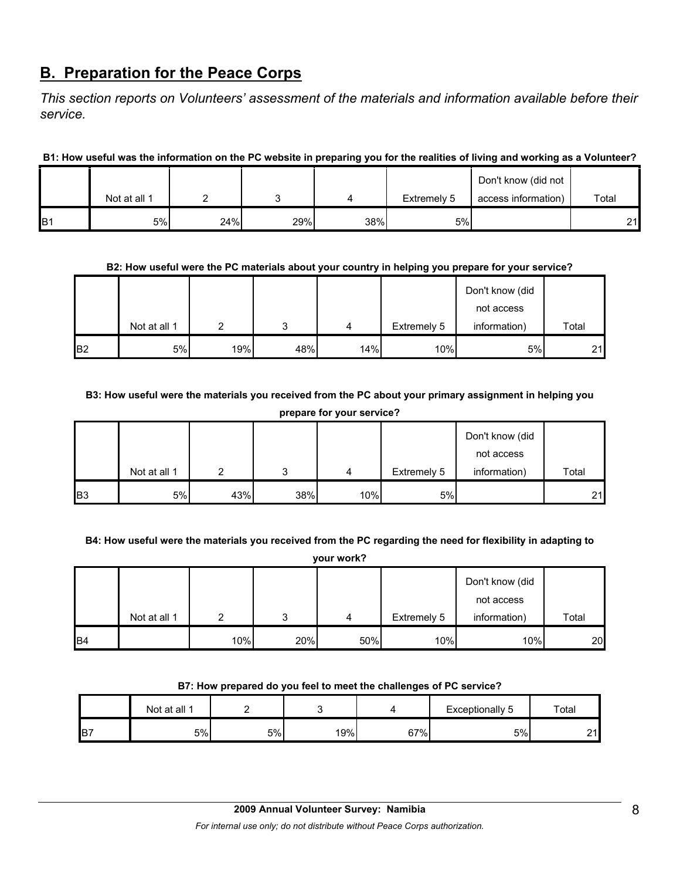## B. Preparation for the Peace Corps

*This section reports on Volunteers' assessment of the materials and information available before their service.*

**B1: How useful was the information on the PC website in preparing you for the realities of living and working as a Volunteer?**

| | Not at all 1 | 2 | 3 | 4 | Extremely 5 | Don't know (did not access information) | Total |
|---|---|---|---|---|---|---|---|
| B1 | 5% | 24% | 29% | 38% | 5% | | 21 |

**B2: How useful were the PC materials about your country in helping you prepare for your service?**

| | Not at all 1 | 2 | 3 | 4 | Extremely 5 | Don't know (did not access information) | Total |
|---|---|---|---|---|---|---|---|
| B2 | 5% | 19% | 48% | 14% | 10% | 5% | 21 |

**B3: How useful were the materials you received from the PC about your primary assignment in helping you prepare for your service?**

| | Not at all 1 | 2 | 3 | 4 | Extremely 5 | Don't know (did not access information) | Total |
|---|---|---|---|---|---|---|---|
| B3 | 5% | 43% | 38% | 10% | 5% | | 21 |

**B4: How useful were the materials you received from the PC regarding the need for flexibility in adapting to your work?**

| | Not at all 1 | 2 | 3 | 4 | Extremely 5 | Don't know (did not access information) | Total |
|---|---|---|---|---|---|---|---|
| B4 | | 10% | 20% | 50% | 10% | 10% | 20 |

**B7: How prepared do you feel to meet the challenges of PC service?**

| | Not at all 1 | 2 | 3 | 4 | Exceptionally 5 | Total |
|---|---|---|---|---|---|---|
| B7 | 5% | 5% | 19% | 67% | 5% | 21 |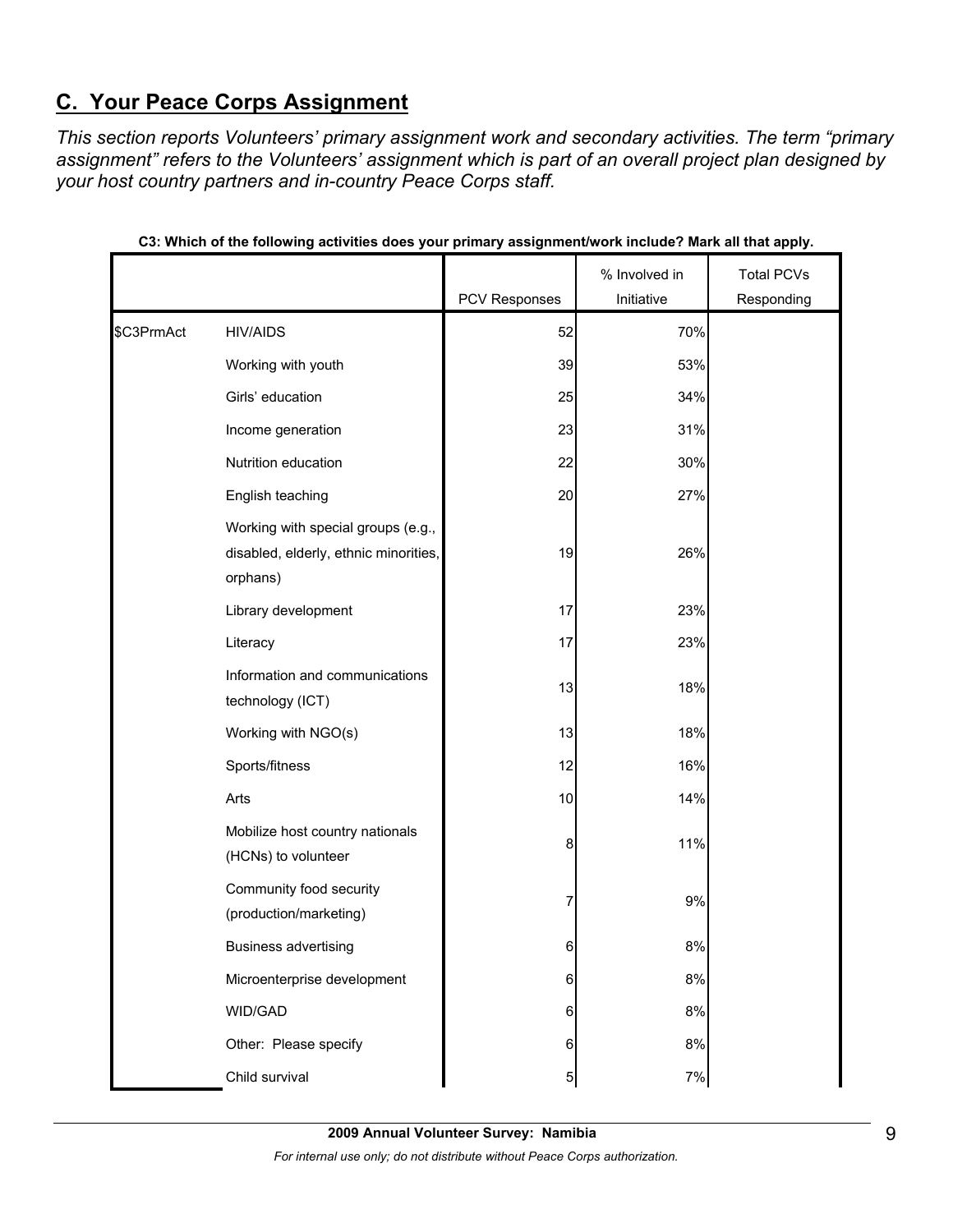## C. Your Peace Corps Assignment

*This section reports Volunteers' primary assignment work and secondary activities. The term "primary assignment" refers to the Volunteers' assignment which is part of an overall project plan designed by your host country partners and in-country Peace Corps staff.*

**C3: Which of the following activities does your primary assignment/work include? Mark all that apply.**

| | | PCV Responses | % Involved in Initiative | Total PCVs Responding |
|---|---|---|---|---|
| $C3PrmAct | HIV/AIDS | 52 | 70% | |
| | Working with youth | 39 | 53% | |
| | Girls' education | 25 | 34% | |
| | Income generation | 23 | 31% | |
| | Nutrition education | 22 | 30% | |
| | English teaching | 20 | 27% | |
| | Working with special groups (e.g., disabled, elderly, ethnic minorities, orphans) | 19 | 26% | |
| | Library development | 17 | 23% | |
| | Literacy | 17 | 23% | |
| | Information and communications technology (ICT) | 13 | 18% | |
| | Working with NGO(s) | 13 | 18% | |
| | Sports/fitness | 12 | 16% | |
| | Arts | 10 | 14% | |
| | Mobilize host country nationals (HCNs) to volunteer | 8 | 11% | |
| | Community food security (production/marketing) | 7 | 9% | |
| | Business advertising | 6 | 8% | |
| | Microenterprise development | 6 | 8% | |
| | WID/GAD | 6 | 8% | |
| | Other: Please specify | 6 | 8% | |
| | Child survival | 5 | 7% | |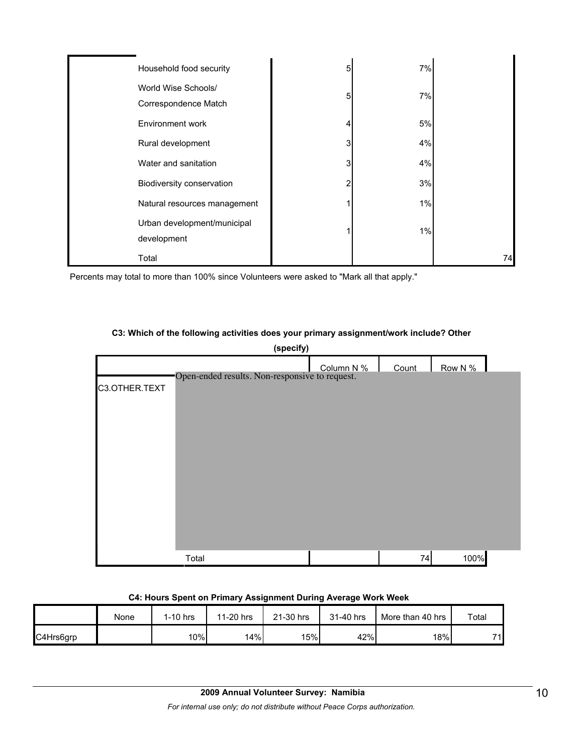| | | | | |
|---|---|---|---|---|
| | Household food security | 5 | 7% | |
| | World Wise Schools/ Correspondence Match | 5 | 7% | |
| | Environment work | 4 | 5% | |
| | Rural development | 3 | 4% | |
| | Water and sanitation | 3 | 4% | |
| | Biodiversity conservation | 2 | 3% | |
| | Natural resources management | 1 | 1% | |
| | Urban development/municipal development | 1 | 1% | |
| | Total | | | 74 |

Percents may total to more than 100% since Volunteers were asked to "Mark all that apply."

**C3: Which of the following activities does your primary assignment/work include? Other (specify)**

| | | Column N % | Count | Row N % |
|---|---|---|---|---|
| C3.OTHER.TEXT | Open-ended results. Non-responsive to request. | | | |
| | Total | | 74 | 100% |

**C4: Hours Spent on Primary Assignment During Average Work Week**

| | None | 1-10 hrs | 11-20 hrs | 21-30 hrs | 31-40 hrs | More than 40 hrs | Total |
|---|---|---|---|---|---|---|---|
| C4Hrs6grp | | 10% | 14% | 15% | 42% | 18% | 71 |

**2009 Annual Volunteer Survey: Namibia**

*For internal use only; do not distribute without Peace Corps authorization.*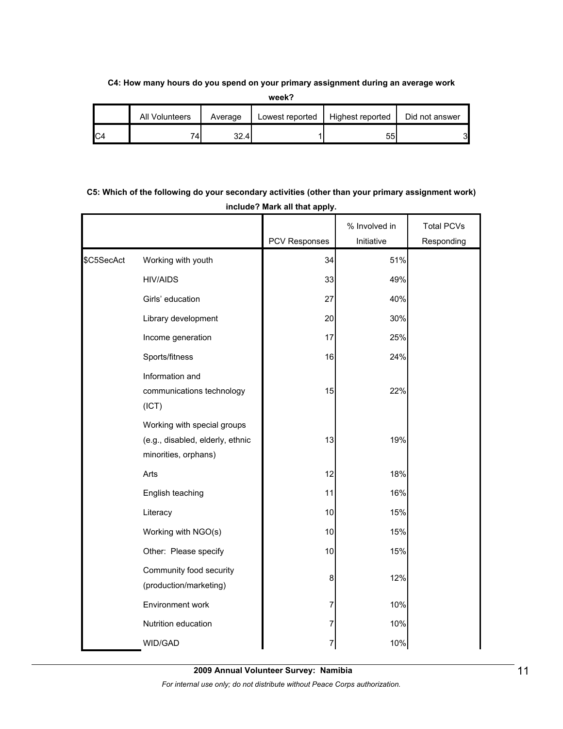**C4: How many hours do you spend on your primary assignment during an average work week?**

| | All Volunteers | Average | Lowest reported | Highest reported | Did not answer |
|---|---|---|---|---|---|
| C4 | 74 | 32.4 | 1 | 55 | 3 |

**C5: Which of the following do your secondary activities (other than your primary assignment work) include? Mark all that apply.**

| | | PCV Responses | % Involved in Initiative | Total PCVs Responding |
|---|---|---|---|---|
| $C5SecAct | Working with youth | 34 | 51% | |
| | HIV/AIDS | 33 | 49% | |
| | Girls' education | 27 | 40% | |
| | Library development | 20 | 30% | |
| | Income generation | 17 | 25% | |
| | Sports/fitness | 16 | 24% | |
| | Information and communications technology (ICT) | 15 | 22% | |
| | Working with special groups (e.g., disabled, elderly, ethnic minorities, orphans) | 13 | 19% | |
| | Arts | 12 | 18% | |
| | English teaching | 11 | 16% | |
| | Literacy | 10 | 15% | |
| | Working with NGO(s) | 10 | 15% | |
| | Other: Please specify | 10 | 15% | |
| | Community food security (production/marketing) | 8 | 12% | |
| | Environment work | 7 | 10% | |
| | Nutrition education | 7 | 10% | |
| | WID/GAD | 7 | 10% | |

**2009 Annual Volunteer Survey: Namibia**

*For internal use only; do not distribute without Peace Corps authorization.*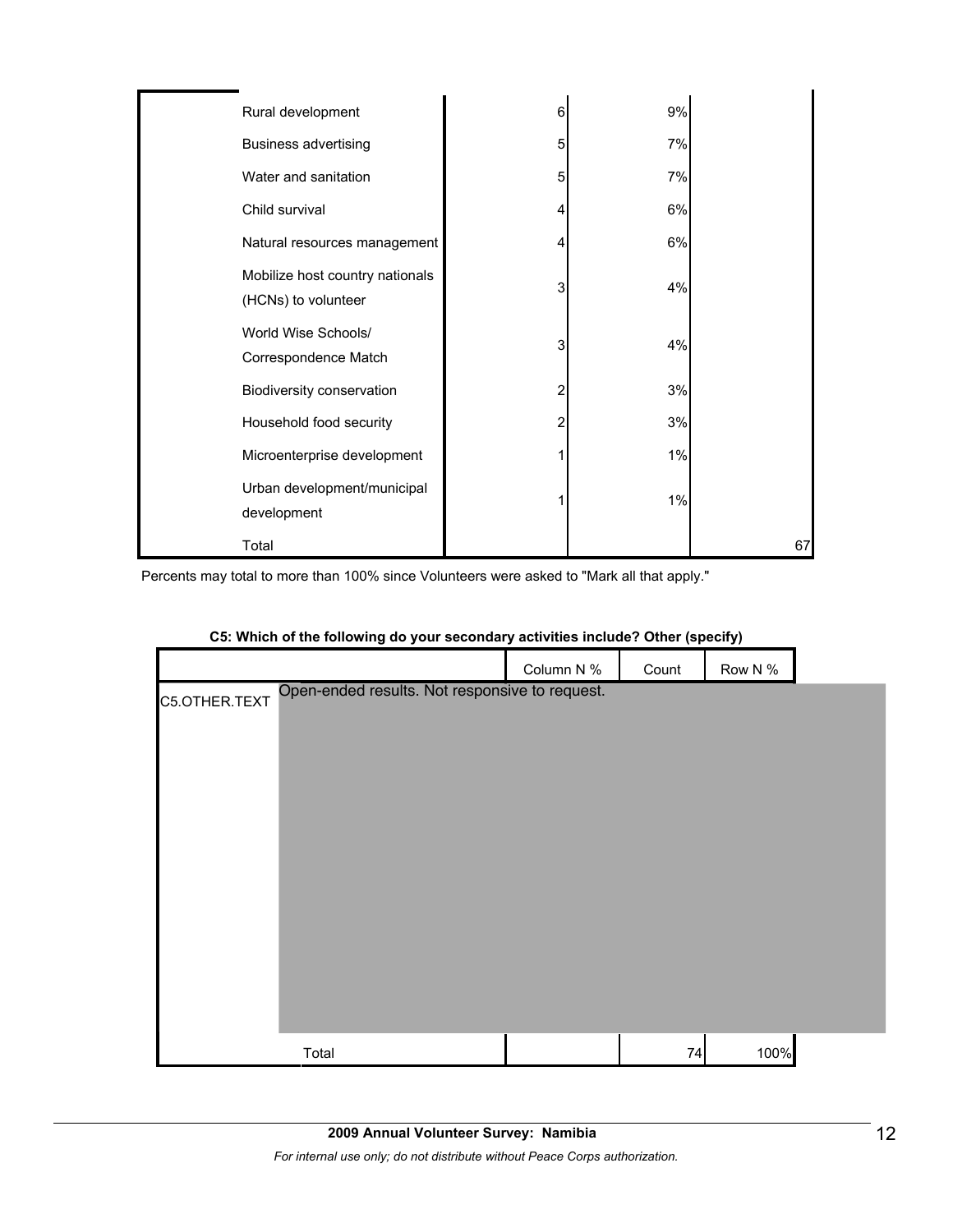| | | | | |
|---|---|---|---|---|
| | Rural development | 6 | 9% | |
| | Business advertising | 5 | 7% | |
| | Water and sanitation | 5 | 7% | |
| | Child survival | 4 | 6% | |
| | Natural resources management | 4 | 6% | |
| | Mobilize host country nationals (HCNs) to volunteer | 3 | 4% | |
| | World Wise Schools/ Correspondence Match | 3 | 4% | |
| | Biodiversity conservation | 2 | 3% | |
| | Household food security | 2 | 3% | |
| | Microenterprise development | 1 | 1% | |
| | Urban development/municipal development | 1 | 1% | |
| | Total | | | 67 |

Percents may total to more than 100% since Volunteers were asked to "Mark all that apply."

**C5: Which of the following do your secondary activities include? Other (specify)**

| | | Column N % | Count | Row N % |
|---|---|---|---|---|
| C5.OTHER.TEXT | Open-ended results. Not responsive to request. | | | |
| | Total | | 74 | 100% |

**2009 Annual Volunteer Survey: Namibia**

*For internal use only; do not distribute without Peace Corps authorization.*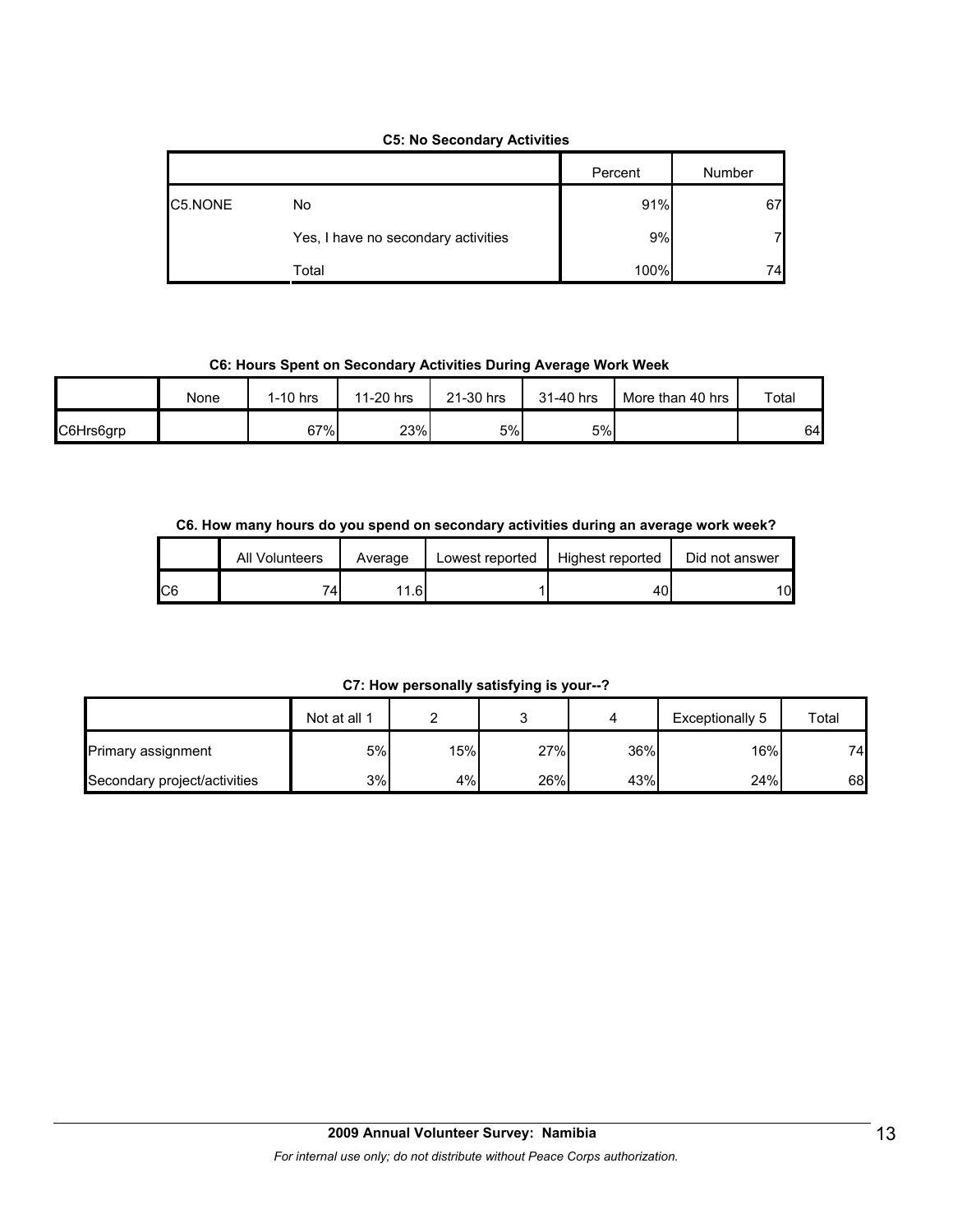**C5: No Secondary Activities**

| | | Percent | Number |
|---|---|---|---|
| C5.NONE | No | 91% | 67 |
| | Yes, I have no secondary activities | 9% | 7 |
| | Total | 100% | 74 |

**C6: Hours Spent on Secondary Activities During Average Work Week**

| | None | 1-10 hrs | 11-20 hrs | 21-30 hrs | 31-40 hrs | More than 40 hrs | Total |
|---|---|---|---|---|---|---|---|
| C6Hrs6grp | | 67% | 23% | 5% | 5% | | 64 |

**C6. How many hours do you spend on secondary activities during an average work week?**

| | All Volunteers | Average | Lowest reported | Highest reported | Did not answer |
|---|---|---|---|---|---|
| C6 | 74 | 11.6 | 1 | 40 | 10 |

**C7: How personally satisfying is your--?**

| | Not at all 1 | 2 | 3 | 4 | Exceptionally 5 | Total |
|---|---|---|---|---|---|---|
| Primary assignment | 5% | 15% | 27% | 36% | 16% | 74 |
| Secondary project/activities | 3% | 4% | 26% | 43% | 24% | 68 |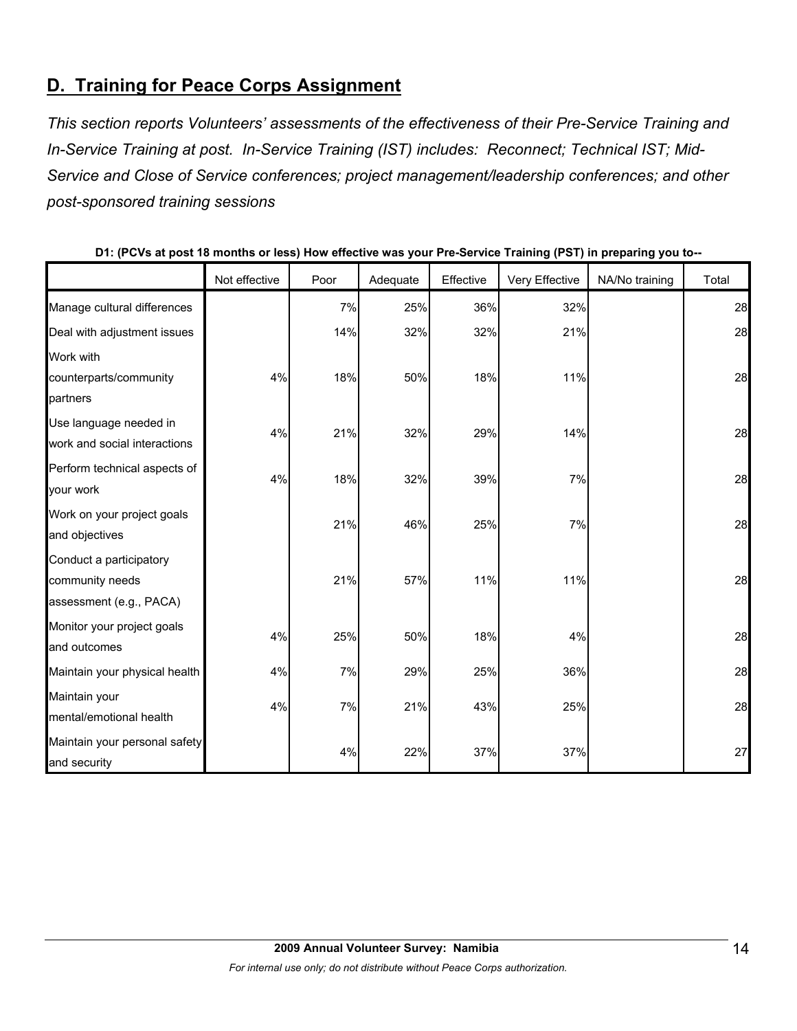## D. Training for Peace Corps Assignment

*This section reports Volunteers' assessments of the effectiveness of their Pre-Service Training and In-Service Training at post. In-Service Training (IST) includes: Reconnect; Technical IST; Mid-Service and Close of Service conferences; project management/leadership conferences; and other post-sponsored training sessions*

**D1: (PCVs at post 18 months or less) How effective was your Pre-Service Training (PST) in preparing you to--**

| | Not effective | Poor | Adequate | Effective | Very Effective | NA/No training | Total |
|---|---|---|---|---|---|---|---|
| Manage cultural differences | | 7% | 25% | 36% | 32% | | 28 |
| Deal with adjustment issues | | 14% | 32% | 32% | 21% | | 28 |
| Work with counterparts/community partners | 4% | 18% | 50% | 18% | 11% | | 28 |
| Use language needed in work and social interactions | 4% | 21% | 32% | 29% | 14% | | 28 |
| Perform technical aspects of your work | 4% | 18% | 32% | 39% | 7% | | 28 |
| Work on your project goals and objectives | | 21% | 46% | 25% | 7% | | 28 |
| Conduct a participatory community needs assessment (e.g., PACA) | | 21% | 57% | 11% | 11% | | 28 |
| Monitor your project goals and outcomes | 4% | 25% | 50% | 18% | 4% | | 28 |
| Maintain your physical health | 4% | 7% | 29% | 25% | 36% | | 28 |
| Maintain your mental/emotional health | 4% | 7% | 21% | 43% | 25% | | 28 |
| Maintain your personal safety and security | | 4% | 22% | 37% | 37% | | 27 |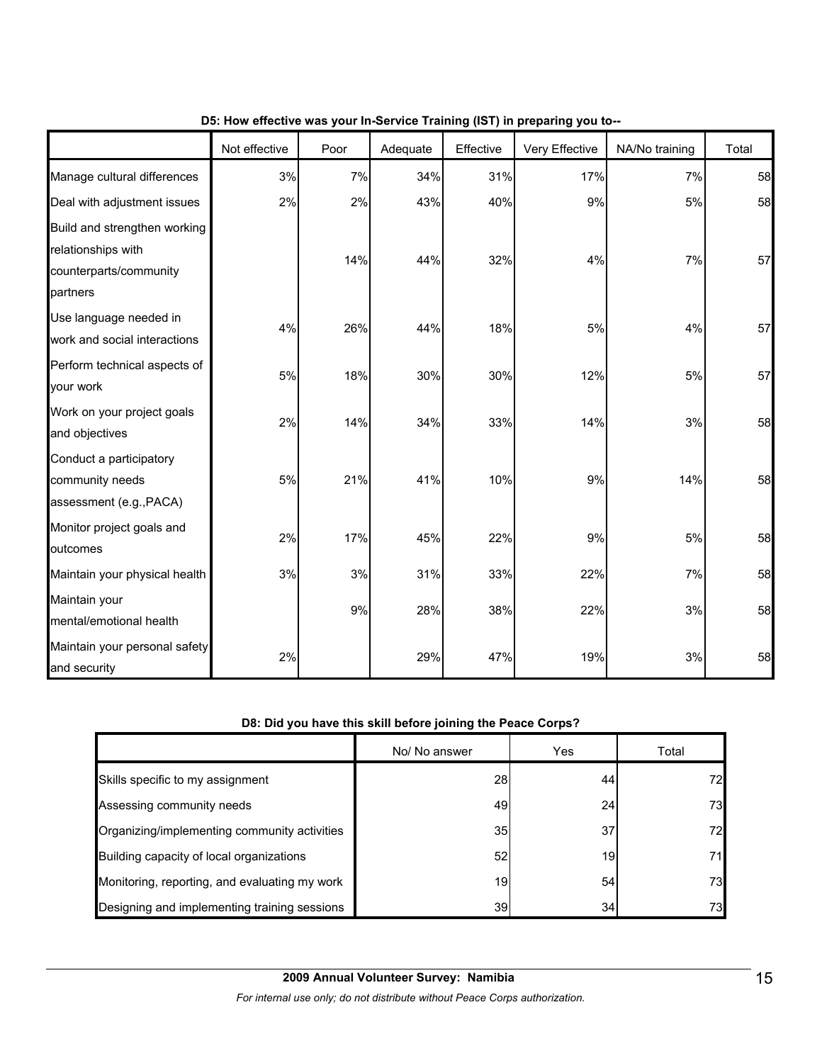**D5: How effective was your In-Service Training (IST) in preparing you to--**

| | Not effective | Poor | Adequate | Effective | Very Effective | NA/No training | Total |
|---|---|---|---|---|---|---|---|
| Manage cultural differences | 3% | 7% | 34% | 31% | 17% | 7% | 58 |
| Deal with adjustment issues | 2% | 2% | 43% | 40% | 9% | 5% | 58 |
| Build and strengthen working relationships with counterparts/community partners | | 14% | 44% | 32% | 4% | 7% | 57 |
| Use language needed in work and social interactions | 4% | 26% | 44% | 18% | 5% | 4% | 57 |
| Perform technical aspects of your work | 5% | 18% | 30% | 30% | 12% | 5% | 57 |
| Work on your project goals and objectives | 2% | 14% | 34% | 33% | 14% | 3% | 58 |
| Conduct a participatory community needs assessment (e.g.,PACA) | 5% | 21% | 41% | 10% | 9% | 14% | 58 |
| Monitor project goals and outcomes | 2% | 17% | 45% | 22% | 9% | 5% | 58 |
| Maintain your physical health | 3% | 3% | 31% | 33% | 22% | 7% | 58 |
| Maintain your mental/emotional health | | 9% | 28% | 38% | 22% | 3% | 58 |
| Maintain your personal safety and security | 2% | | 29% | 47% | 19% | 3% | 58 |

**D8: Did you have this skill before joining the Peace Corps?**

| | No/ No answer | Yes | Total |
|---|---|---|---|
| Skills specific to my assignment | 28 | 44 | 72 |
| Assessing community needs | 49 | 24 | 73 |
| Organizing/implementing community activities | 35 | 37 | 72 |
| Building capacity of local organizations | 52 | 19 | 71 |
| Monitoring, reporting, and evaluating my work | 19 | 54 | 73 |
| Designing and implementing training sessions | 39 | 34 | 73 |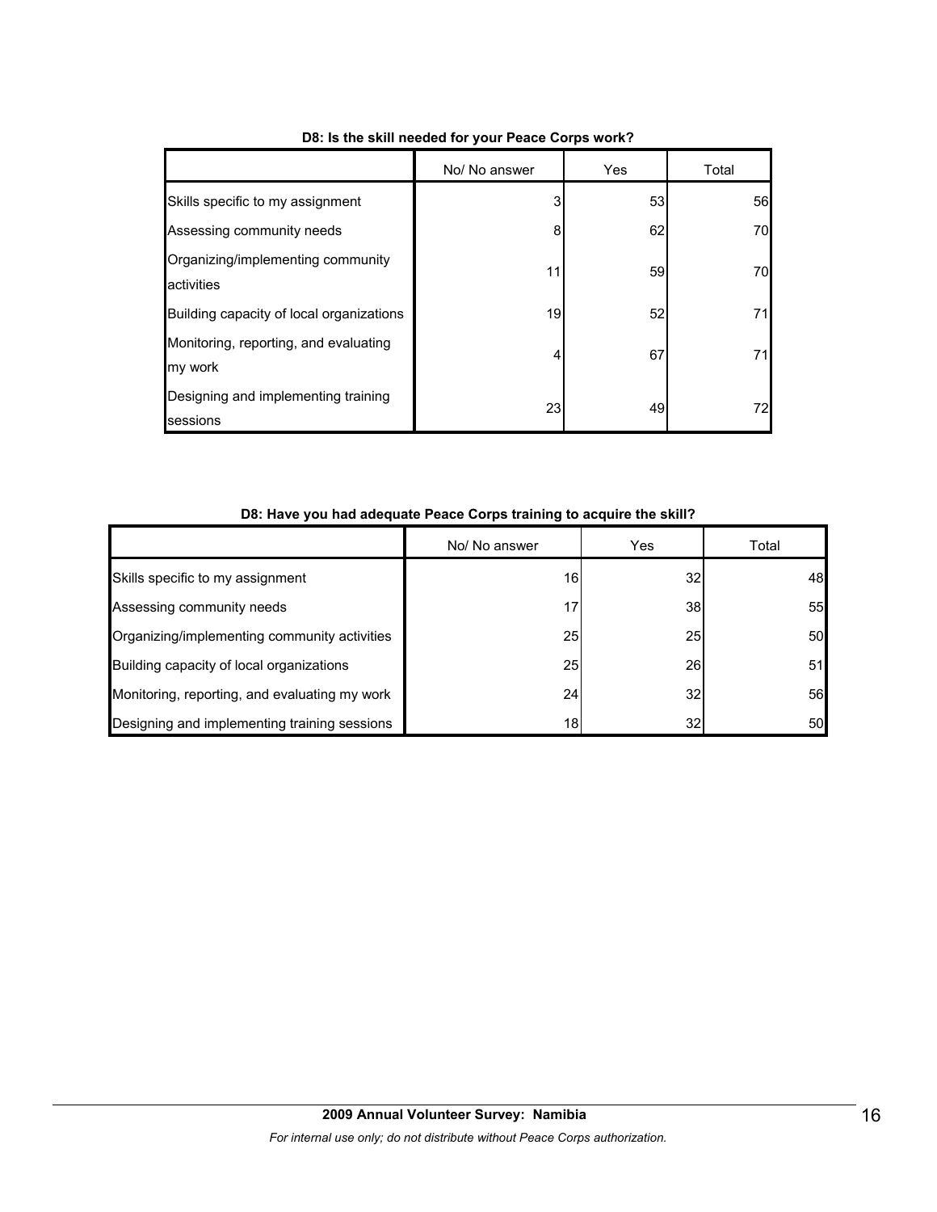**D8: Is the skill needed for your Peace Corps work?**

| | No/ No answer | Yes | Total |
|---|---|---|---|
| Skills specific to my assignment | 3 | 53 | 56 |
| Assessing community needs | 8 | 62 | 70 |
| Organizing/implementing community activities | 11 | 59 | 70 |
| Building capacity of local organizations | 19 | 52 | 71 |
| Monitoring, reporting, and evaluating my work | 4 | 67 | 71 |
| Designing and implementing training sessions | 23 | 49 | 72 |

**D8: Have you had adequate Peace Corps training to acquire the skill?**

| | No/ No answer | Yes | Total |
|---|---|---|---|
| Skills specific to my assignment | 16 | 32 | 48 |
| Assessing community needs | 17 | 38 | 55 |
| Organizing/implementing community activities | 25 | 25 | 50 |
| Building capacity of local organizations | 25 | 26 | 51 |
| Monitoring, reporting, and evaluating my work | 24 | 32 | 56 |
| Designing and implementing training sessions | 18 | 32 | 50 |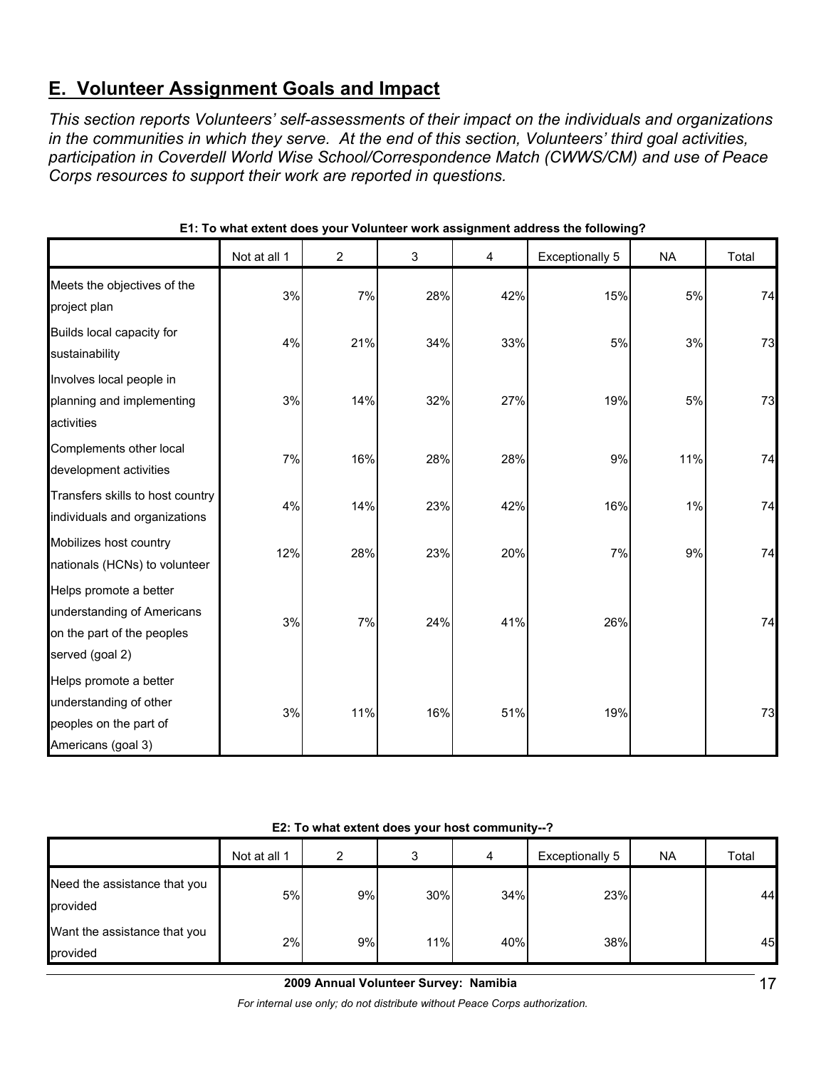## E. Volunteer Assignment Goals and Impact

*This section reports Volunteers' self-assessments of their impact on the individuals and organizations in the communities in which they serve. At the end of this section, Volunteers' third goal activities, participation in Coverdell World Wise School/Correspondence Match (CWWS/CM) and use of Peace Corps resources to support their work are reported in questions.*

**E1: To what extent does your Volunteer work assignment address the following?**

| | Not at all 1 | 2 | 3 | 4 | Exceptionally 5 | NA | Total |
|---|---|---|---|---|---|---|---|
| Meets the objectives of the project plan | 3% | 7% | 28% | 42% | 15% | 5% | 74 |
| Builds local capacity for sustainability | 4% | 21% | 34% | 33% | 5% | 3% | 73 |
| Involves local people in planning and implementing activities | 3% | 14% | 32% | 27% | 19% | 5% | 73 |
| Complements other local development activities | 7% | 16% | 28% | 28% | 9% | 11% | 74 |
| Transfers skills to host country individuals and organizations | 4% | 14% | 23% | 42% | 16% | 1% | 74 |
| Mobilizes host country nationals (HCNs) to volunteer | 12% | 28% | 23% | 20% | 7% | 9% | 74 |
| Helps promote a better understanding of Americans on the part of the peoples served (goal 2) | 3% | 7% | 24% | 41% | 26% | | 74 |
| Helps promote a better understanding of other peoples on the part of Americans (goal 3) | 3% | 11% | 16% | 51% | 19% | | 73 |

**E2: To what extent does your host community--?**

| | Not at all 1 | 2 | 3 | 4 | Exceptionally 5 | NA | Total |
|---|---|---|---|---|---|---|---|
| Need the assistance that you provided | 5% | 9% | 30% | 34% | 23% | | 44 |
| Want the assistance that you provided | 2% | 9% | 11% | 40% | 38% | | 45 |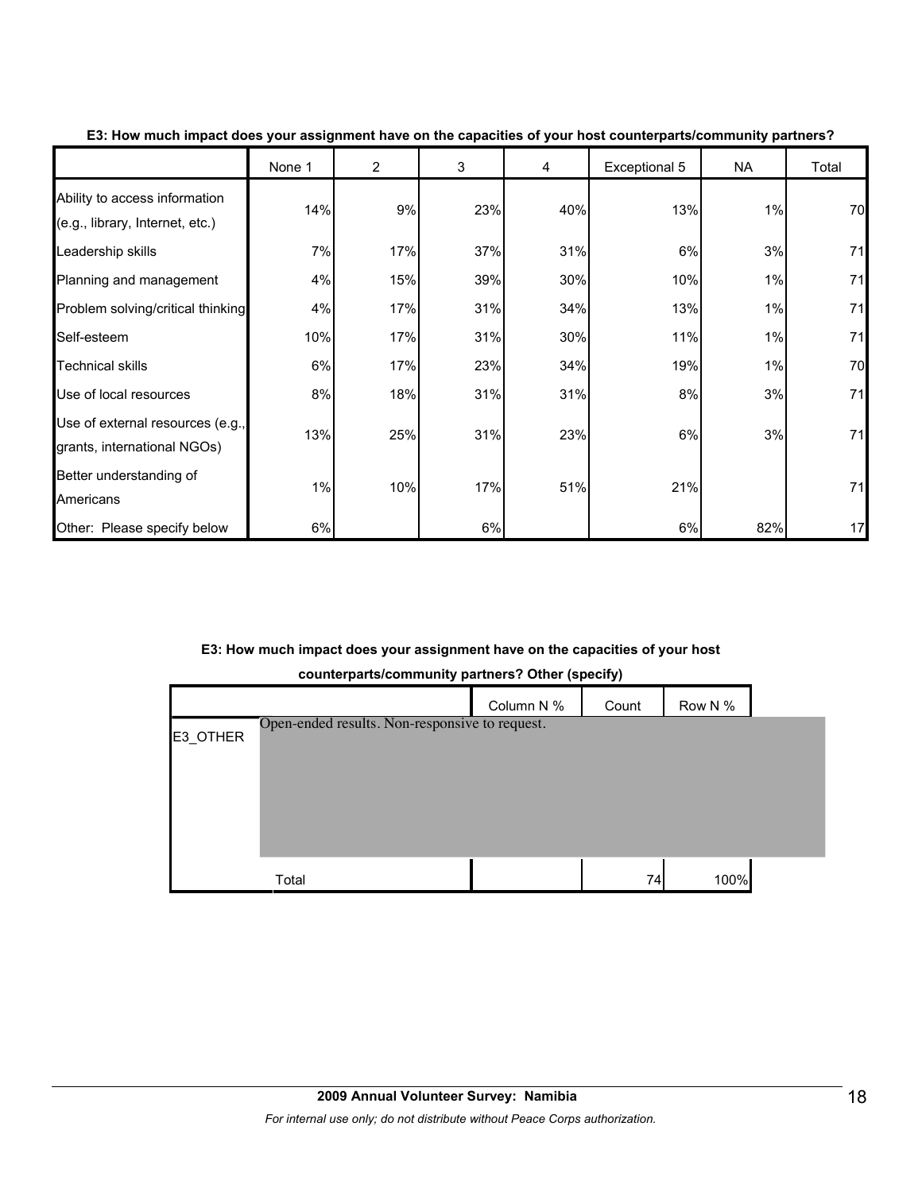**E3: How much impact does your assignment have on the capacities of your host counterparts/community partners?**

| | None 1 | 2 | 3 | 4 | Exceptional 5 | NA | Total |
|---|---|---|---|---|---|---|---|
| Ability to access information (e.g., library, Internet, etc.) | 14% | 9% | 23% | 40% | 13% | 1% | 70 |
| Leadership skills | 7% | 17% | 37% | 31% | 6% | 3% | 71 |
| Planning and management | 4% | 15% | 39% | 30% | 10% | 1% | 71 |
| Problem solving/critical thinking | 4% | 17% | 31% | 34% | 13% | 1% | 71 |
| Self-esteem | 10% | 17% | 31% | 30% | 11% | 1% | 71 |
| Technical skills | 6% | 17% | 23% | 34% | 19% | 1% | 70 |
| Use of local resources | 8% | 18% | 31% | 31% | 8% | 3% | 71 |
| Use of external resources (e.g., grants, international NGOs) | 13% | 25% | 31% | 23% | 6% | 3% | 71 |
| Better understanding of Americans | 1% | 10% | 17% | 51% | 21% | | 71 |
| Other: Please specify below | 6% | | 6% | | 6% | 82% | 17 |

**E3: How much impact does your assignment have on the capacities of your host counterparts/community partners? Other (specify)**

| | | Column N % | Count | Row N % |
|---|---|---|---|---|
| E3_OTHER | Open-ended results. Non-responsive to request. | | | |
| | Total | | 74 | 100% |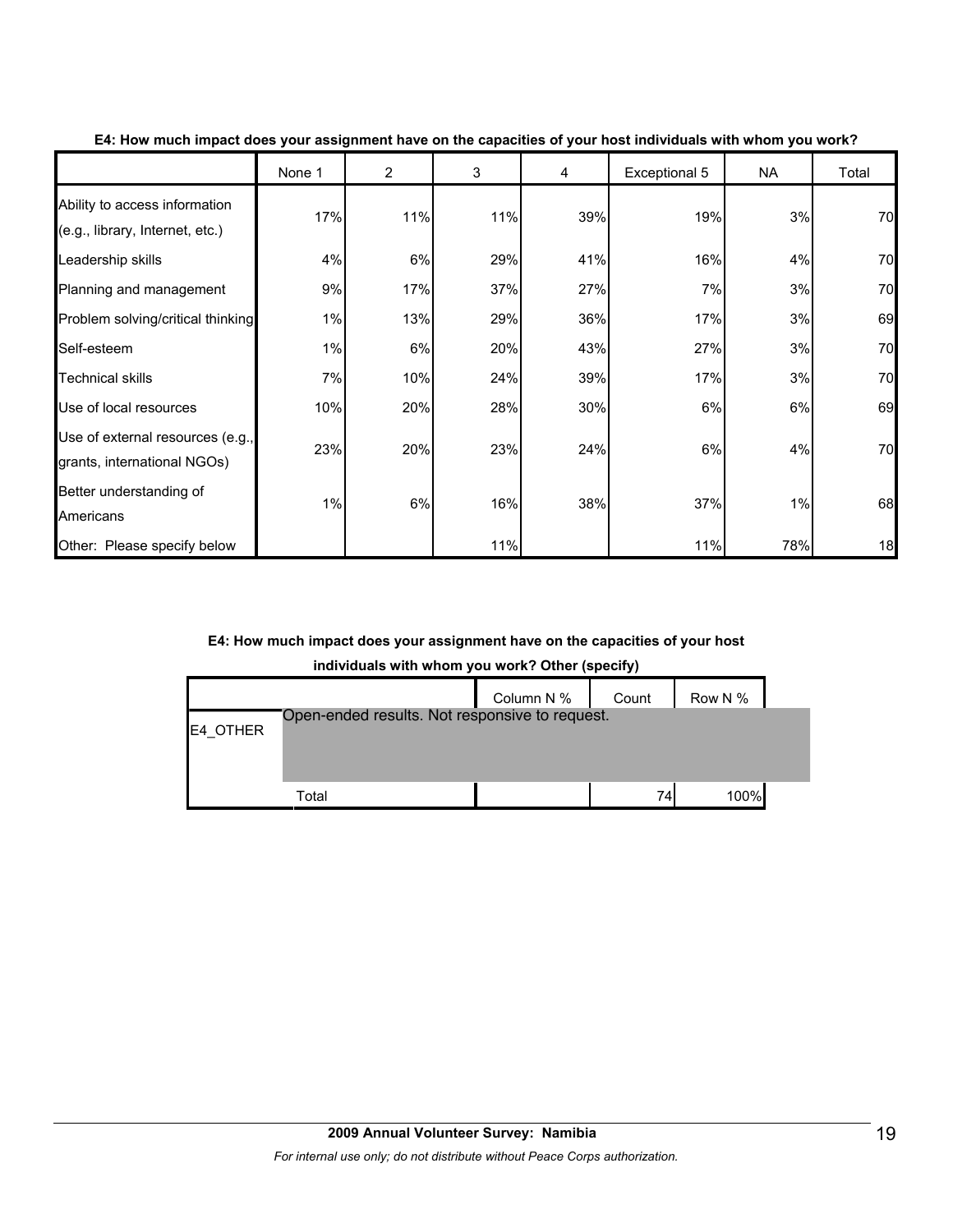**E4: How much impact does your assignment have on the capacities of your host individuals with whom you work?**

| | None 1 | 2 | 3 | 4 | Exceptional 5 | NA | Total |
|---|---|---|---|---|---|---|---|
| Ability to access information (e.g., library, Internet, etc.) | 17% | 11% | 11% | 39% | 19% | 3% | 70 |
| Leadership skills | 4% | 6% | 29% | 41% | 16% | 4% | 70 |
| Planning and management | 9% | 17% | 37% | 27% | 7% | 3% | 70 |
| Problem solving/critical thinking | 1% | 13% | 29% | 36% | 17% | 3% | 69 |
| Self-esteem | 1% | 6% | 20% | 43% | 27% | 3% | 70 |
| Technical skills | 7% | 10% | 24% | 39% | 17% | 3% | 70 |
| Use of local resources | 10% | 20% | 28% | 30% | 6% | 6% | 69 |
| Use of external resources (e.g., grants, international NGOs) | 23% | 20% | 23% | 24% | 6% | 4% | 70 |
| Better understanding of Americans | 1% | 6% | 16% | 38% | 37% | 1% | 68 |
| Other: Please specify below | | | 11% | | 11% | 78% | 18 |

**E4: How much impact does your assignment have on the capacities of your host individuals with whom you work? Other (specify)**

| | | Column N % | Count | Row N % |
|---|---|---|---|---|
| E4_OTHER | Open-ended results. Not responsive to request. | | | |
| | Total | | 74 | 100% |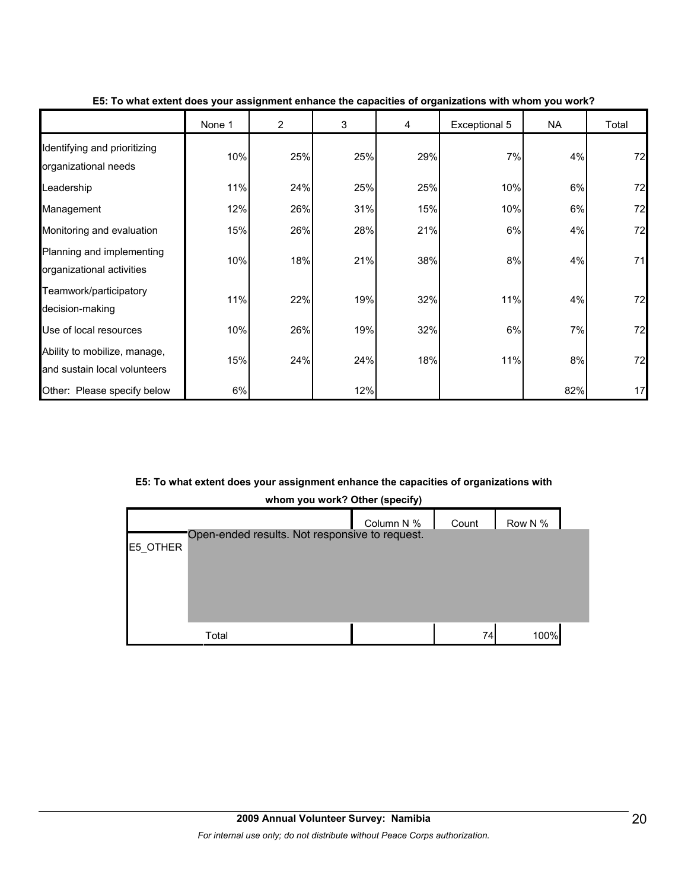**E5: To what extent does your assignment enhance the capacities of organizations with whom you work?**

| | None 1 | 2 | 3 | 4 | Exceptional 5 | NA | Total |
|---|---|---|---|---|---|---|---|
| Identifying and prioritizing organizational needs | 10% | 25% | 25% | 29% | 7% | 4% | 72 |
| Leadership | 11% | 24% | 25% | 25% | 10% | 6% | 72 |
| Management | 12% | 26% | 31% | 15% | 10% | 6% | 72 |
| Monitoring and evaluation | 15% | 26% | 28% | 21% | 6% | 4% | 72 |
| Planning and implementing organizational activities | 10% | 18% | 21% | 38% | 8% | 4% | 71 |
| Teamwork/participatory decision-making | 11% | 22% | 19% | 32% | 11% | 4% | 72 |
| Use of local resources | 10% | 26% | 19% | 32% | 6% | 7% | 72 |
| Ability to mobilize, manage, and sustain local volunteers | 15% | 24% | 24% | 18% | 11% | 8% | 72 |
| Other: Please specify below | 6% | | 12% | | | 82% | 17 |

**E5: To what extent does your assignment enhance the capacities of organizations with whom you work? Other (specify)**

| | | Column N % | Count | Row N % |
|---|---|---|---|---|
| E5_OTHER | Open-ended results. Not responsive to request. | | | |
| | Total | | 74 | 100% |

**2009 Annual Volunteer Survey: Namibia**

*For internal use only; do not distribute without Peace Corps authorization.*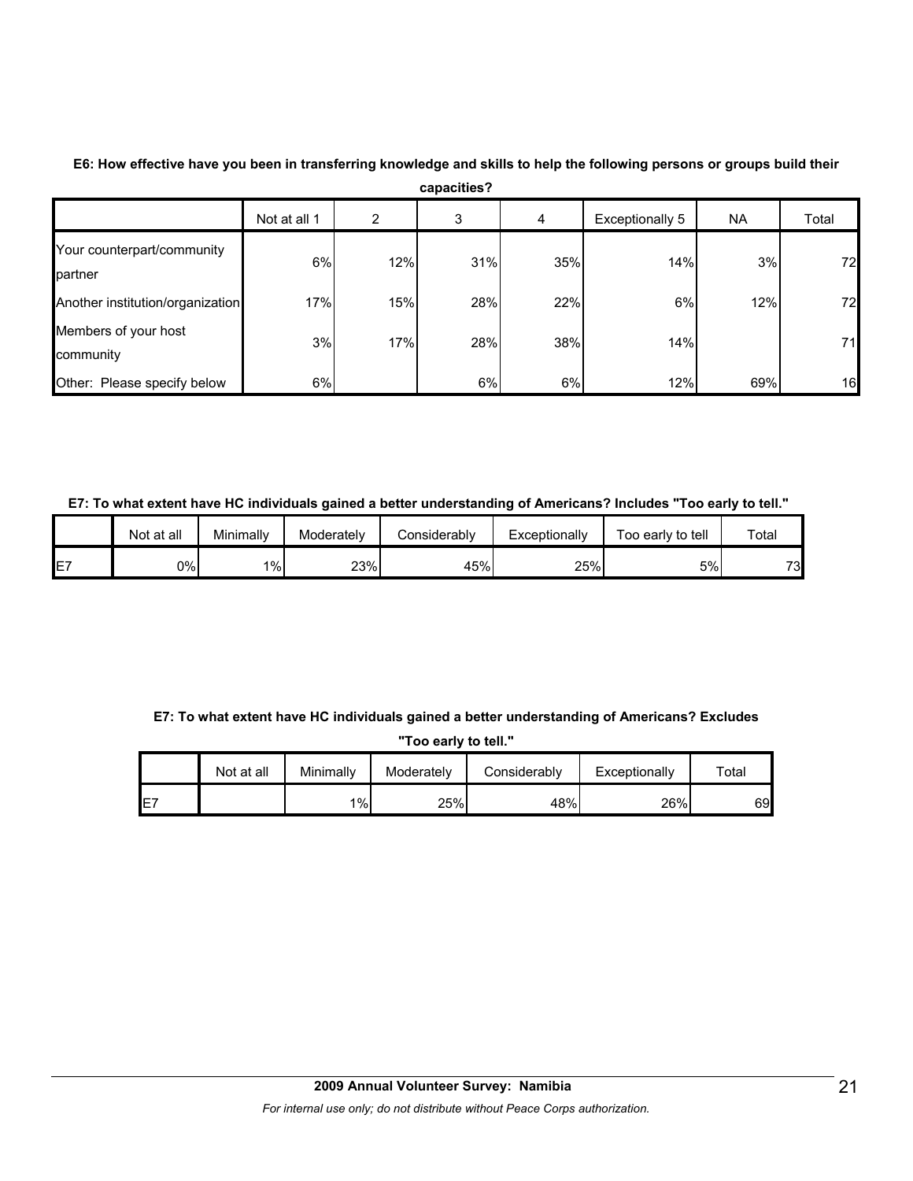**E6: How effective have you been in transferring knowledge and skills to help the following persons or groups build their capacities?**

| | Not at all 1 | 2 | 3 | 4 | Exceptionally 5 | NA | Total |
|---|---|---|---|---|---|---|---|
| Your counterpart/community partner | 6% | 12% | 31% | 35% | 14% | 3% | 72 |
| Another institution/organization | 17% | 15% | 28% | 22% | 6% | 12% | 72 |
| Members of your host community | 3% | 17% | 28% | 38% | 14% | | 71 |
| Other: Please specify below | 6% | | 6% | 6% | 12% | 69% | 16 |

**E7: To what extent have HC individuals gained a better understanding of Americans? Includes "Too early to tell."**

| | Not at all | Minimally | Moderately | Considerably | Exceptionally | Too early to tell | Total |
|---|---|---|---|---|---|---|---|
| E7 | 0% | 1% | 23% | 45% | 25% | 5% | 73 |

**E7: To what extent have HC individuals gained a better understanding of Americans? Excludes "Too early to tell."**

| | Not at all | Minimally | Moderately | Considerably | Exceptionally | Total |
|---|---|---|---|---|---|---|
| E7 | | 1% | 25% | 48% | 26% | 69 |

**2009 Annual Volunteer Survey: Namibia**

*For internal use only; do not distribute without Peace Corps authorization.*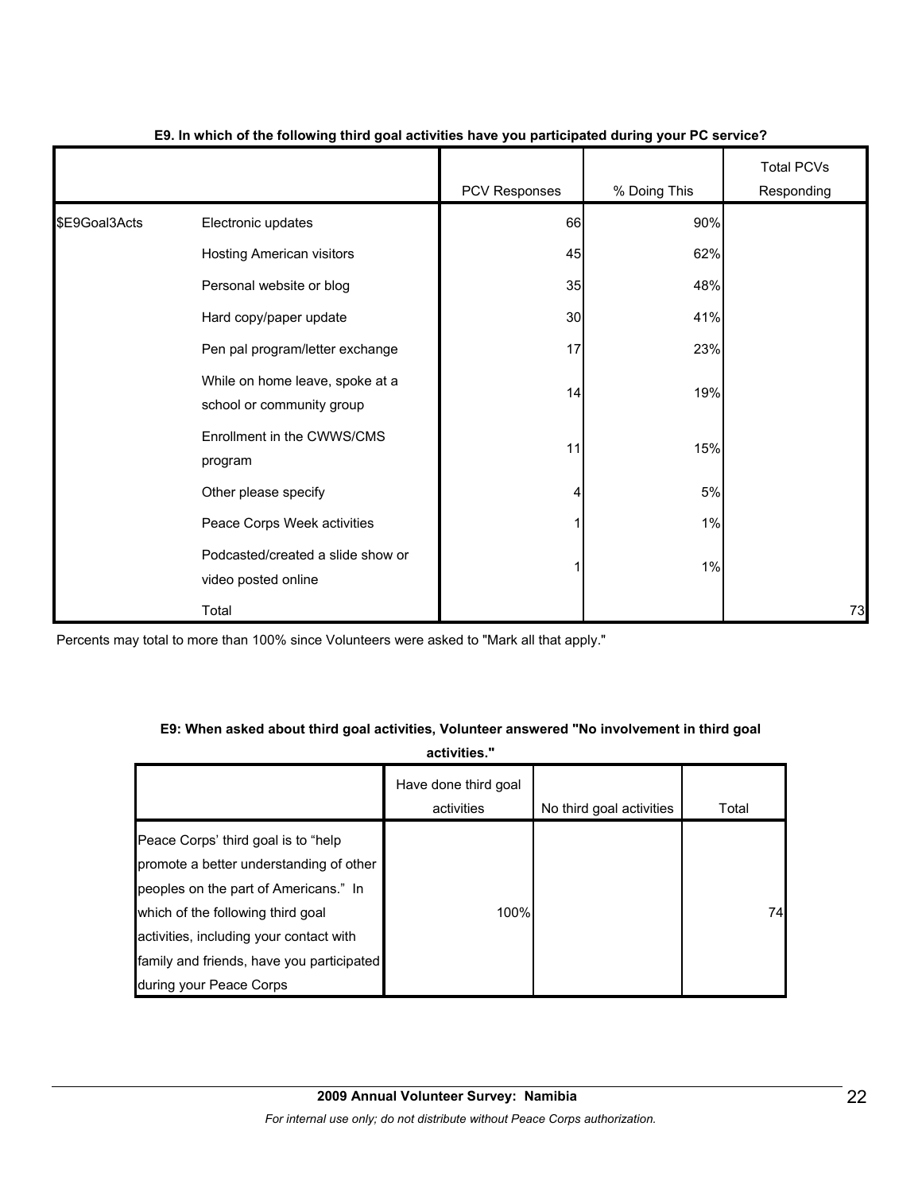**E9. In which of the following third goal activities have you participated during your PC service?**

| | | PCV Responses | % Doing This | Total PCVs Responding |
|---|---|---|---|---|
| $E9Goal3Acts | Electronic updates | 66 | 90% | |
| | Hosting American visitors | 45 | 62% | |
| | Personal website or blog | 35 | 48% | |
| | Hard copy/paper update | 30 | 41% | |
| | Pen pal program/letter exchange | 17 | 23% | |
| | While on home leave, spoke at a school or community group | 14 | 19% | |
| | Enrollment in the CWWS/CMS program | 11 | 15% | |
| | Other please specify | 4 | 5% | |
| | Peace Corps Week activities | 1 | 1% | |
| | Podcasted/created a slide show or video posted online | 1 | 1% | |
| | Total | | | 73 |

Percents may total to more than 100% since Volunteers were asked to "Mark all that apply."

**E9: When asked about third goal activities, Volunteer answered "No involvement in third goal activities."**

| | Have done third goal activities | No third goal activities | Total |
|---|---|---|---|
| Peace Corps' third goal is to "help promote a better understanding of other peoples on the part of Americans." In which of the following third goal activities, including your contact with family and friends, have you participated during your Peace Corps | 100% | | 74 |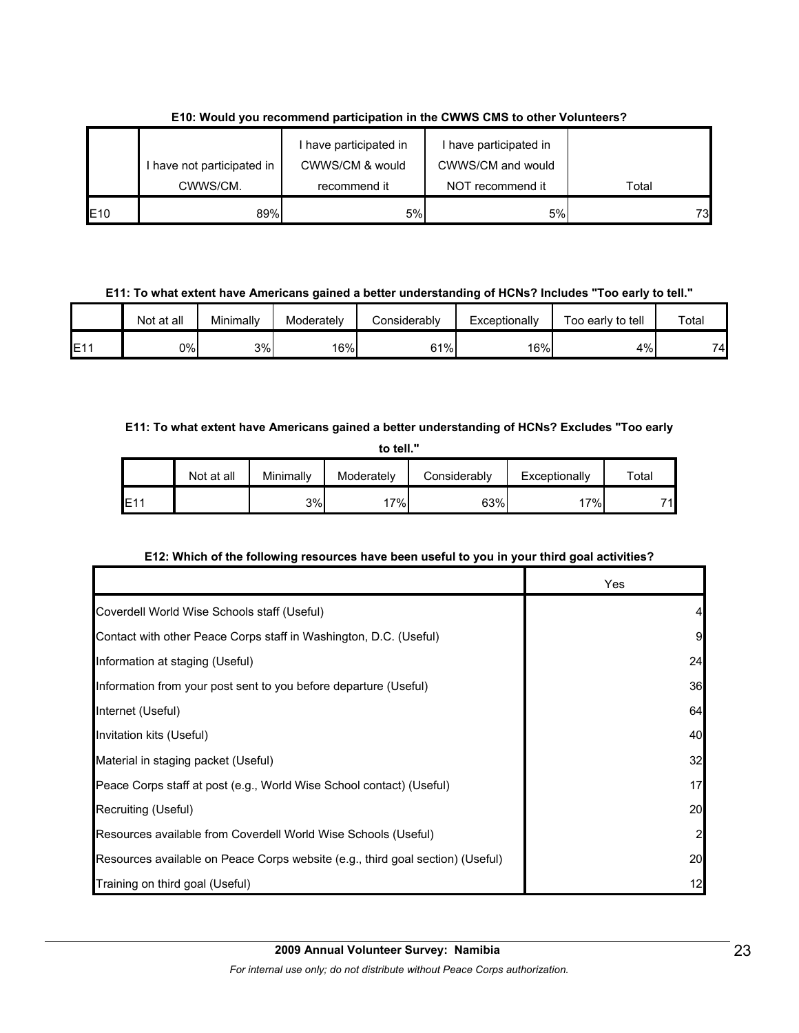**E10: Would you recommend participation in the CWWS CMS to other Volunteers?**

| | I have not participated in CWWS/CM. | I have participated in CWWS/CM & would recommend it | I have participated in CWWS/CM and would NOT recommend it | Total |
|---|---|---|---|---|
| E10 | 89% | 5% | 5% | 73 |

**E11: To what extent have Americans gained a better understanding of HCNs? Includes "Too early to tell."**

| | Not at all | Minimally | Moderately | Considerably | Exceptionally | Too early to tell | Total |
|---|---|---|---|---|---|---|---|
| E11 | 0% | 3% | 16% | 61% | 16% | 4% | 74 |

**E11: To what extent have Americans gained a better understanding of HCNs? Excludes "Too early to tell."**

| | Not at all | Minimally | Moderately | Considerably | Exceptionally | Total |
|---|---|---|---|---|---|---|
| E11 | | 3% | 17% | 63% | 17% | 71 |

**E12: Which of the following resources have been useful to you in your third goal activities?**

| | Yes |
|---|---|
| Coverdell World Wise Schools staff (Useful) | 4 |
| Contact with other Peace Corps staff in Washington, D.C. (Useful) | 9 |
| Information at staging (Useful) | 24 |
| Information from your post sent to you before departure (Useful) | 36 |
| Internet (Useful) | 64 |
| Invitation kits (Useful) | 40 |
| Material in staging packet (Useful) | 32 |
| Peace Corps staff at post (e.g., World Wise School contact) (Useful) | 17 |
| Recruiting (Useful) | 20 |
| Resources available from Coverdell World Wise Schools (Useful) | 2 |
| Resources available on Peace Corps website (e.g., third goal section) (Useful) | 20 |
| Training on third goal (Useful) | 12 |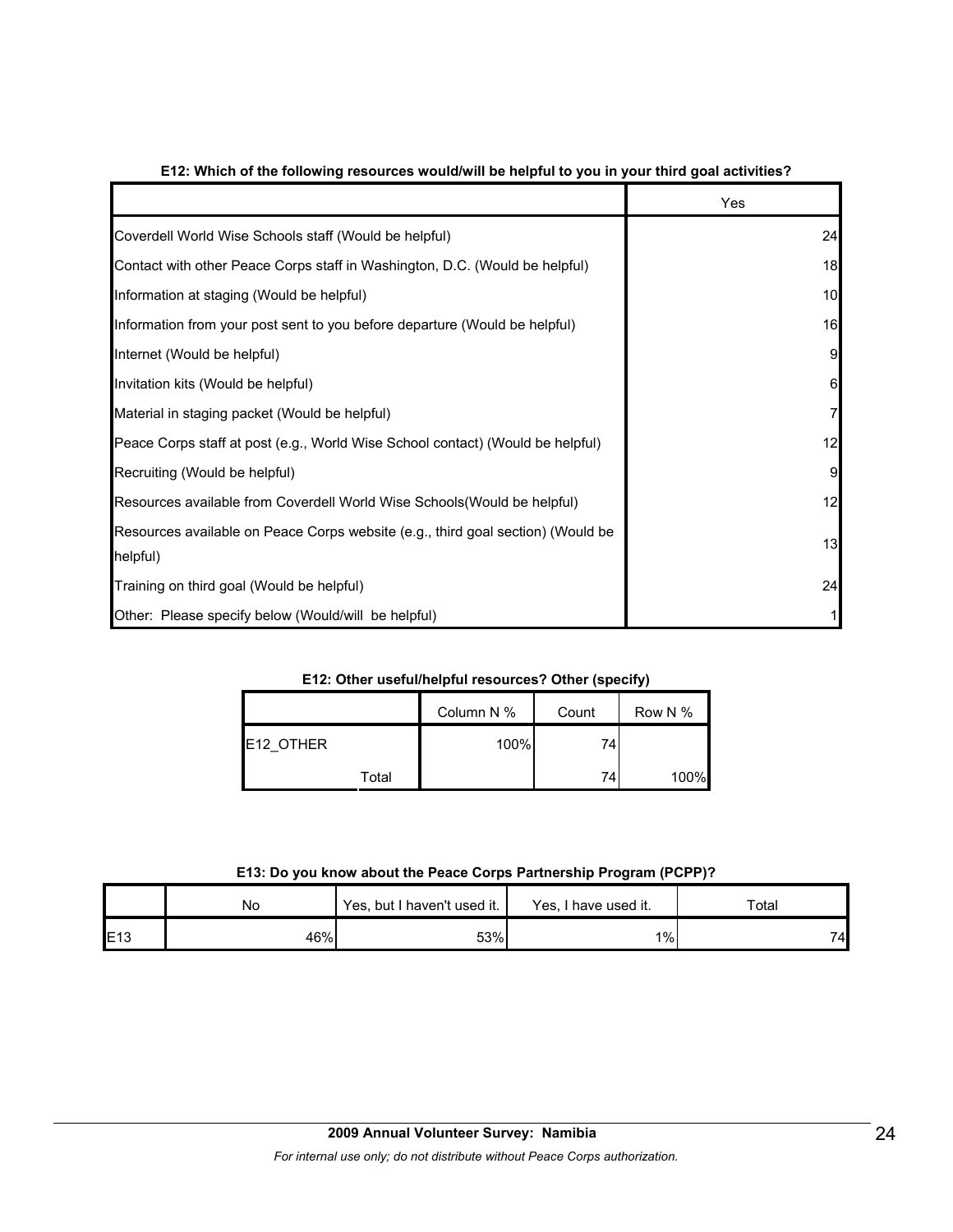**E12: Which of the following resources would/will be helpful to you in your third goal activities?**

| | Yes |
|---|---|
| Coverdell World Wise Schools staff (Would be helpful) | 24 |
| Contact with other Peace Corps staff in Washington, D.C. (Would be helpful) | 18 |
| Information at staging (Would be helpful) | 10 |
| Information from your post sent to you before departure (Would be helpful) | 16 |
| Internet (Would be helpful) | 9 |
| Invitation kits (Would be helpful) | 6 |
| Material in staging packet (Would be helpful) | 7 |
| Peace Corps staff at post (e.g., World Wise School contact) (Would be helpful) | 12 |
| Recruiting (Would be helpful) | 9 |
| Resources available from Coverdell World Wise Schools(Would be helpful) | 12 |
| Resources available on Peace Corps website (e.g., third goal section) (Would be helpful) | 13 |
| Training on third goal (Would be helpful) | 24 |
| Other: Please specify below (Would/will be helpful) | 1 |

**E12: Other useful/helpful resources? Other (specify)**

| | | Column N % | Count | Row N % |
|---|---|---|---|---|
| E12_OTHER | | 100% | 74 | |
| | Total | | 74 | 100% |

**E13: Do you know about the Peace Corps Partnership Program (PCPP)?**

| | No | Yes, but I haven't used it. | Yes, I have used it. | Total |
|---|---|---|---|---|
| E13 | 46% | 53% | 1% | 74 |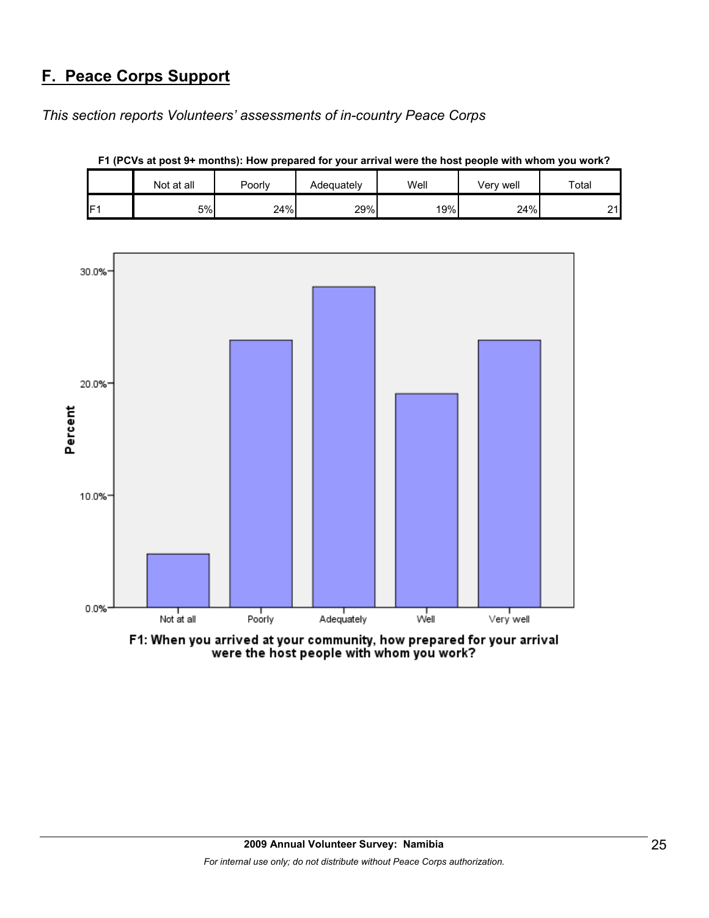## F. Peace Corps Support

*This section reports Volunteers' assessments of in-country Peace Corps*

**F1 (PCVs at post 9+ months): How prepared for your arrival were the host people with whom you work?**

| | Not at all | Poorly | Adequately | Well | Very well | Total |
|---|---|---|---|---|---|---|
| F1 | 5% | 24% | 29% | 19% | 24% | 21 |

F1: When you arrived at your community, how prepared for your arrival were the host people with whom you work?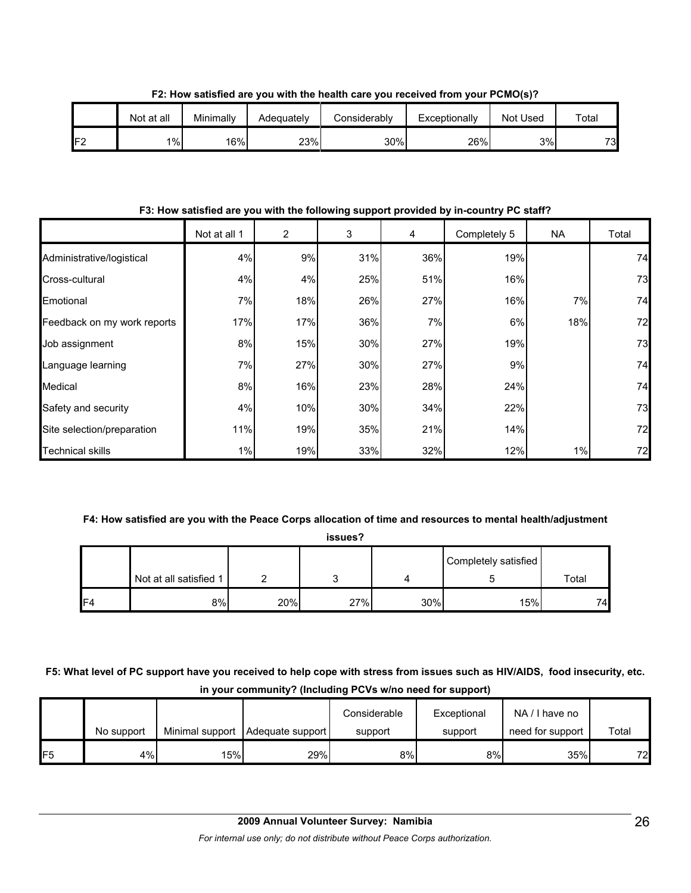**F2: How satisfied are you with the health care you received from your PCMO(s)?**

| | Not at all | Minimally | Adequately | Considerably | Exceptionally | Not Used | Total |
|---|---|---|---|---|---|---|---|
| F2 | 1% | 16% | 23% | 30% | 26% | 3% | 73 |

**F3: How satisfied are you with the following support provided by in-country PC staff?**

| | Not at all 1 | 2 | 3 | 4 | Completely 5 | NA | Total |
|---|---|---|---|---|---|---|---|
| Administrative/logistical | 4% | 9% | 31% | 36% | 19% | | 74 |
| Cross-cultural | 4% | 4% | 25% | 51% | 16% | | 73 |
| Emotional | 7% | 18% | 26% | 27% | 16% | 7% | 74 |
| Feedback on my work reports | 17% | 17% | 36% | 7% | 6% | 18% | 72 |
| Job assignment | 8% | 15% | 30% | 27% | 19% | | 73 |
| Language learning | 7% | 27% | 30% | 27% | 9% | | 74 |
| Medical | 8% | 16% | 23% | 28% | 24% | | 74 |
| Safety and security | 4% | 10% | 30% | 34% | 22% | | 73 |
| Site selection/preparation | 11% | 19% | 35% | 21% | 14% | | 72 |
| Technical skills | 1% | 19% | 33% | 32% | 12% | 1% | 72 |

**F4: How satisfied are you with the Peace Corps allocation of time and resources to mental health/adjustment issues?**

| | Not at all satisfied 1 | 2 | 3 | 4 | Completely satisfied 5 | Total |
|---|---|---|---|---|---|---|
| F4 | 8% | 20% | 27% | 30% | 15% | 74 |

**F5: What level of PC support have you received to help cope with stress from issues such as HIV/AIDS, food insecurity, etc. in your community? (Including PCVs w/no need for support)**

| | No support | Minimal support | Adequate support | Considerable support | Exceptional support | NA / I have no need for support | Total |
|---|---|---|---|---|---|---|---|
| F5 | 4% | 15% | 29% | 8% | 8% | 35% | 72 |

**2009 Annual Volunteer Survey: Namibia**

*For internal use only; do not distribute without Peace Corps authorization.*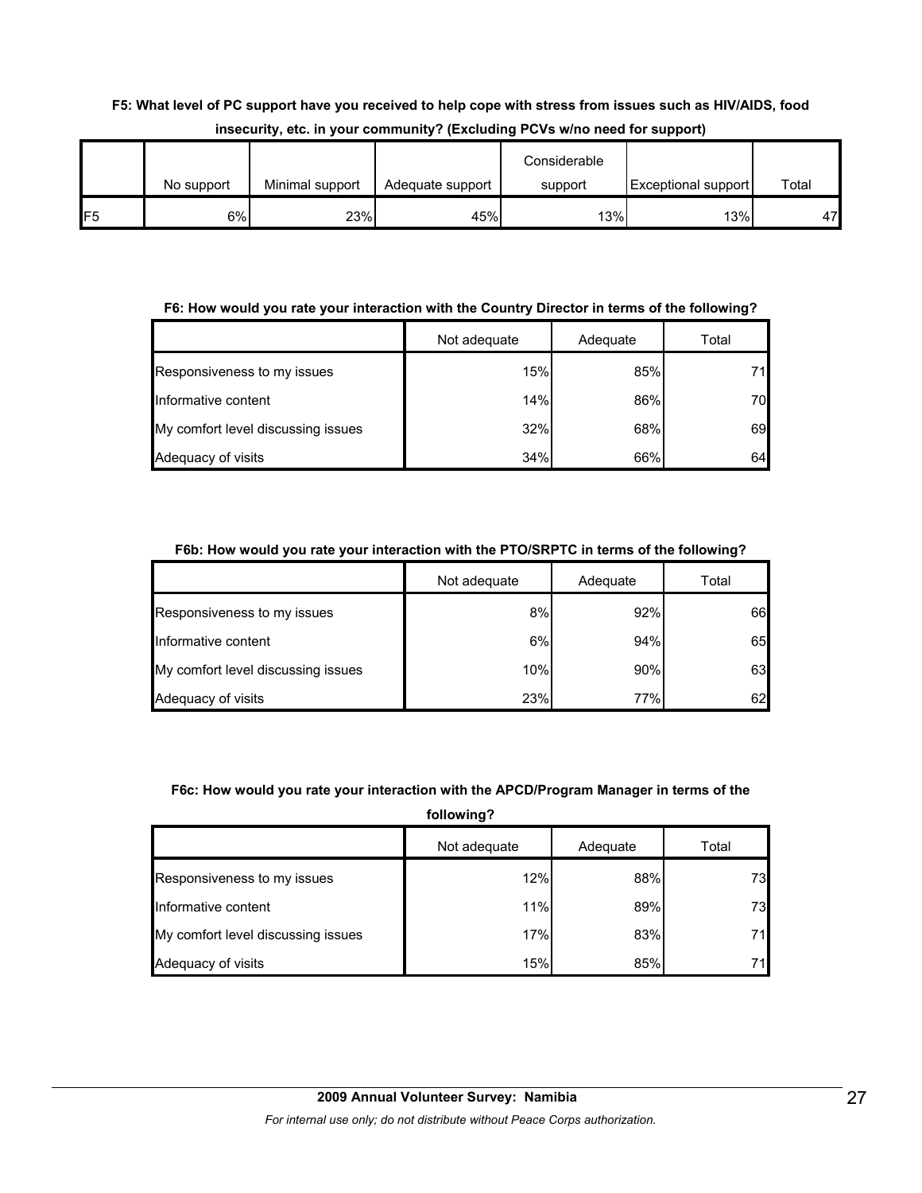**F5: What level of PC support have you received to help cope with stress from issues such as HIV/AIDS, food insecurity, etc. in your community? (Excluding PCVs w/no need for support)**

| | No support | Minimal support | Adequate support | Considerable support | Exceptional support | Total |
|---|---|---|---|---|---|---|
| F5 | 6% | 23% | 45% | 13% | 13% | 47 |

**F6: How would you rate your interaction with the Country Director in terms of the following?**

| | Not adequate | Adequate | Total |
|---|---|---|---|
| Responsiveness to my issues | 15% | 85% | 71 |
| Informative content | 14% | 86% | 70 |
| My comfort level discussing issues | 32% | 68% | 69 |
| Adequacy of visits | 34% | 66% | 64 |

**F6b: How would you rate your interaction with the PTO/SRPTC in terms of the following?**

| | Not adequate | Adequate | Total |
|---|---|---|---|
| Responsiveness to my issues | 8% | 92% | 66 |
| Informative content | 6% | 94% | 65 |
| My comfort level discussing issues | 10% | 90% | 63 |
| Adequacy of visits | 23% | 77% | 62 |

**F6c: How would you rate your interaction with the APCD/Program Manager in terms of the following?**

| | Not adequate | Adequate | Total |
|---|---|---|---|
| Responsiveness to my issues | 12% | 88% | 73 |
| Informative content | 11% | 89% | 73 |
| My comfort level discussing issues | 17% | 83% | 71 |
| Adequacy of visits | 15% | 85% | 71 |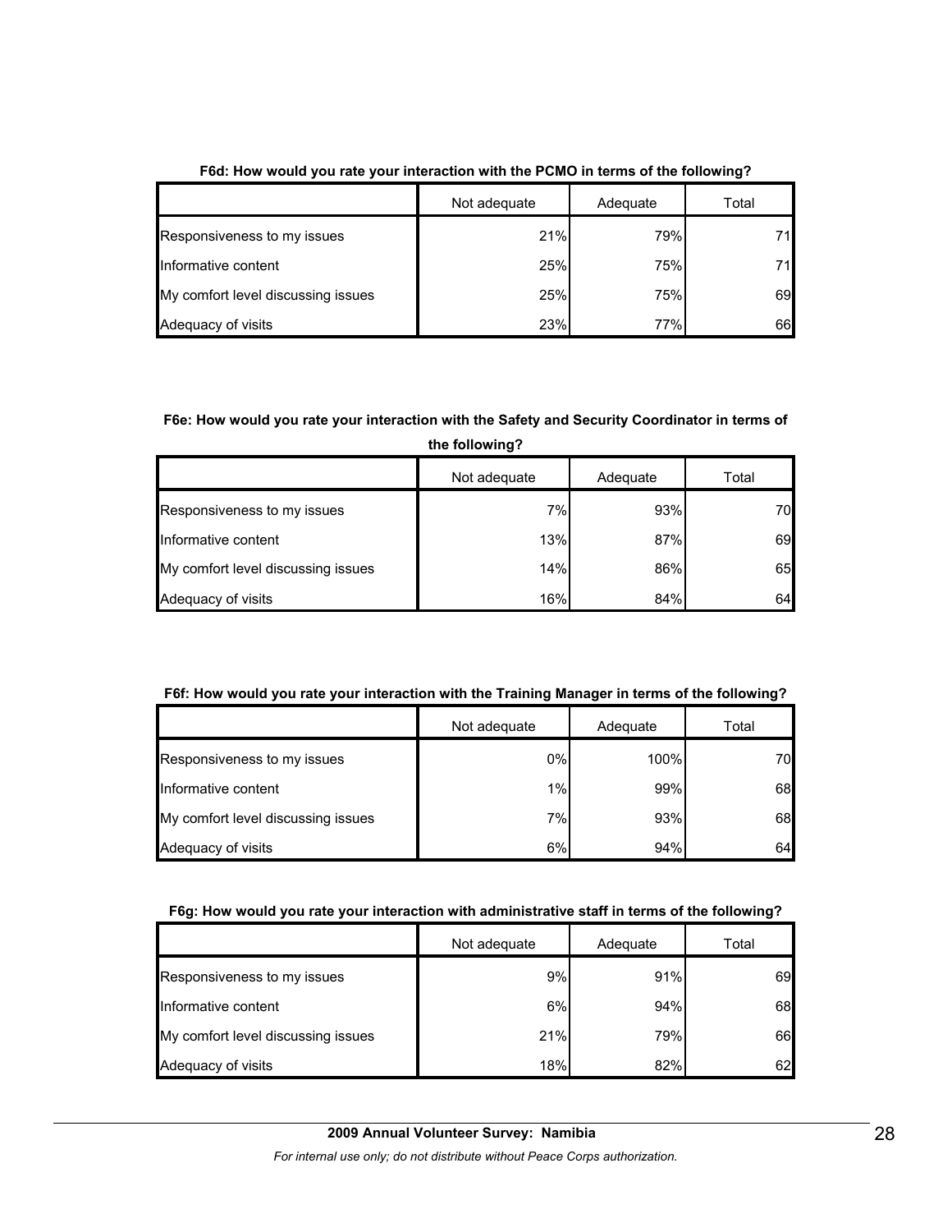**F6d: How would you rate your interaction with the PCMO in terms of the following?**

| | Not adequate | Adequate | Total |
|---|---|---|---|
| Responsiveness to my issues | 21% | 79% | 71 |
| Informative content | 25% | 75% | 71 |
| My comfort level discussing issues | 25% | 75% | 69 |
| Adequacy of visits | 23% | 77% | 66 |

**F6e: How would you rate your interaction with the Safety and Security Coordinator in terms of the following?**

| | Not adequate | Adequate | Total |
|---|---|---|---|
| Responsiveness to my issues | 7% | 93% | 70 |
| Informative content | 13% | 87% | 69 |
| My comfort level discussing issues | 14% | 86% | 65 |
| Adequacy of visits | 16% | 84% | 64 |

**F6f: How would you rate your interaction with the Training Manager in terms of the following?**

| | Not adequate | Adequate | Total |
|---|---|---|---|
| Responsiveness to my issues | 0% | 100% | 70 |
| Informative content | 1% | 99% | 68 |
| My comfort level discussing issues | 7% | 93% | 68 |
| Adequacy of visits | 6% | 94% | 64 |

**F6g: How would you rate your interaction with administrative staff in terms of the following?**

| | Not adequate | Adequate | Total |
|---|---|---|---|
| Responsiveness to my issues | 9% | 91% | 69 |
| Informative content | 6% | 94% | 68 |
| My comfort level discussing issues | 21% | 79% | 66 |
| Adequacy of visits | 18% | 82% | 62 |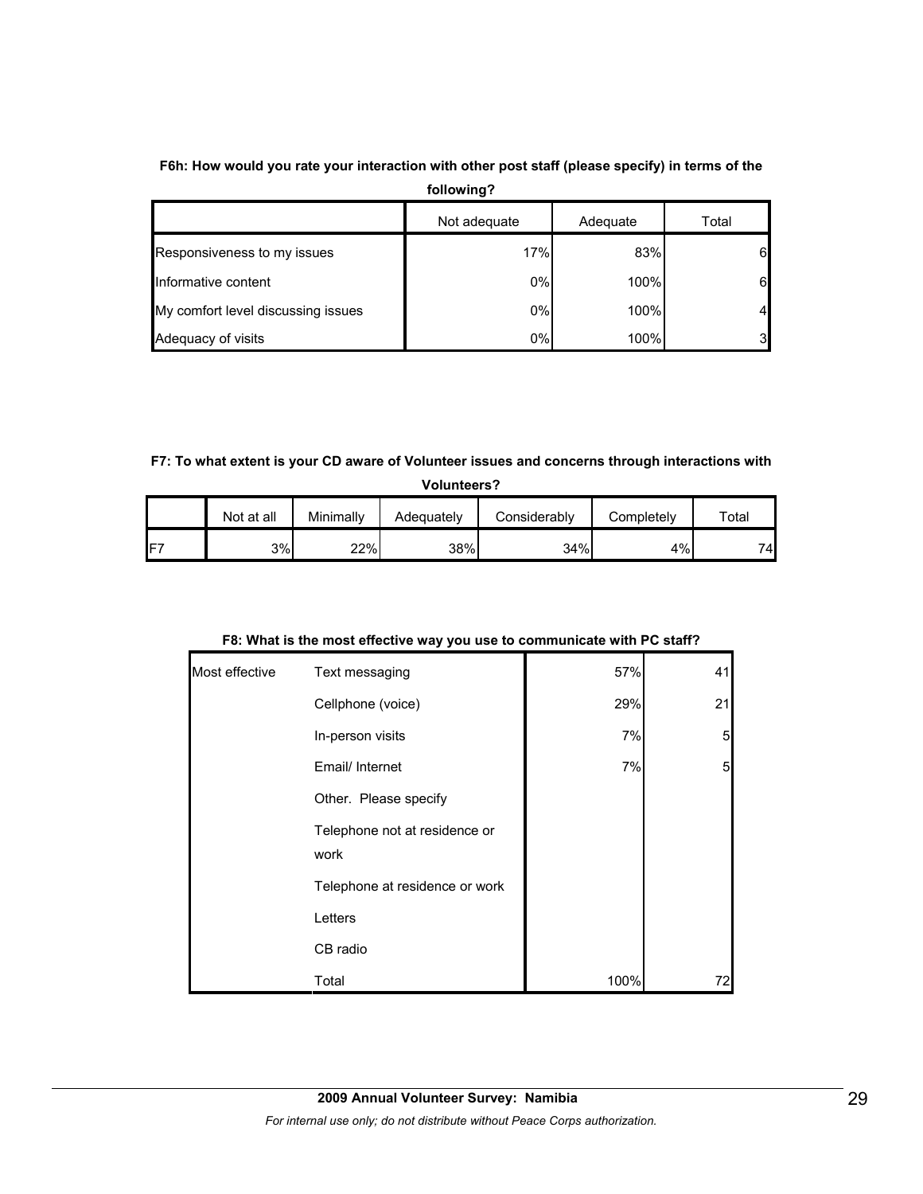**F6h: How would you rate your interaction with other post staff (please specify) in terms of the following?**

| | Not adequate | Adequate | Total |
|---|---|---|---|
| Responsiveness to my issues | 17% | 83% | 6 |
| Informative content | 0% | 100% | 6 |
| My comfort level discussing issues | 0% | 100% | 4 |
| Adequacy of visits | 0% | 100% | 3 |

**F7: To what extent is your CD aware of Volunteer issues and concerns through interactions with Volunteers?**

| | Not at all | Minimally | Adequately | Considerably | Completely | Total |
|---|---|---|---|---|---|---|
| F7 | 3% | 22% | 38% | 34% | 4% | 74 |

**F8: What is the most effective way you use to communicate with PC staff?**

| | | | |
|---|---|---|---|
| Most effective | Text messaging | 57% | 41 |
| | Cellphone (voice) | 29% | 21 |
| | In-person visits | 7% | 5 |
| | Email/ Internet | 7% | 5 |
| | Other. Please specify | | |
| | Telephone not at residence or work | | |
| | Telephone at residence or work | | |
| | Letters | | |
| | CB radio | | |
| | Total | 100% | 72 |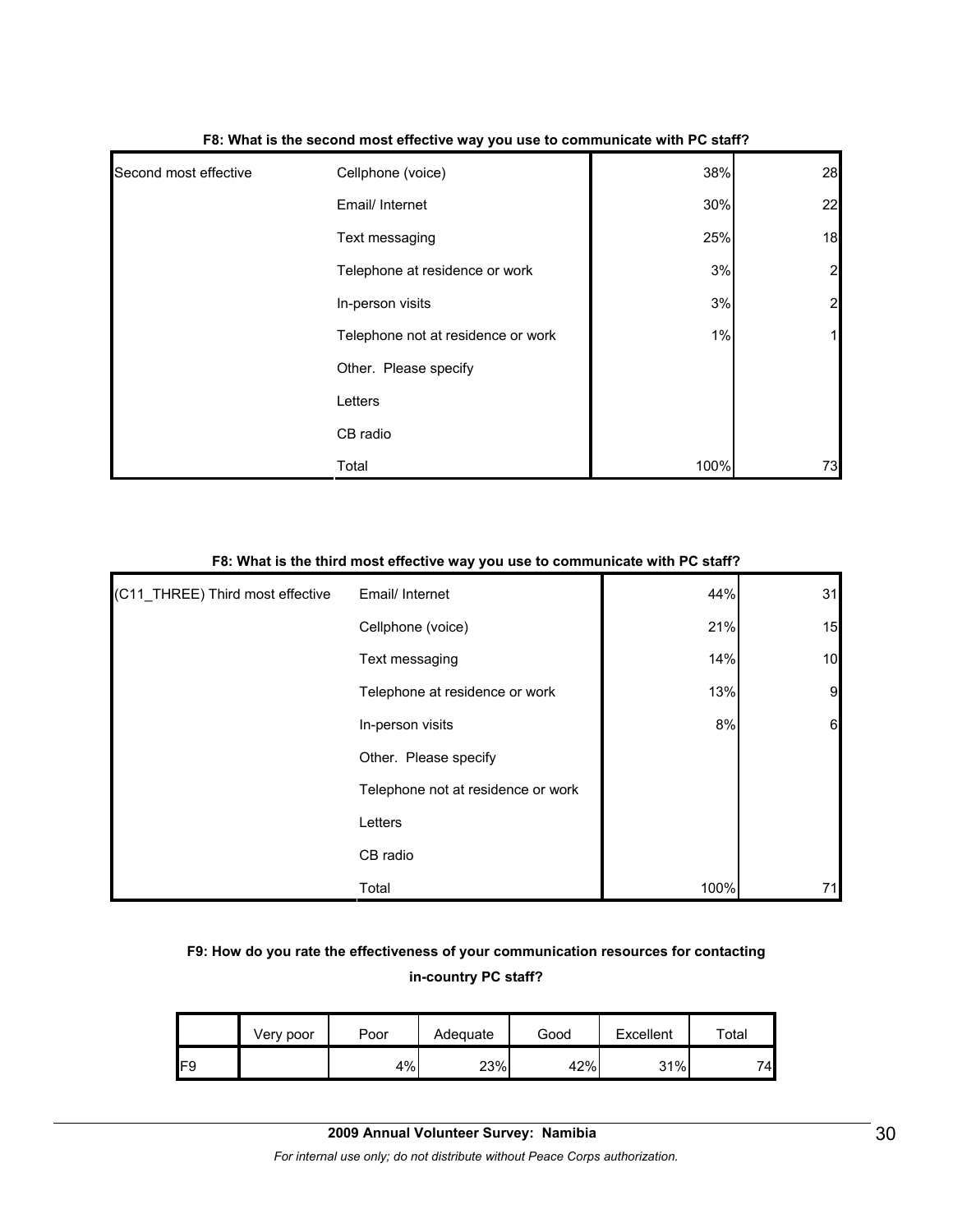**F8: What is the second most effective way you use to communicate with PC staff?**

| | | | |
|---|---|---|---|
| Second most effective | Cellphone (voice) | 38% | 28 |
| | Email/ Internet | 30% | 22 |
| | Text messaging | 25% | 18 |
| | Telephone at residence or work | 3% | 2 |
| | In-person visits | 3% | 2 |
| | Telephone not at residence or work | 1% | 1 |
| | Other. Please specify | | |
| | Letters | | |
| | CB radio | | |
| | Total | 100% | 73 |

**F8: What is the third most effective way you use to communicate with PC staff?**

| | | | |
|---|---|---|---|
| (C11_THREE) Third most effective | Email/ Internet | 44% | 31 |
| | Cellphone (voice) | 21% | 15 |
| | Text messaging | 14% | 10 |
| | Telephone at residence or work | 13% | 9 |
| | In-person visits | 8% | 6 |
| | Other. Please specify | | |
| | Telephone not at residence or work | | |
| | Letters | | |
| | CB radio | | |
| | Total | 100% | 71 |

**F9: How do you rate the effectiveness of your communication resources for contacting in-country PC staff?**

| | Very poor | Poor | Adequate | Good | Excellent | Total |
|---|---|---|---|---|---|---|
| F9 | | 4% | 23% | 42% | 31% | 74 |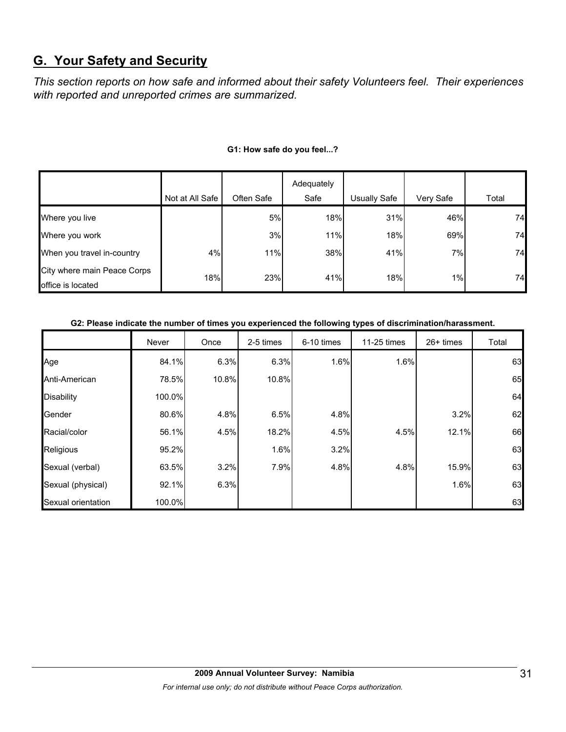## G. Your Safety and Security

*This section reports on how safe and informed about their safety Volunteers feel. Their experiences with reported and unreported crimes are summarized.*

**G1: How safe do you feel...?**

| | Not at All Safe | Often Safe | Adequately Safe | Usually Safe | Very Safe | Total |
|---|---|---|---|---|---|---|
| Where you live | | 5% | 18% | 31% | 46% | 74 |
| Where you work | | 3% | 11% | 18% | 69% | 74 |
| When you travel in-country | 4% | 11% | 38% | 41% | 7% | 74 |
| City where main Peace Corps office is located | 18% | 23% | 41% | 18% | 1% | 74 |

**G2: Please indicate the number of times you experienced the following types of discrimination/harassment.**

| | Never | Once | 2-5 times | 6-10 times | 11-25 times | 26+ times | Total |
|---|---|---|---|---|---|---|---|
| Age | 84.1% | 6.3% | 6.3% | 1.6% | 1.6% | | 63 |
| Anti-American | 78.5% | 10.8% | 10.8% | | | | 65 |
| Disability | 100.0% | | | | | | 64 |
| Gender | 80.6% | 4.8% | 6.5% | 4.8% | | 3.2% | 62 |
| Racial/color | 56.1% | 4.5% | 18.2% | 4.5% | 4.5% | 12.1% | 66 |
| Religious | 95.2% | | 1.6% | 3.2% | | | 63 |
| Sexual (verbal) | 63.5% | 3.2% | 7.9% | 4.8% | 4.8% | 15.9% | 63 |
| Sexual (physical) | 92.1% | 6.3% | | | | 1.6% | 63 |
| Sexual orientation | 100.0% | | | | | | 63 |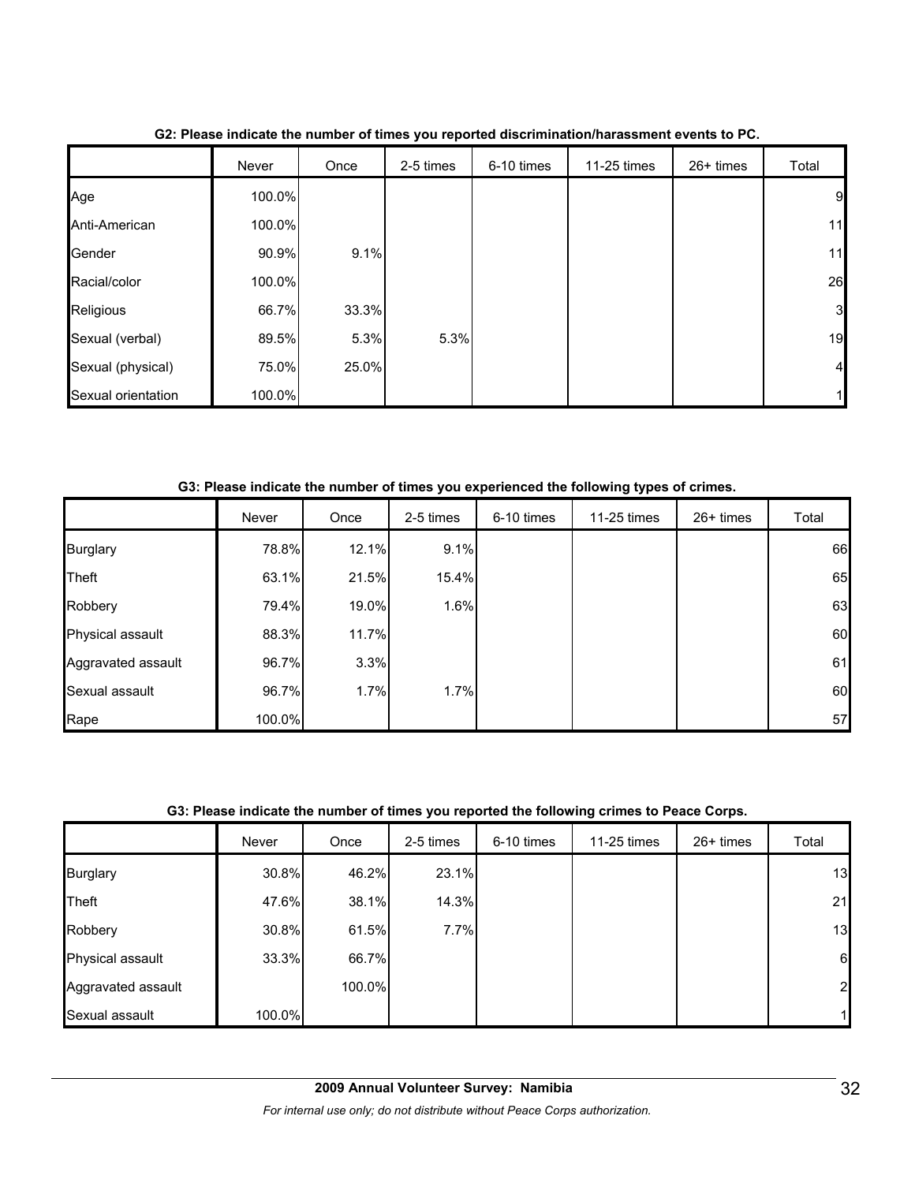**G2: Please indicate the number of times you reported discrimination/harassment events to PC.**

| | Never | Once | 2-5 times | 6-10 times | 11-25 times | 26+ times | Total |
|---|---|---|---|---|---|---|---|
| Age | 100.0% | | | | | | 9 |
| Anti-American | 100.0% | | | | | | 11 |
| Gender | 90.9% | 9.1% | | | | | 11 |
| Racial/color | 100.0% | | | | | | 26 |
| Religious | 66.7% | 33.3% | | | | | 3 |
| Sexual (verbal) | 89.5% | 5.3% | 5.3% | | | | 19 |
| Sexual (physical) | 75.0% | 25.0% | | | | | 4 |
| Sexual orientation | 100.0% | | | | | | 1 |

**G3: Please indicate the number of times you experienced the following types of crimes.**

| | Never | Once | 2-5 times | 6-10 times | 11-25 times | 26+ times | Total |
|---|---|---|---|---|---|---|---|
| Burglary | 78.8% | 12.1% | 9.1% | | | | 66 |
| Theft | 63.1% | 21.5% | 15.4% | | | | 65 |
| Robbery | 79.4% | 19.0% | 1.6% | | | | 63 |
| Physical assault | 88.3% | 11.7% | | | | | 60 |
| Aggravated assault | 96.7% | 3.3% | | | | | 61 |
| Sexual assault | 96.7% | 1.7% | 1.7% | | | | 60 |
| Rape | 100.0% | | | | | | 57 |

**G3: Please indicate the number of times you reported the following crimes to Peace Corps.**

| | Never | Once | 2-5 times | 6-10 times | 11-25 times | 26+ times | Total |
|---|---|---|---|---|---|---|---|
| Burglary | 30.8% | 46.2% | 23.1% | | | | 13 |
| Theft | 47.6% | 38.1% | 14.3% | | | | 21 |
| Robbery | 30.8% | 61.5% | 7.7% | | | | 13 |
| Physical assault | 33.3% | 66.7% | | | | | 6 |
| Aggravated assault | | 100.0% | | | | | 2 |
| Sexual assault | 100.0% | | | | | | 1 |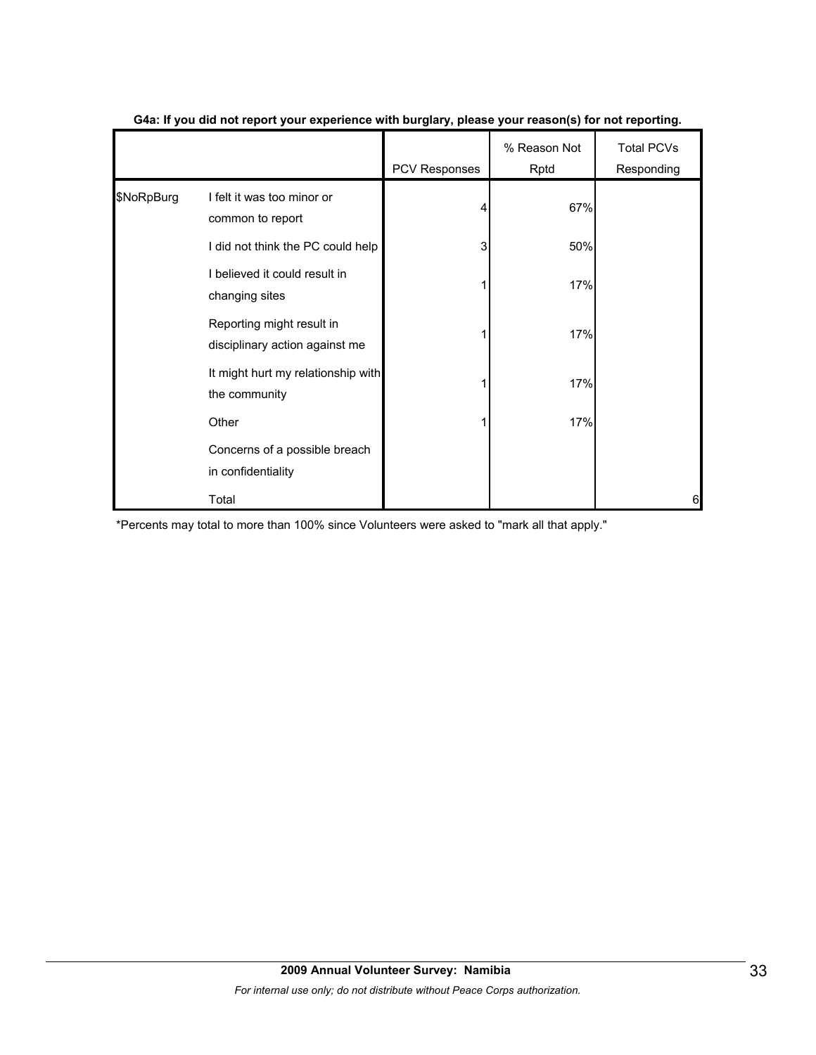**G4a: If you did not report your experience with burglary, please your reason(s) for not reporting.**

| | | PCV Responses | % Reason Not Rptd | Total PCVs Responding |
|---|---|---|---|---|
| $NoRpBurg | I felt it was too minor or common to report | 4 | 67% | |
| | I did not think the PC could help | 3 | 50% | |
| | I believed it could result in changing sites | 1 | 17% | |
| | Reporting might result in disciplinary action against me | 1 | 17% | |
| | It might hurt my relationship with the community | 1 | 17% | |
| | Other | 1 | 17% | |
| | Concerns of a possible breach in confidentiality | | | |
| | Total | | | 6 |

*Percents may total to more than 100% since Volunteers were asked to "mark all that apply."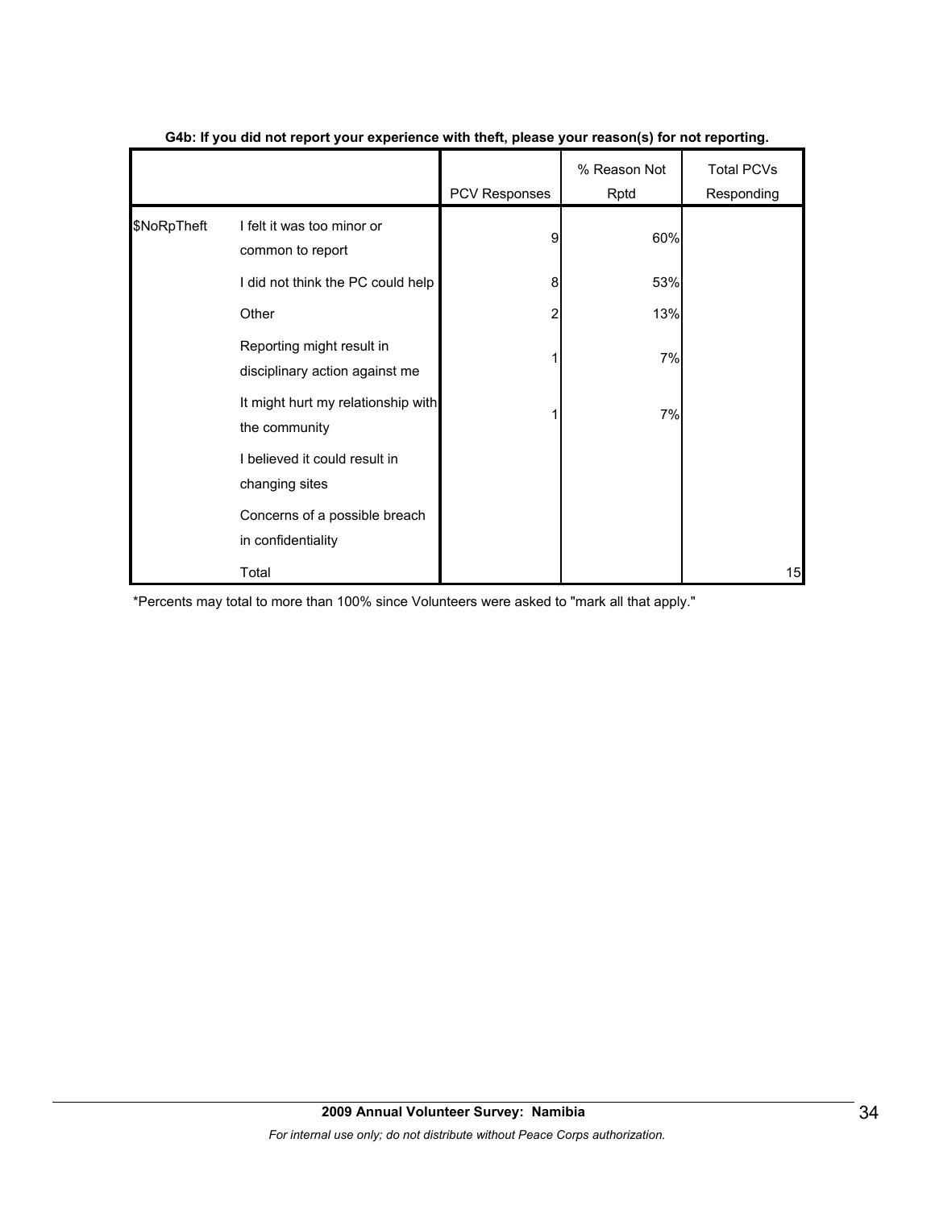**G4b: If you did not report your experience with theft, please your reason(s) for not reporting.**

| | | PCV Responses | % Reason Not Rptd | Total PCVs Responding |
|---|---|---|---|---|
| $NoRpTheft | I felt it was too minor or common to report | 9 | 60% | |
| | I did not think the PC could help | 8 | 53% | |
| | Other | 2 | 13% | |
| | Reporting might result in disciplinary action against me | 1 | 7% | |
| | It might hurt my relationship with the community | 1 | 7% | |
| | I believed it could result in changing sites | | | |
| | Concerns of a possible breach in confidentiality | | | |
| | Total | | | 15 |

*Percents may total to more than 100% since Volunteers were asked to "mark all that apply."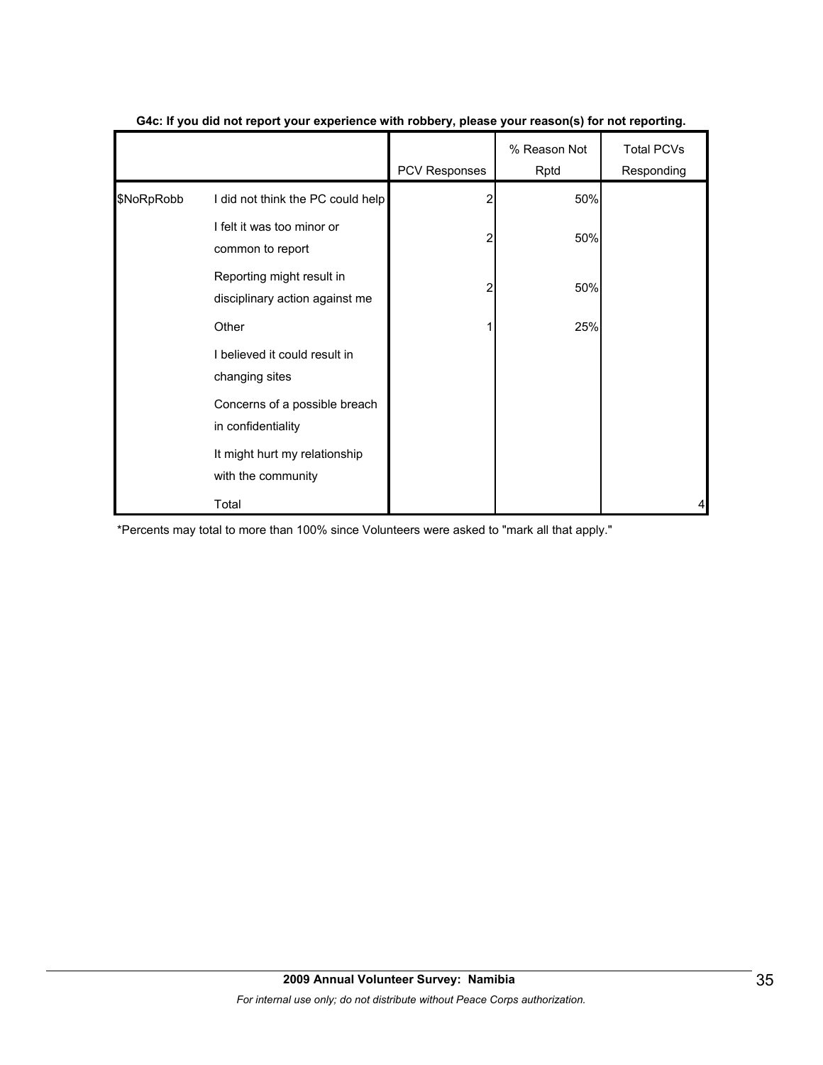**G4c: If you did not report your experience with robbery, please your reason(s) for not reporting.**

| | | PCV Responses | % Reason Not Rptd | Total PCVs Responding |
|---|---|---|---|---|
| $NoRpRobb | I did not think the PC could help | 2 | 50% | |
| | I felt it was too minor or common to report | 2 | 50% | |
| | Reporting might result in disciplinary action against me | 2 | 50% | |
| | Other | 1 | 25% | |
| | I believed it could result in changing sites | | | |
| | Concerns of a possible breach in confidentiality | | | |
| | It might hurt my relationship with the community | | | |
| | Total | | | 4 |

*Percents may total to more than 100% since Volunteers were asked to "mark all that apply."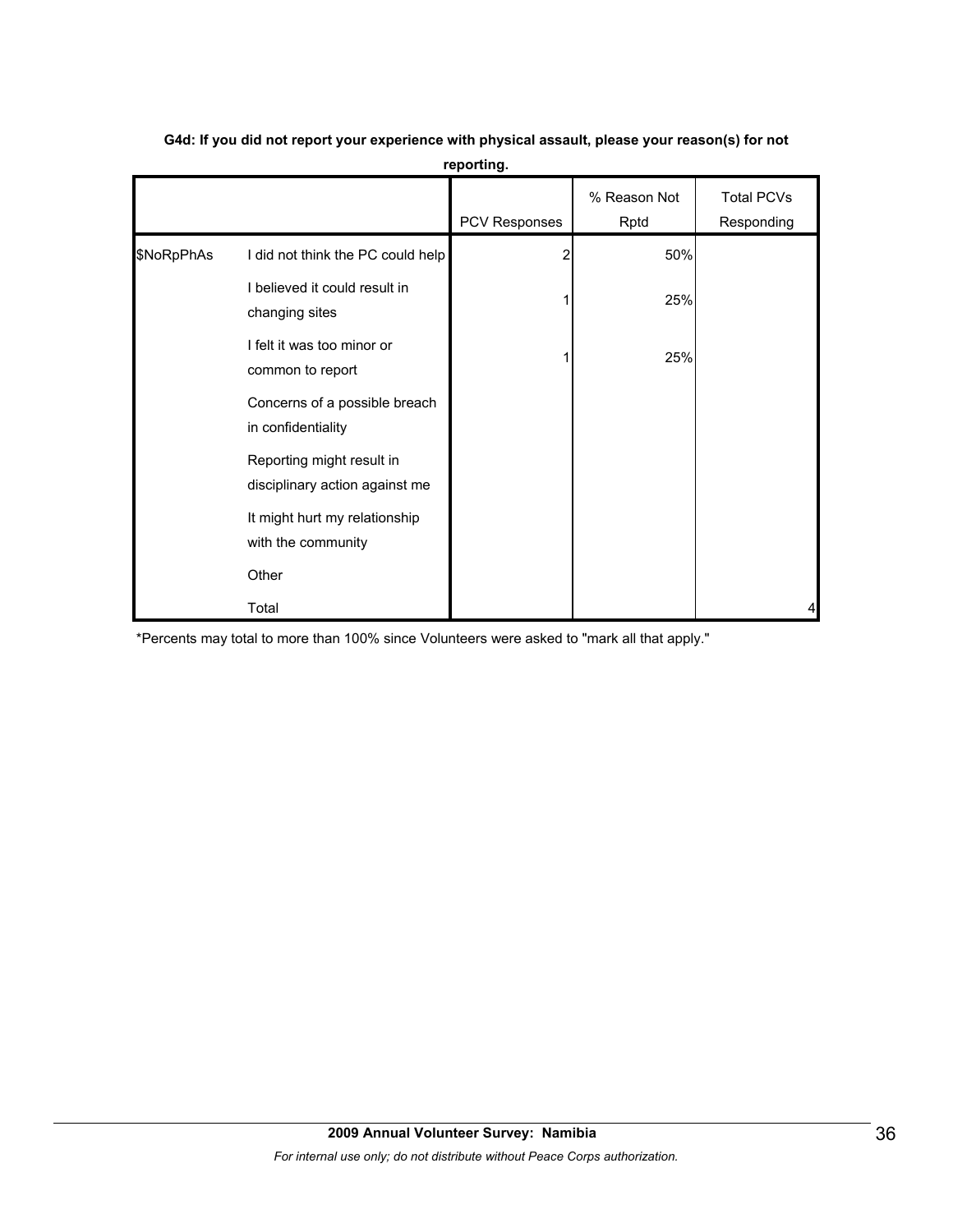**G4d: If you did not report your experience with physical assault, please your reason(s) for not reporting.**

| | | PCV Responses | % Reason Not Rptd | Total PCVs Responding |
|---|---|---|---|---|
| $NoRpPhAs | I did not think the PC could help | 2 | 50% | |
| | I believed it could result in changing sites | 1 | 25% | |
| | I felt it was too minor or common to report | 1 | 25% | |
| | Concerns of a possible breach in confidentiality | | | |
| | Reporting might result in disciplinary action against me | | | |
| | It might hurt my relationship with the community | | | |
| | Other | | | |
| | Total | | | 4 |

*Percents may total to more than 100% since Volunteers were asked to "mark all that apply."

**2009 Annual Volunteer Survey: Namibia**

*For internal use only; do not distribute without Peace Corps authorization.*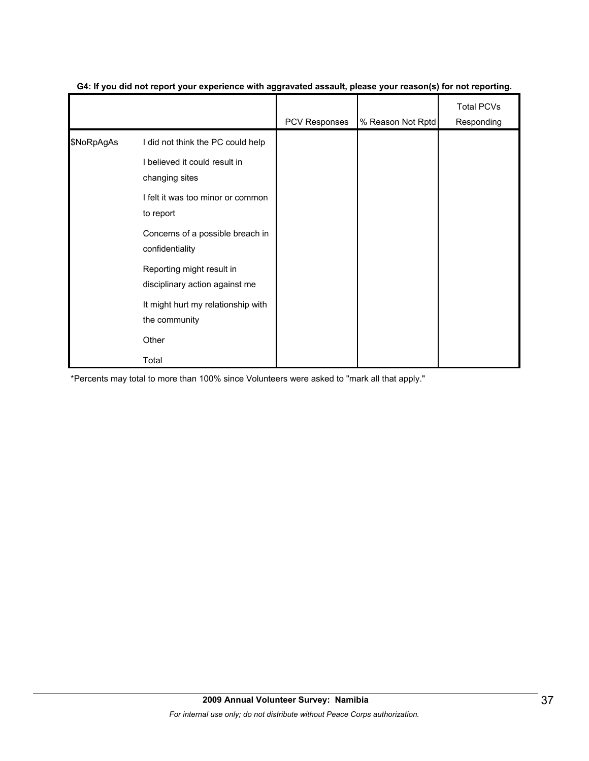**G4: If you did not report your experience with aggravated assault, please your reason(s) for not reporting.**

| | | PCV Responses | % Reason Not Rptd | Total PCVs Responding |
|---|---|---|---|---|
| $NoRpAgAs | I did not think the PC could help | | | |
| | I believed it could result in changing sites | | | |
| | I felt it was too minor or common to report | | | |
| | Concerns of a possible breach in confidentiality | | | |
| | Reporting might result in disciplinary action against me | | | |
| | It might hurt my relationship with the community | | | |
| | Other | | | |
| | Total | | | |

*Percents may total to more than 100% since Volunteers were asked to "mark all that apply."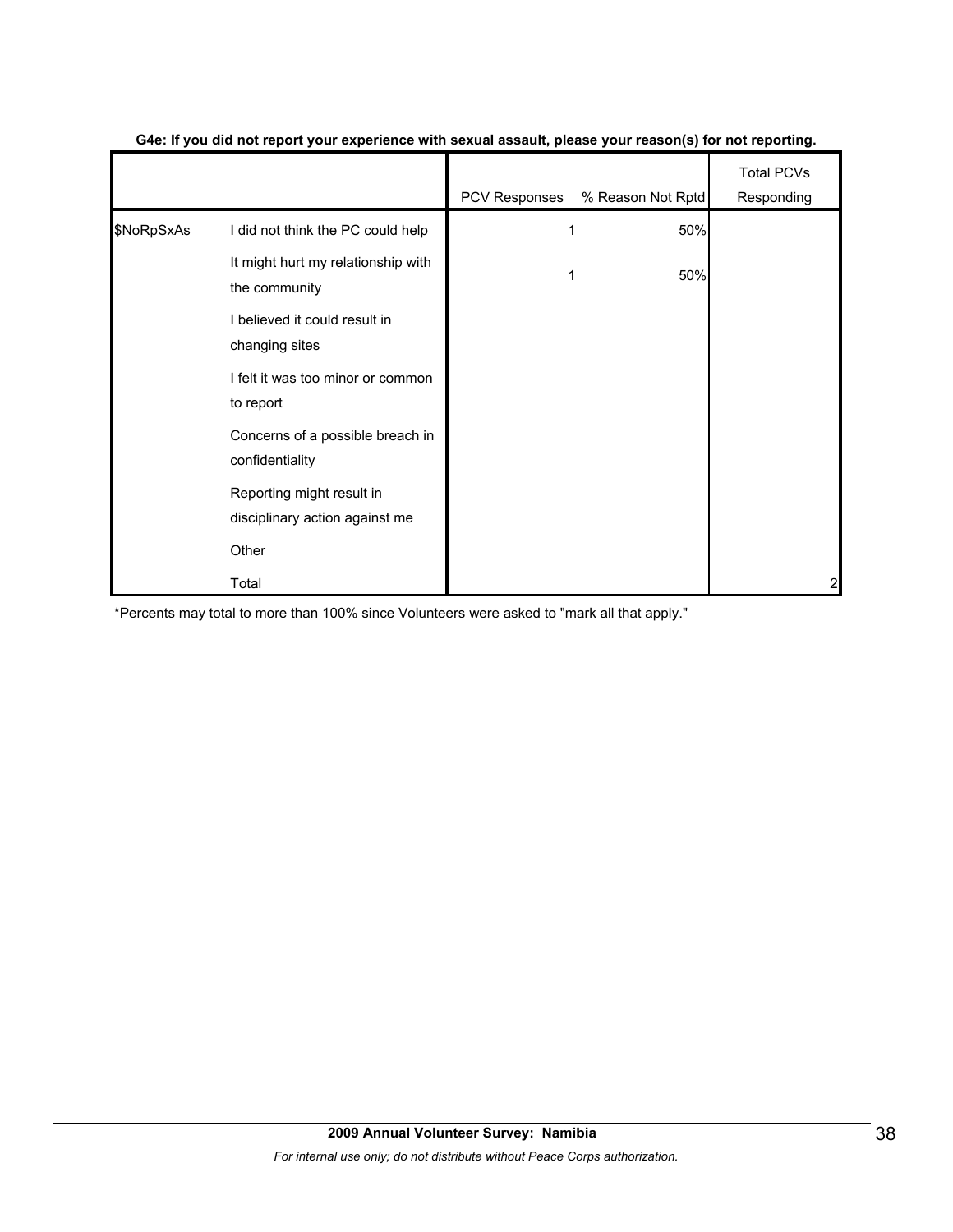**G4e: If you did not report your experience with sexual assault, please your reason(s) for not reporting.**

| | | PCV Responses | % Reason Not Rptd | Total PCVs Responding |
|---|---|---|---|---|
| $NoRpSxAs | I did not think the PC could help | 1 | 50% | |
| | It might hurt my relationship with the community | 1 | 50% | |
| | I believed it could result in changing sites | | | |
| | I felt it was too minor or common to report | | | |
| | Concerns of a possible breach in confidentiality | | | |
| | Reporting might result in disciplinary action against me | | | |
| | Other | | | |
| | Total | | | 2 |

*Percents may total to more than 100% since Volunteers were asked to "mark all that apply."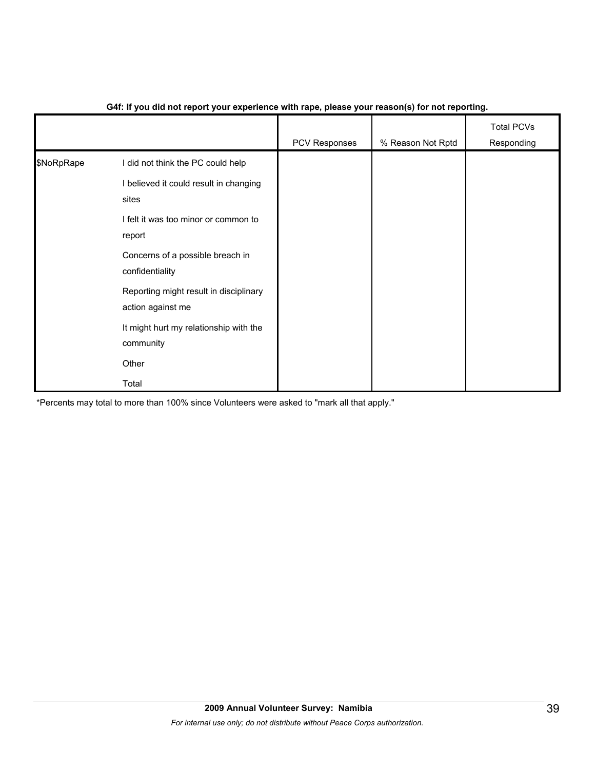**G4f: If you did not report your experience with rape, please your reason(s) for not reporting.**

| | | PCV Responses | % Reason Not Rptd | Total PCVs Responding |
|---|---|---|---|---|
| $NoRpRape | I did not think the PC could help | | | |
| | I believed it could result in changing sites | | | |
| | I felt it was too minor or common to report | | | |
| | Concerns of a possible breach in confidentiality | | | |
| | Reporting might result in disciplinary action against me | | | |
| | It might hurt my relationship with the community | | | |
| | Other | | | |
| | Total | | | |

*Percents may total to more than 100% since Volunteers were asked to "mark all that apply."

**2009 Annual Volunteer Survey: Namibia**

*For internal use only; do not distribute without Peace Corps authorization.*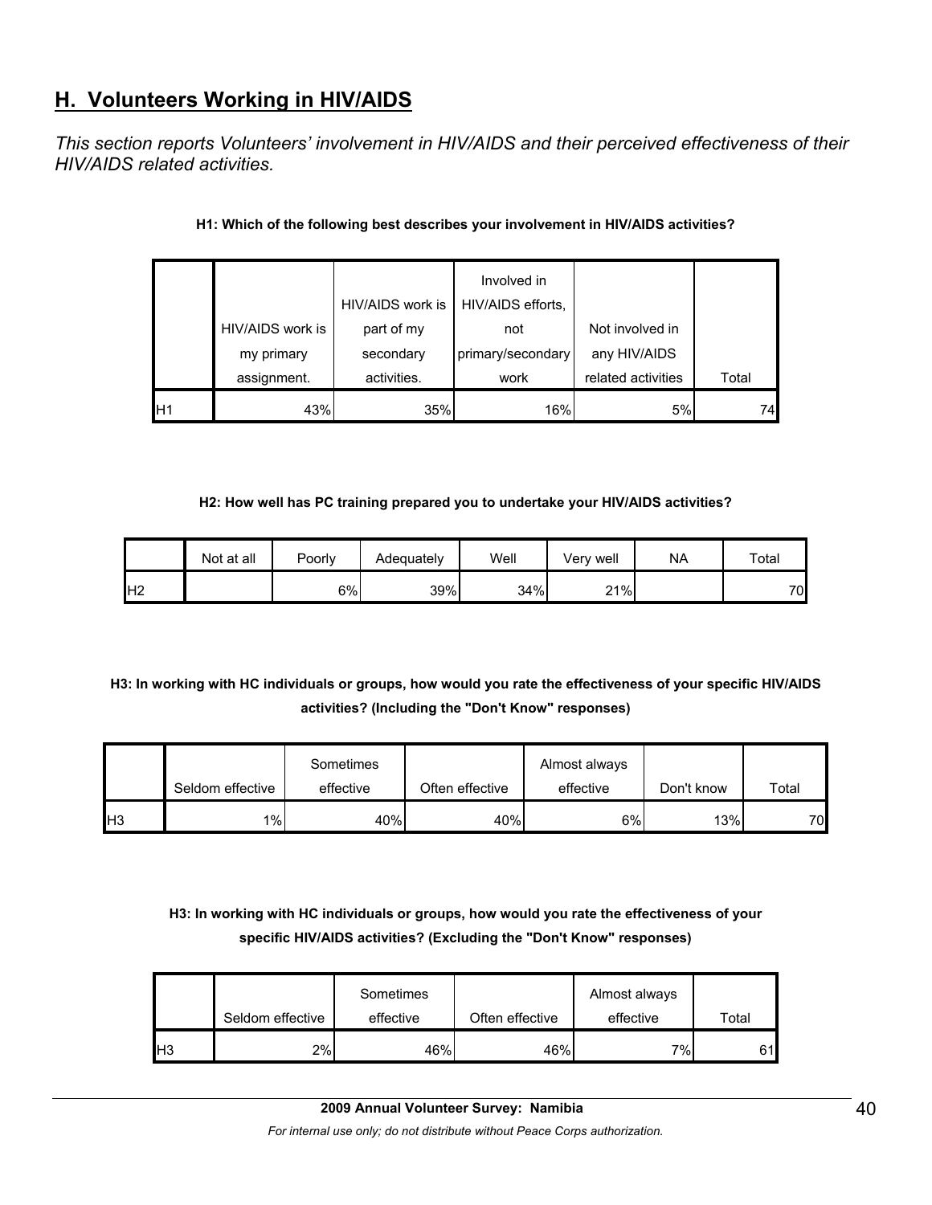## H. Volunteers Working in HIV/AIDS

*This section reports Volunteers' involvement in HIV/AIDS and their perceived effectiveness of their HIV/AIDS related activities.*

**H1: Which of the following best describes your involvement in HIV/AIDS activities?**

| | HIV/AIDS work is my primary assignment. | HIV/AIDS work is part of my secondary activities. | Involved in HIV/AIDS efforts, not primary/secondary work | Not involved in any HIV/AIDS related activities | Total |
|---|---|---|---|---|---|
| H1 | 43% | 35% | 16% | 5% | 74 |

**H2: How well has PC training prepared you to undertake your HIV/AIDS activities?**

| | Not at all | Poorly | Adequately | Well | Very well | NA | Total |
|---|---|---|---|---|---|---|---|
| H2 | | 6% | 39% | 34% | 21% | | 70 |

**H3: In working with HC individuals or groups, how would you rate the effectiveness of your specific HIV/AIDS activities? (Including the "Don't Know" responses)**

| | Seldom effective | Sometimes effective | Often effective | Almost always effective | Don't know | Total |
|---|---|---|---|---|---|---|
| H3 | 1% | 40% | 40% | 6% | 13% | 70 |

**H3: In working with HC individuals or groups, how would you rate the effectiveness of your specific HIV/AIDS activities? (Excluding the "Don't Know" responses)**

| | Seldom effective | Sometimes effective | Often effective | Almost always effective | Total |
|---|---|---|---|---|---|
| H3 | 2% | 46% | 46% | 7% | 61 |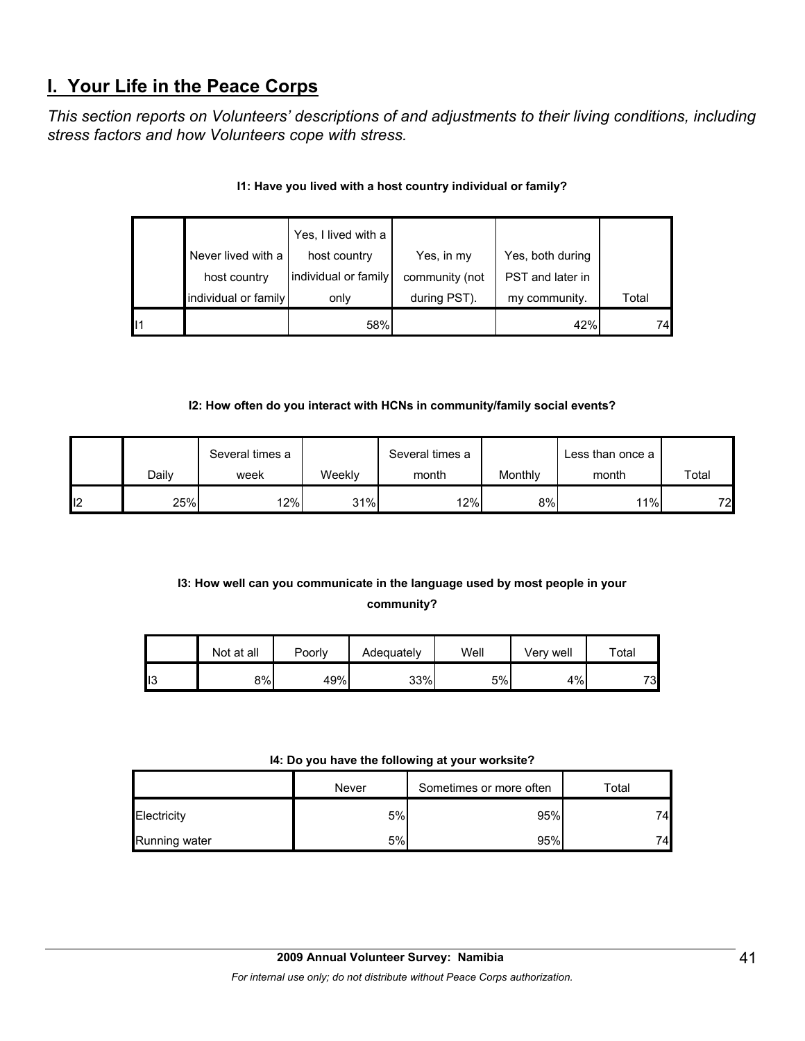## I. Your Life in the Peace Corps

*This section reports on Volunteers' descriptions of and adjustments to their living conditions, including stress factors and how Volunteers cope with stress.*

**I1: Have you lived with a host country individual or family?**

| | Never lived with a host country individual or family | Yes, I lived with a host country individual or family only | Yes, in my community (not during PST). | Yes, both during PST and later in my community. | Total |
|---|---|---|---|---|---|
| I1 | | 58% | | 42% | 74 |

**I2: How often do you interact with HCNs in community/family social events?**

| | Daily | Several times a week | Weekly | Several times a month | Monthly | Less than once a month | Total |
|---|---|---|---|---|---|---|---|
| I2 | 25% | 12% | 31% | 12% | 8% | 11% | 72 |

**I3: How well can you communicate in the language used by most people in your community?**

| | Not at all | Poorly | Adequately | Well | Very well | Total |
|---|---|---|---|---|---|---|
| I3 | 8% | 49% | 33% | 5% | 4% | 73 |

**I4: Do you have the following at your worksite?**

| | Never | Sometimes or more often | Total |
|---|---|---|---|
| Electricity | 5% | 95% | 74 |
| Running water | 5% | 95% | 74 |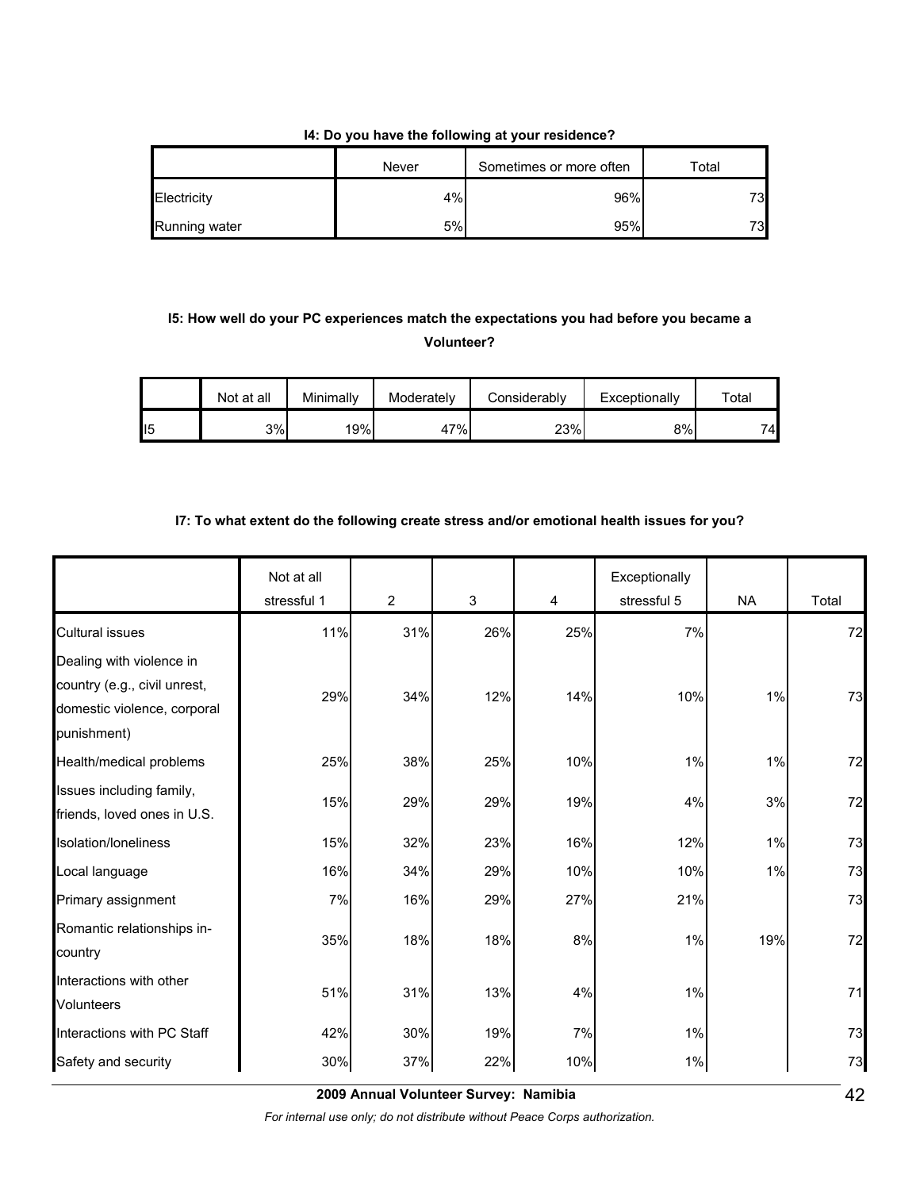**I4: Do you have the following at your residence?**

| | Never | Sometimes or more often | Total |
|---|---|---|---|
| Electricity | 4% | 96% | 73 |
| Running water | 5% | 95% | 73 |

**I5: How well do your PC experiences match the expectations you had before you became a Volunteer?**

| | Not at all | Minimally | Moderately | Considerably | Exceptionally | Total |
|---|---|---|---|---|---|---|
| I5 | 3% | 19% | 47% | 23% | 8% | 74 |

**I7: To what extent do the following create stress and/or emotional health issues for you?**

| | Not at all stressful 1 | 2 | 3 | 4 | Exceptionally stressful 5 | NA | Total |
|---|---|---|---|---|---|---|---|
| Cultural issues | 11% | 31% | 26% | 25% | 7% | | 72 |
| Dealing with violence in country (e.g., civil unrest, domestic violence, corporal punishment) | 29% | 34% | 12% | 14% | 10% | 1% | 73 |
| Health/medical problems | 25% | 38% | 25% | 10% | 1% | 1% | 72 |
| Issues including family, friends, loved ones in U.S. | 15% | 29% | 29% | 19% | 4% | 3% | 72 |
| Isolation/loneliness | 15% | 32% | 23% | 16% | 12% | 1% | 73 |
| Local language | 16% | 34% | 29% | 10% | 10% | 1% | 73 |
| Primary assignment | 7% | 16% | 29% | 27% | 21% | | 73 |
| Romantic relationships in-country | 35% | 18% | 18% | 8% | 1% | 19% | 72 |
| Interactions with other Volunteers | 51% | 31% | 13% | 4% | 1% | | 71 |
| Interactions with PC Staff | 42% | 30% | 19% | 7% | 1% | | 73 |
| Safety and security | 30% | 37% | 22% | 10% | 1% | | 73 |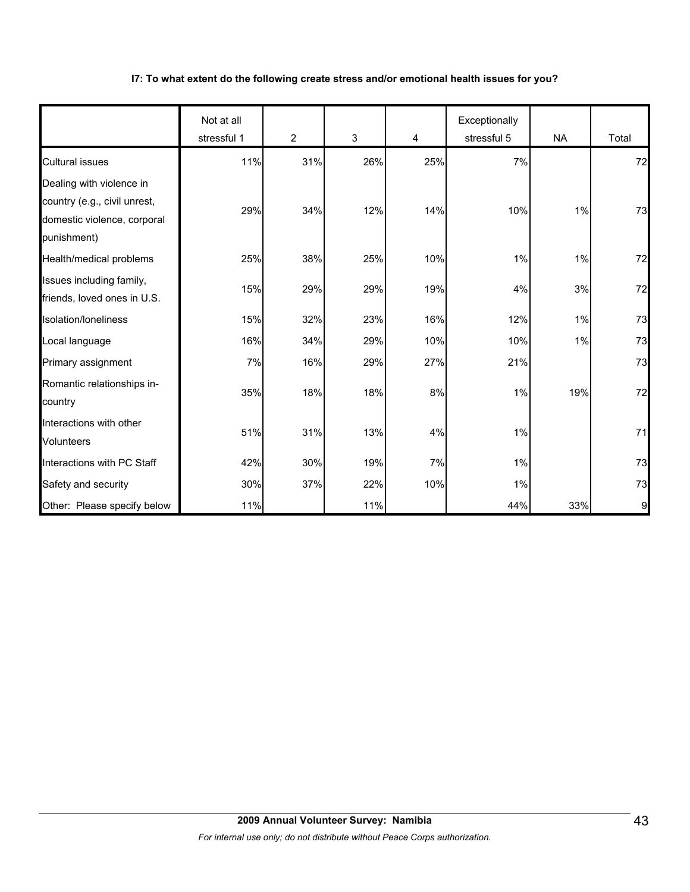**I7: To what extent do the following create stress and/or emotional health issues for you?**

| | Not at all stressful 1 | 2 | 3 | 4 | Exceptionally stressful 5 | NA | Total |
|---|---|---|---|---|---|---|---|
| Cultural issues | 11% | 31% | 26% | 25% | 7% | | 72 |
| Dealing with violence in country (e.g., civil unrest, domestic violence, corporal punishment) | 29% | 34% | 12% | 14% | 10% | 1% | 73 |
| Health/medical problems | 25% | 38% | 25% | 10% | 1% | 1% | 72 |
| Issues including family, friends, loved ones in U.S. | 15% | 29% | 29% | 19% | 4% | 3% | 72 |
| Isolation/loneliness | 15% | 32% | 23% | 16% | 12% | 1% | 73 |
| Local language | 16% | 34% | 29% | 10% | 10% | 1% | 73 |
| Primary assignment | 7% | 16% | 29% | 27% | 21% | | 73 |
| Romantic relationships in-country | 35% | 18% | 18% | 8% | 1% | 19% | 72 |
| Interactions with other Volunteers | 51% | 31% | 13% | 4% | 1% | | 71 |
| Interactions with PC Staff | 42% | 30% | 19% | 7% | 1% | | 73 |
| Safety and security | 30% | 37% | 22% | 10% | 1% | | 73 |
| Other: Please specify below | 11% | | 11% | | 44% | 33% | 9 |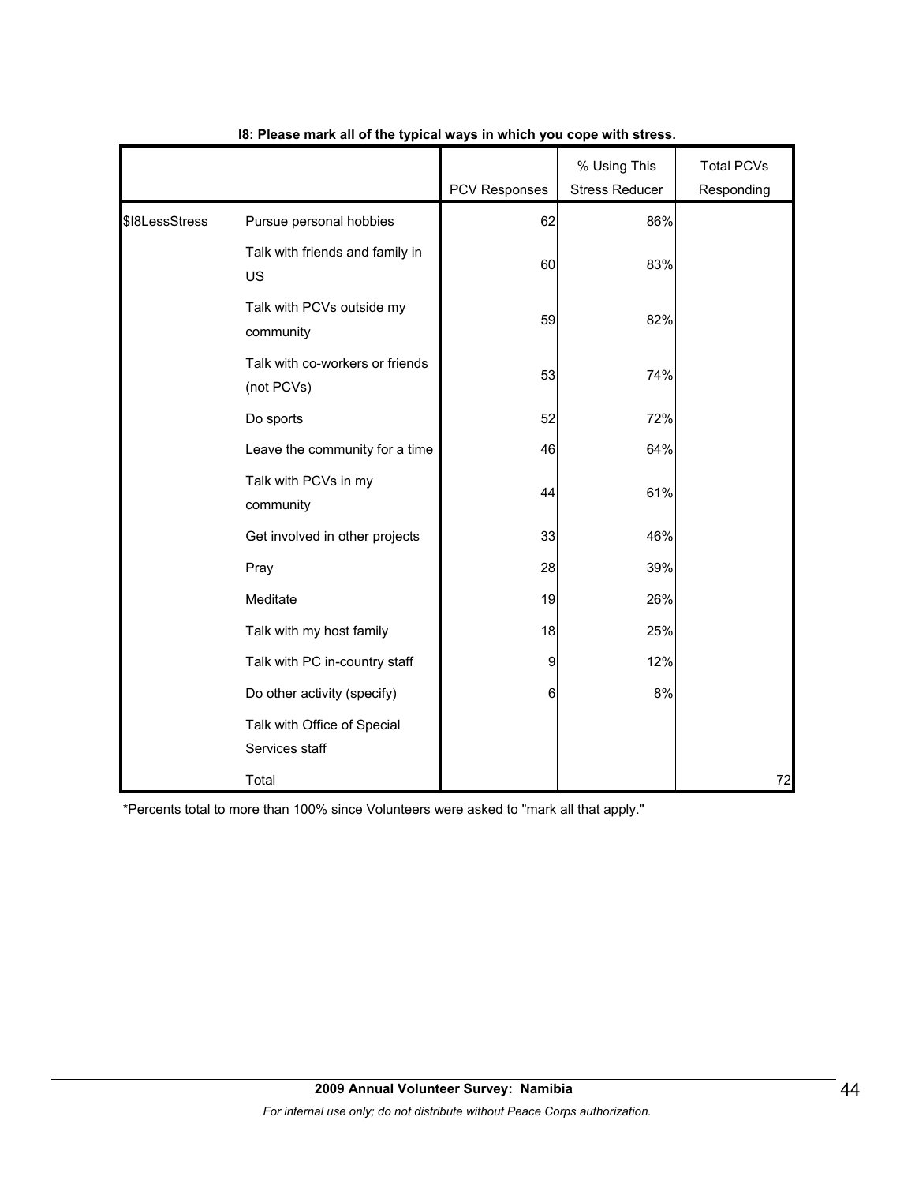**I8: Please mark all of the typical ways in which you cope with stress.**

| | | PCV Responses | % Using This Stress Reducer | Total PCVs Responding |
|---|---|---|---|---|
| $I8LessStress | Pursue personal hobbies | 62 | 86% | |
| | Talk with friends and family in US | 60 | 83% | |
| | Talk with PCVs outside my community | 59 | 82% | |
| | Talk with co-workers or friends (not PCVs) | 53 | 74% | |
| | Do sports | 52 | 72% | |
| | Leave the community for a time | 46 | 64% | |
| | Talk with PCVs in my community | 44 | 61% | |
| | Get involved in other projects | 33 | 46% | |
| | Pray | 28 | 39% | |
| | Meditate | 19 | 26% | |
| | Talk with my host family | 18 | 25% | |
| | Talk with PC in-country staff | 9 | 12% | |
| | Do other activity (specify) | 6 | 8% | |
| | Talk with Office of Special Services staff | | | |
| | Total | | | 72 |

*Percents total to more than 100% since Volunteers were asked to "mark all that apply."

**2009 Annual Volunteer Survey: Namibia**

*For internal use only; do not distribute without Peace Corps authorization.*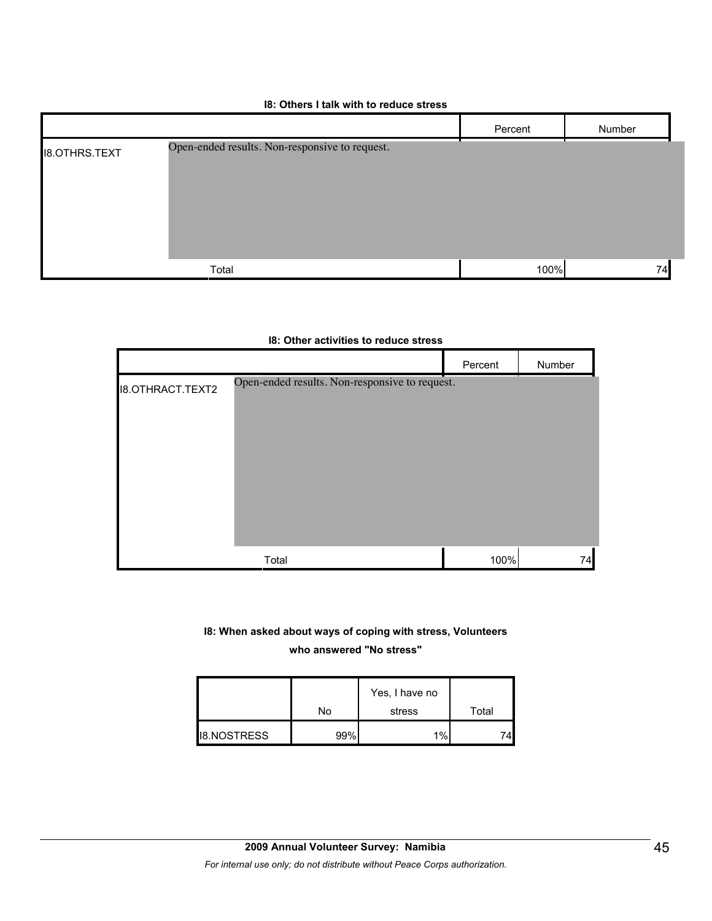**I8: Others I talk with to reduce stress**

| | | Percent | Number |
|---|---|---|---|
| I8.OTHRS.TEXT | Open-ended results. Non-responsive to request. | | |
| | Total | 100% | 74 |

**I8: Other activities to reduce stress**

| | | Percent | Number |
|---|---|---|---|
| I8.OTHRACT.TEXT2 | Open-ended results. Non-responsive to request. | | |
| | Total | 100% | 74 |

**I8: When asked about ways of coping with stress, Volunteers who answered "No stress"**

| | No | Yes, I have no stress | Total |
|---|---|---|---|
| I8.NOSTRESS | 99% | 1% | 74 |

**2009 Annual Volunteer Survey: Namibia**

*For internal use only; do not distribute without Peace Corps authorization.*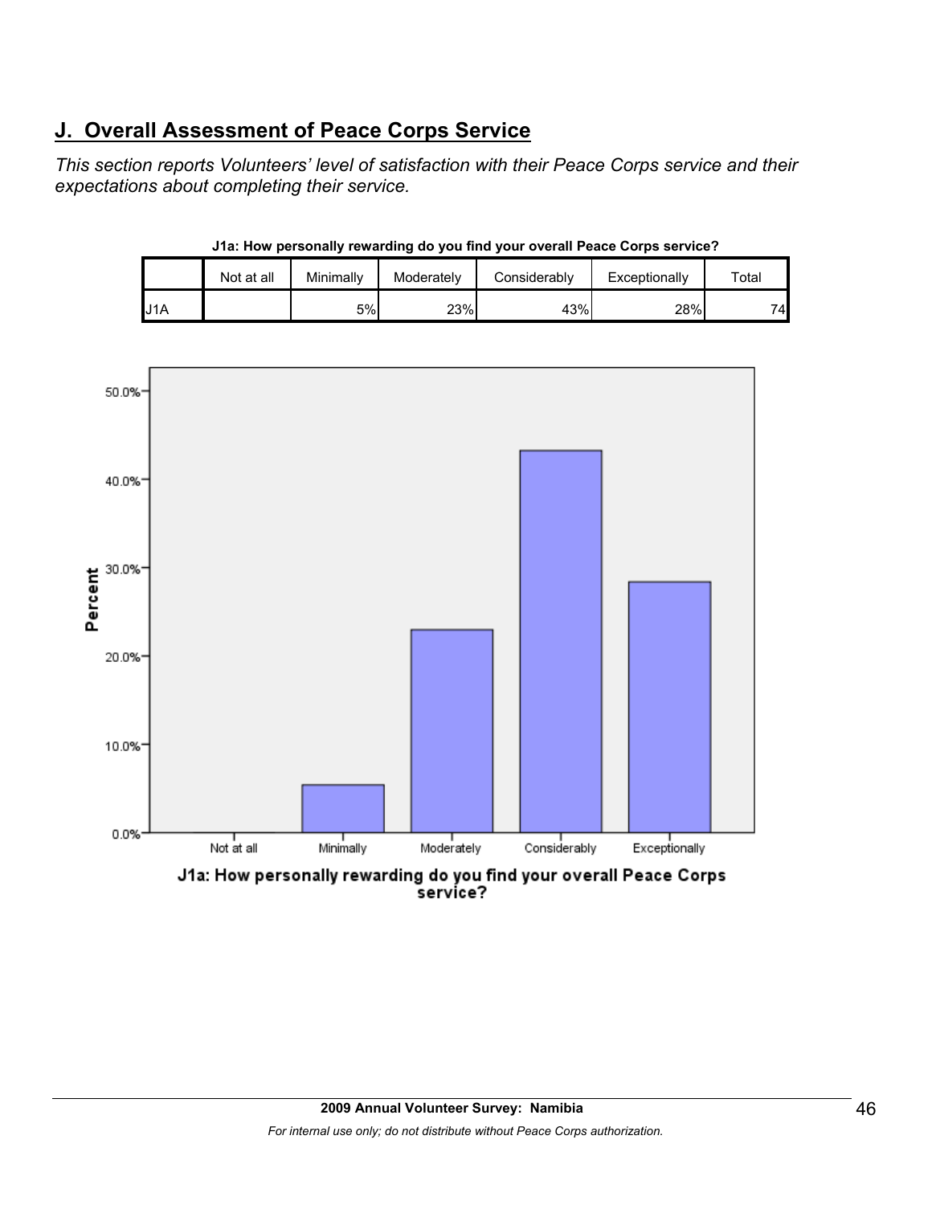## J. Overall Assessment of Peace Corps Service

*This section reports Volunteers' level of satisfaction with their Peace Corps service and their expectations about completing their service.*

**J1a: How personally rewarding do you find your overall Peace Corps service?**

| | Not at all | Minimally | Moderately | Considerably | Exceptionally | Total |
|---|---|---|---|---|---|---|
| J1A | | 5% | 23% | 43% | 28% | 74 |

J1a: How personally rewarding do you find your overall Peace Corps service?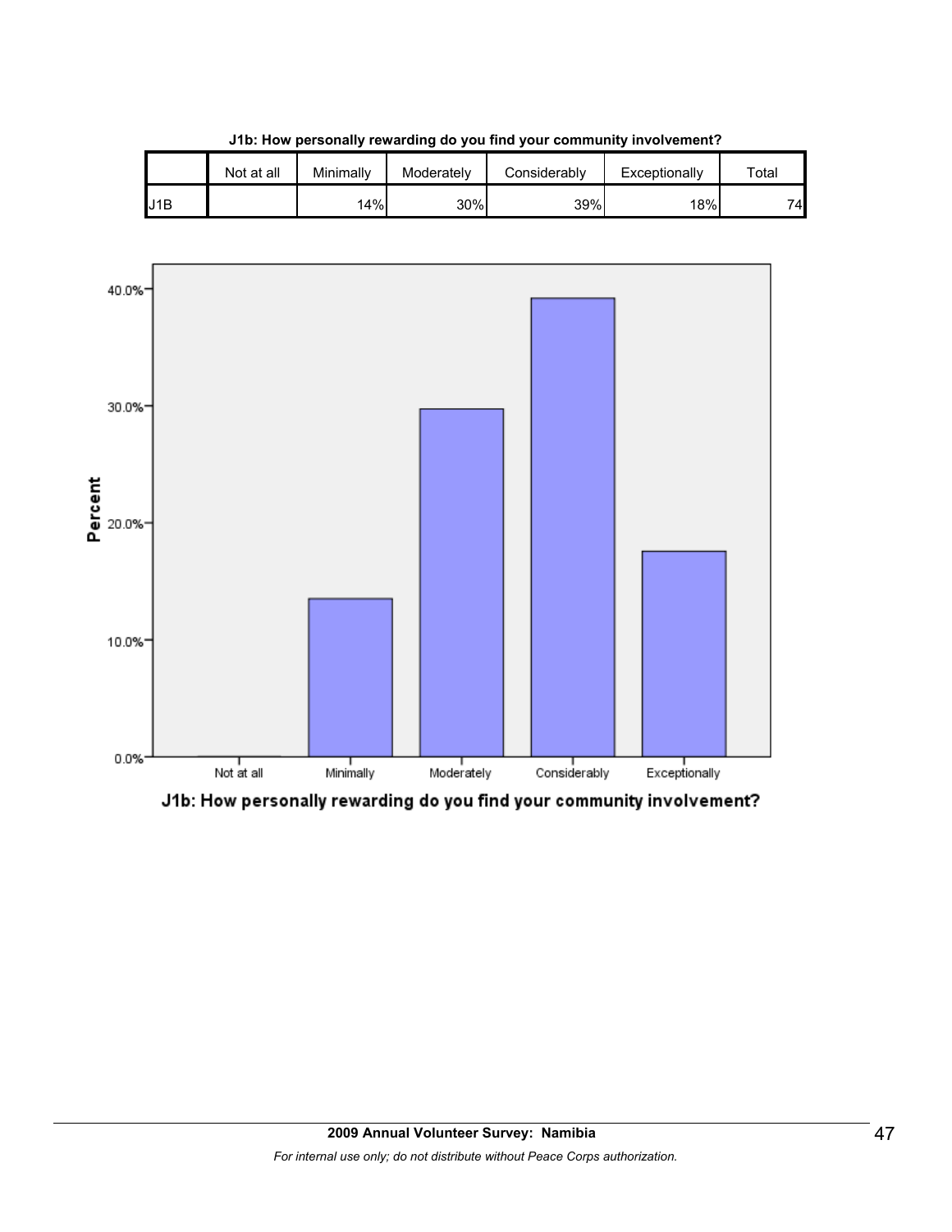**J1b: How personally rewarding do you find your community involvement?**

| | Not at all | Minimally | Moderately | Considerably | Exceptionally | Total |
|---|---|---|---|---|---|---|
| J1B | | 14% | 30% | 39% | 18% | 74 |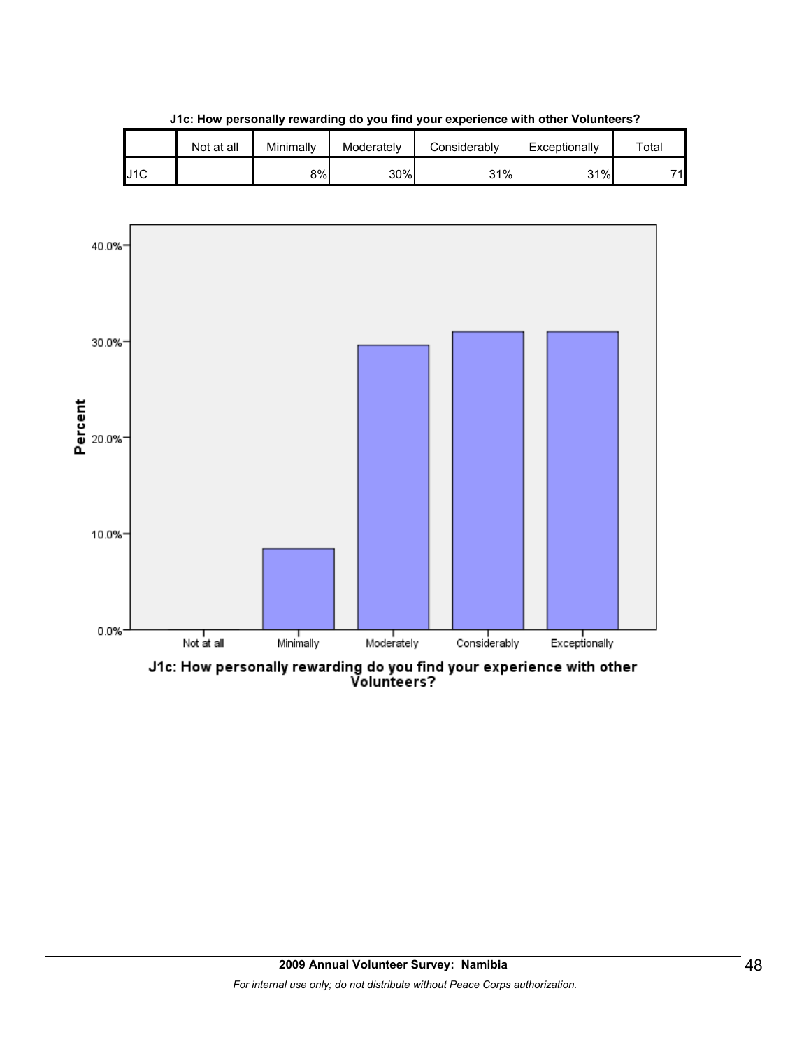**J1c: How personally rewarding do you find your experience with other Volunteers?**

| | Not at all | Minimally | Moderately | Considerably | Exceptionally | Total |
|---|---|---|---|---|---|---|
| J1C | | 8% | 30% | 31% | 31% | 71 |

40.0%

30.0%

20.0%

10.0%

0.0%

Percent

Not at all | Minimally | Moderately | Considerably | Exceptionally

J1c: How personally rewarding do you find your experience with other Volunteers?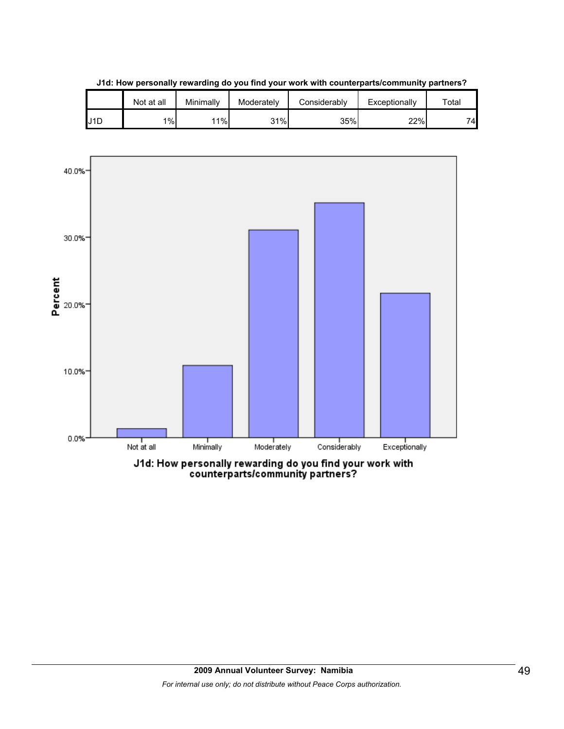**J1d: How personally rewarding do you find your work with counterparts/community partners?**

| | Not at all | Minimally | Moderately | Considerably | Exceptionally | Total |
|---|---|---|---|---|---|---|
| J1D | 1% | 11% | 31% | 35% | 22% | 74 |

J1d: How personally rewarding do you find your work with counterparts/community partners?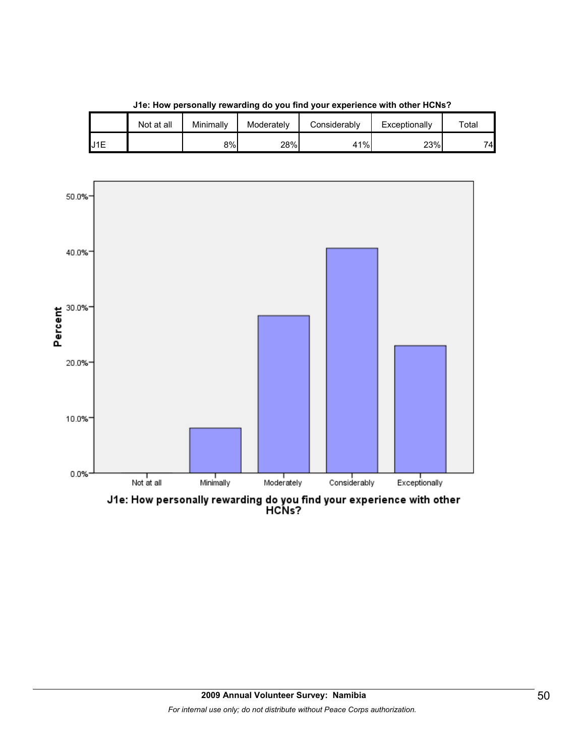**J1e: How personally rewarding do you find your experience with other HCNs?**

| | Not at all | Minimally | Moderately | Considerably | Exceptionally | Total |
|---|---|---|---|---|---|---|
| J1E | | 8% | 28% | 41% | 23% | 74 |

J1e: How personally rewarding do you find your experience with other HCNs?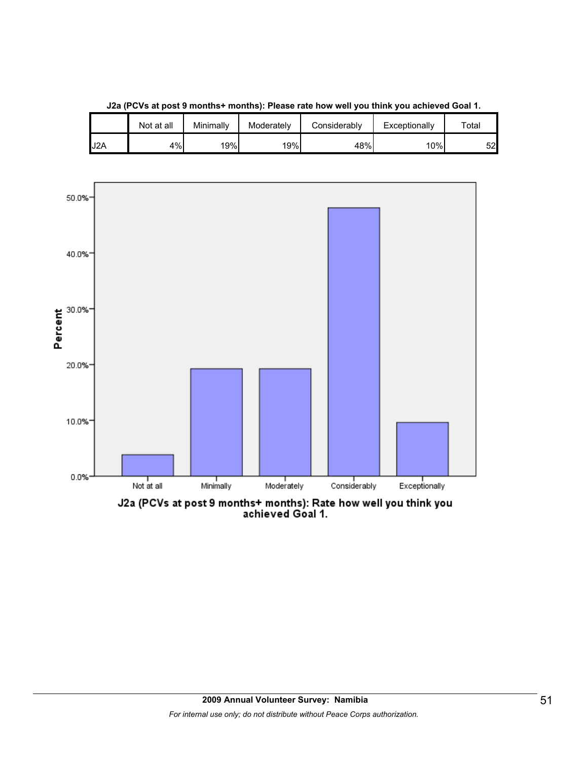**J2a (PCVs at post 9 months+ months): Please rate how well you think you achieved Goal 1.**

| | Not at all | Minimally | Moderately | Considerably | Exceptionally | Total |
|---|---|---|---|---|---|---|
| J2A | 4% | 19% | 19% | 48% | 10% | 52 |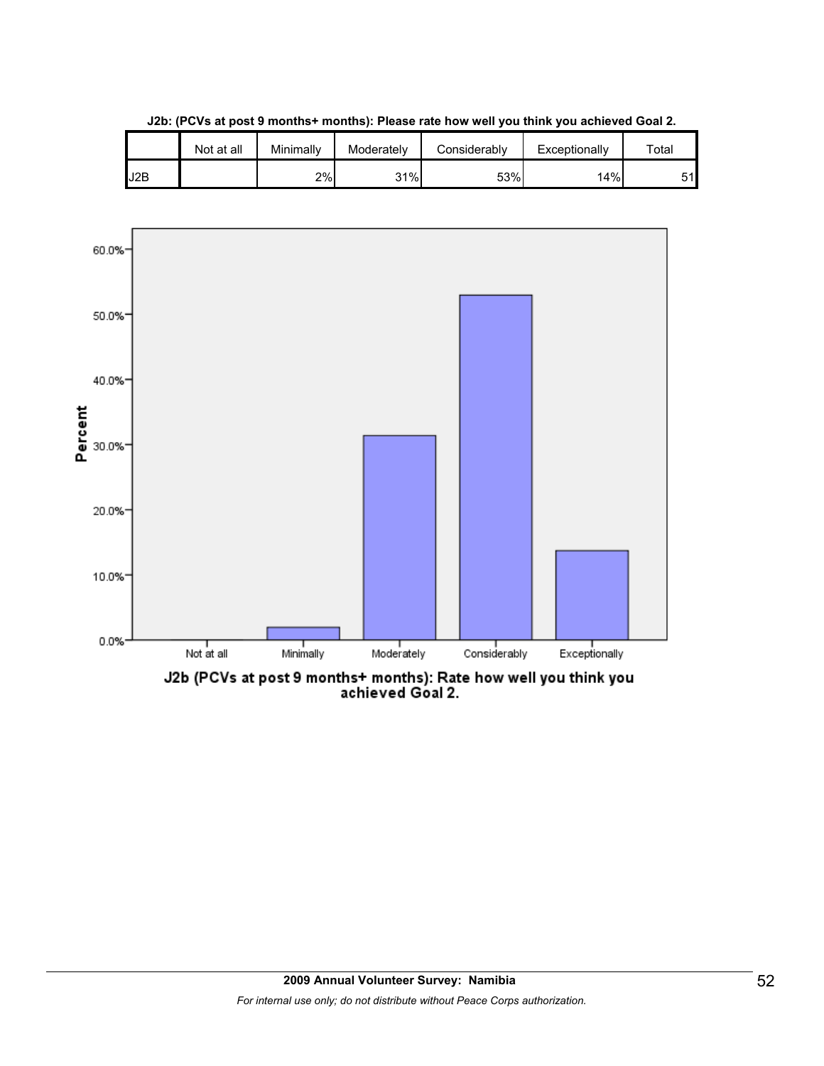**J2b: (PCVs at post 9 months+ months): Please rate how well you think you achieved Goal 2.**

| | Not at all | Minimally | Moderately | Considerably | Exceptionally | Total |
|---|---|---|---|---|---|---|
| J2B | | 2% | 31% | 53% | 14% | 51 |

J2b (PCVs at post 9 months+ months): Rate how well you think you achieved Goal 2.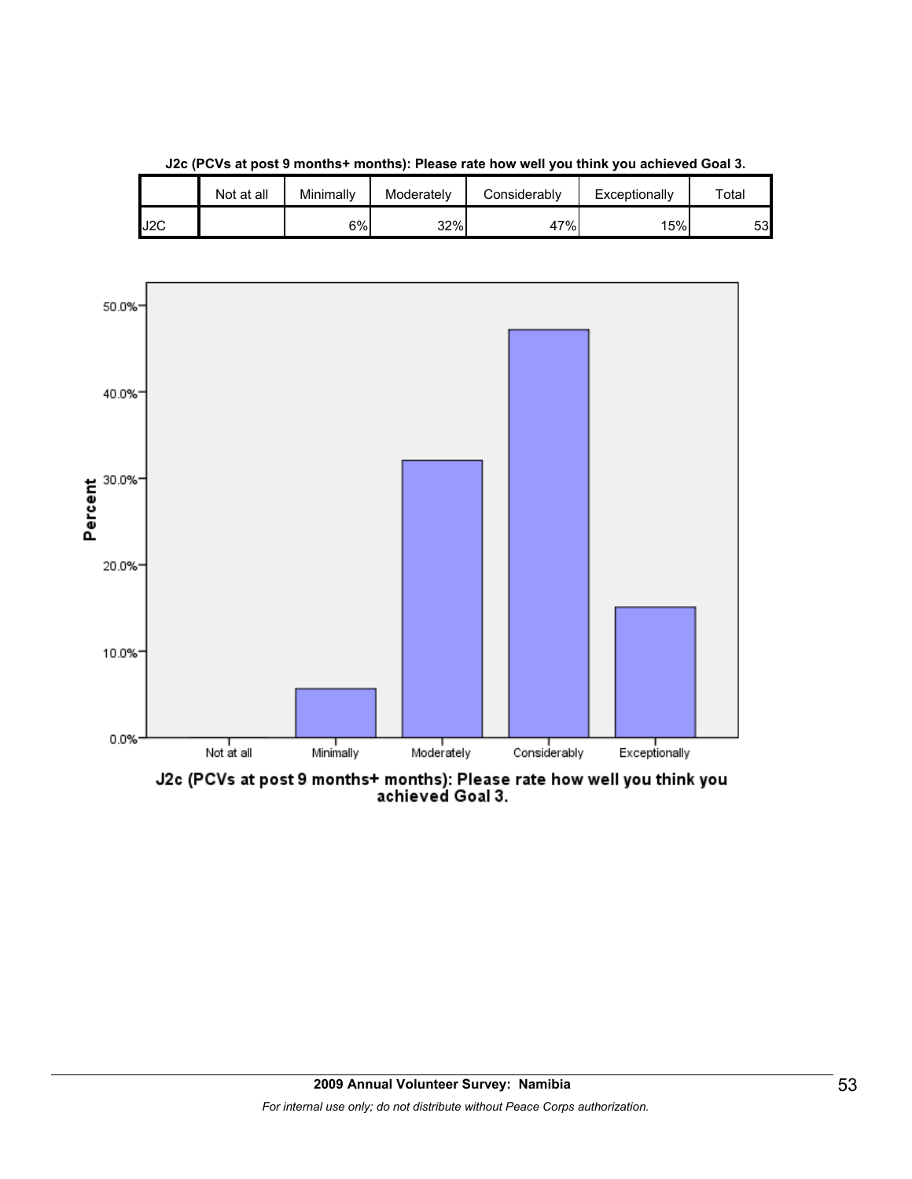**J2c (PCVs at post 9 months+ months): Please rate how well you think you achieved Goal 3.**

| | Not at all | Minimally | Moderately | Considerably | Exceptionally | Total |
|---|---|---|---|---|---|---|
| J2C | | 6% | 32% | 47% | 15% | 53 |

J2c (PCVs at post 9 months+ months): Please rate how well you think you achieved Goal 3.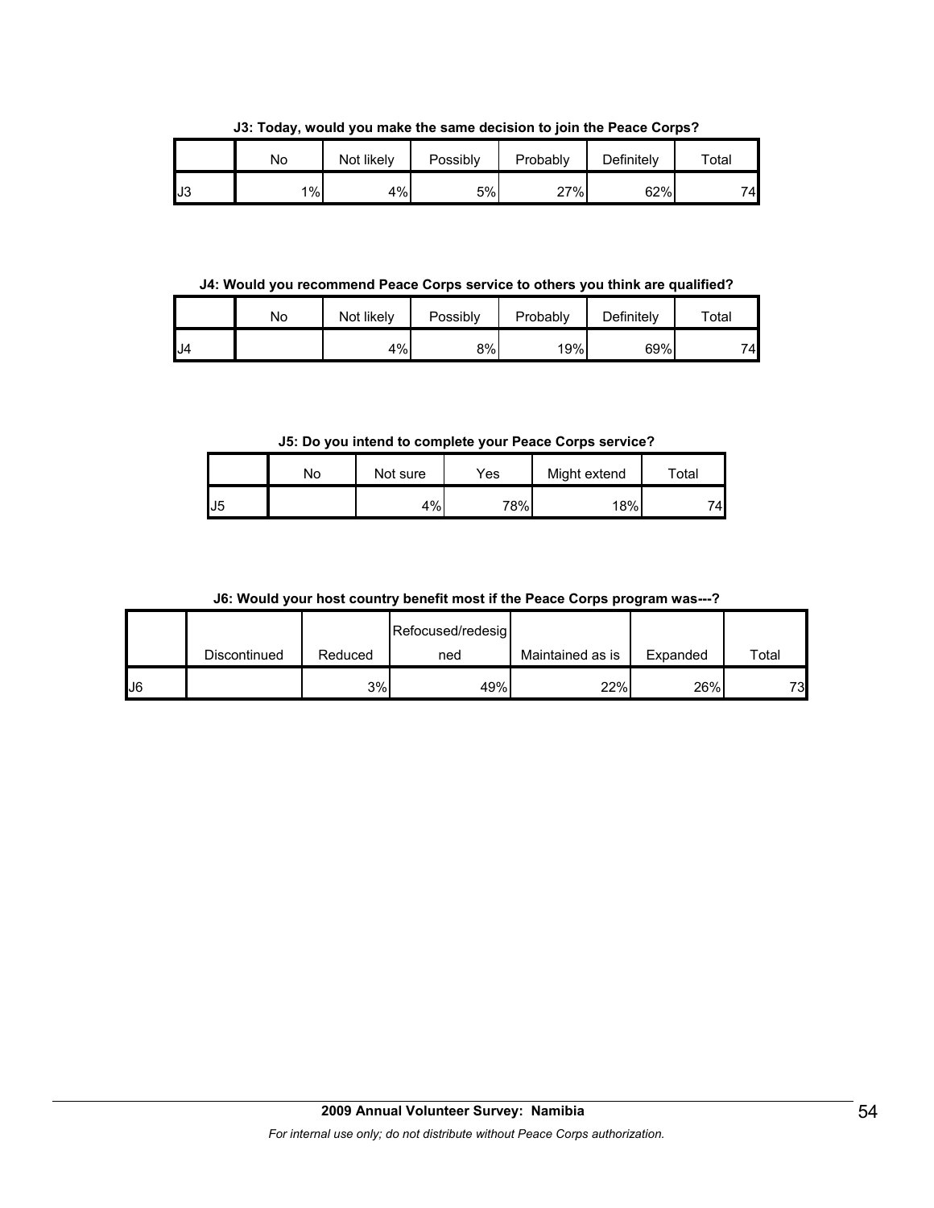**J3: Today, would you make the same decision to join the Peace Corps?**

| | No | Not likely | Possibly | Probably | Definitely | Total |
|---|---|---|---|---|---|---|
| J3 | 1% | 4% | 5% | 27% | 62% | 74 |

**J4: Would you recommend Peace Corps service to others you think are qualified?**

| | No | Not likely | Possibly | Probably | Definitely | Total |
|---|---|---|---|---|---|---|
| J4 | | 4% | 8% | 19% | 69% | 74 |

**J5: Do you intend to complete your Peace Corps service?**

| | No | Not sure | Yes | Might extend | Total |
|---|---|---|---|---|---|
| J5 | | 4% | 78% | 18% | 74 |

**J6: Would your host country benefit most if the Peace Corps program was---?**

| | Discontinued | Reduced | Refocused/redesigned | Maintained as is | Expanded | Total |
|---|---|---|---|---|---|---|
| J6 | | 3% | 49% | 22% | 26% | 73 |

**2009 Annual Volunteer Survey: Namibia**

*For internal use only; do not distribute without Peace Corps authorization.*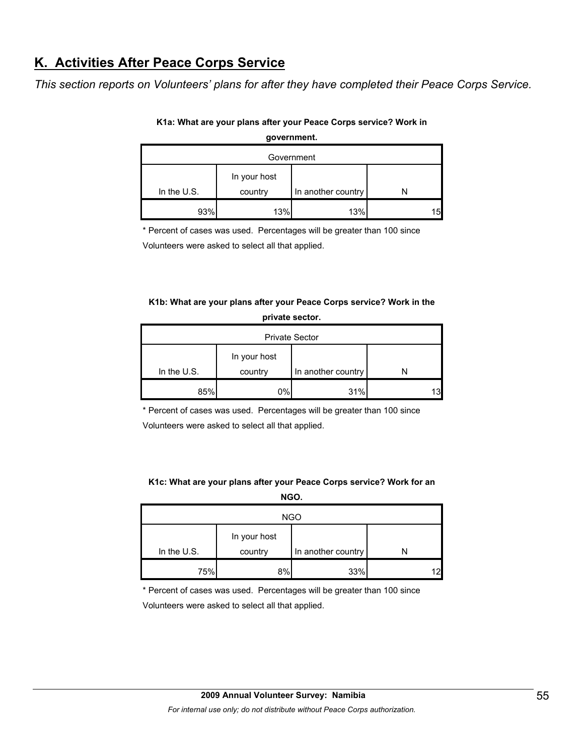## K. Activities After Peace Corps Service

*This section reports on Volunteers' plans for after they have completed their Peace Corps Service.*

**K1a: What are your plans after your Peace Corps service? Work in government.**

| Government | | | |
|---|---|---|---|
| In the U.S. | In your host country | In another country | N |
| 93% | 13% | 13% | 15 |

\* Percent of cases was used. Percentages will be greater than 100 since Volunteers were asked to select all that applied.

**K1b: What are your plans after your Peace Corps service? Work in the private sector.**

| Private Sector | | | |
|---|---|---|---|
| In the U.S. | In your host country | In another country | N |
| 85% | 0% | 31% | 13 |

\* Percent of cases was used. Percentages will be greater than 100 since Volunteers were asked to select all that applied.

**K1c: What are your plans after your Peace Corps service? Work for an NGO.**

| NGO | | | |
|---|---|---|---|
| In the U.S. | In your host country | In another country | N |
| 75% | 8% | 33% | 12 |

\* Percent of cases was used. Percentages will be greater than 100 since Volunteers were asked to select all that applied.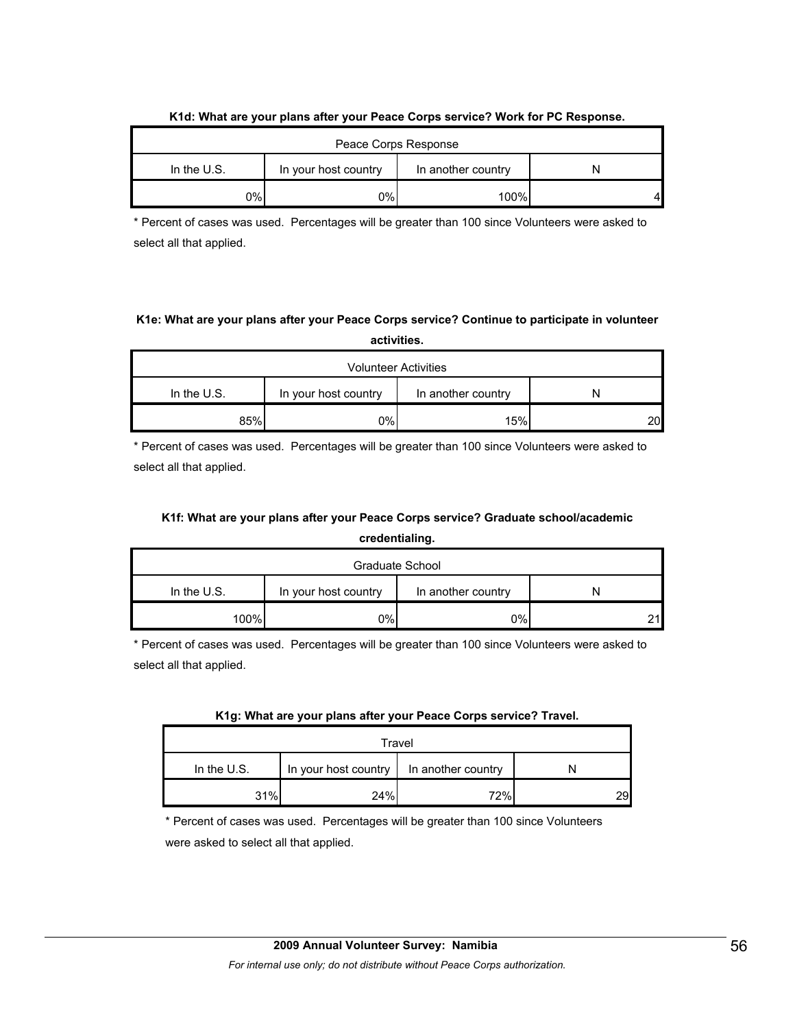**K1d: What are your plans after your Peace Corps service? Work for PC Response.**

| Peace Corps Response | | | |
|---|---|---|---|
| In the U.S. | In your host country | In another country | N |
| 0% | 0% | 100% | 4 |

* Percent of cases was used. Percentages will be greater than 100 since Volunteers were asked to select all that applied.

**K1e: What are your plans after your Peace Corps service? Continue to participate in volunteer activities.**

| Volunteer Activities | | | |
|---|---|---|---|
| In the U.S. | In your host country | In another country | N |
| 85% | 0% | 15% | 20 |

* Percent of cases was used. Percentages will be greater than 100 since Volunteers were asked to select all that applied.

**K1f: What are your plans after your Peace Corps service? Graduate school/academic credentialing.**

| Graduate School | | | |
|---|---|---|---|
| In the U.S. | In your host country | In another country | N |
| 100% | 0% | 0% | 21 |

* Percent of cases was used. Percentages will be greater than 100 since Volunteers were asked to select all that applied.

**K1g: What are your plans after your Peace Corps service? Travel.**

| Travel | | | |
|---|---|---|---|
| In the U.S. | In your host country | In another country | N |
| 31% | 24% | 72% | 29 |

* Percent of cases was used. Percentages will be greater than 100 since Volunteers were asked to select all that applied.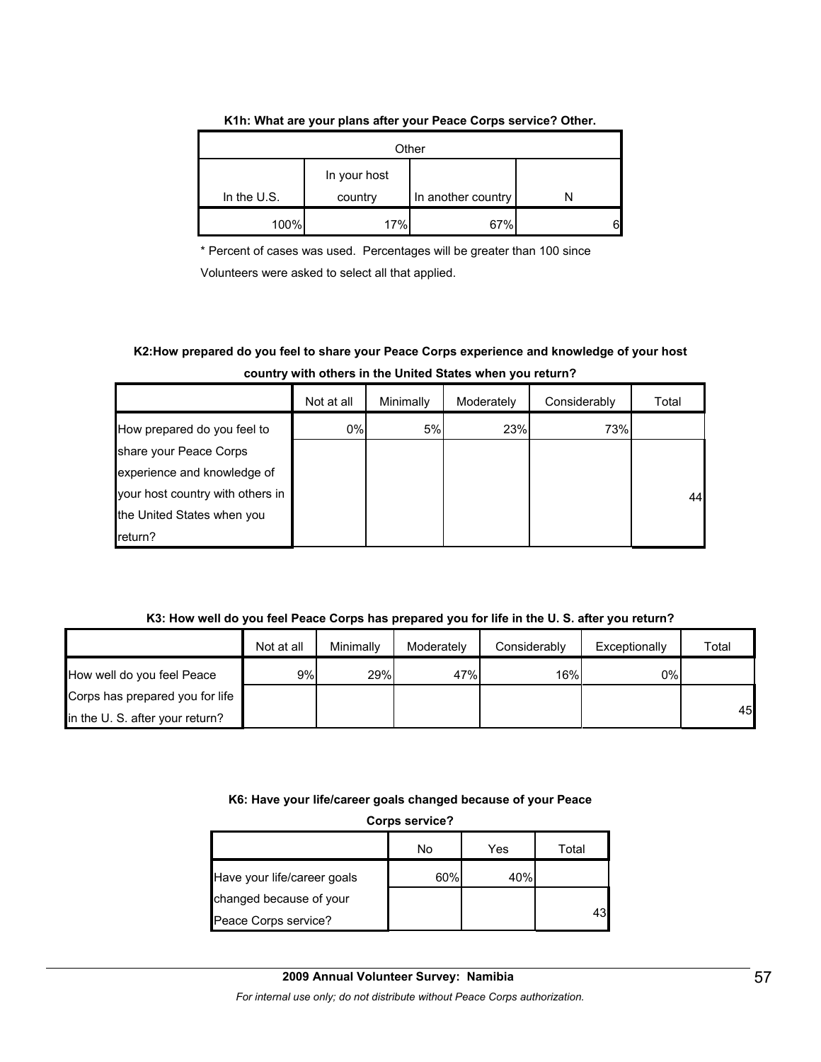**K1h: What are your plans after your Peace Corps service? Other.**

| Other | | | |
|---|---|---|---|
| In the U.S. | In your host country | In another country | N |
| 100% | 17% | 67% | 6 |

\* Percent of cases was used. Percentages will be greater than 100 since Volunteers were asked to select all that applied.

**K2:How prepared do you feel to share your Peace Corps experience and knowledge of your host country with others in the United States when you return?**

| | Not at all | Minimally | Moderately | Considerably | Total |
|---|---|---|---|---|---|
| How prepared do you feel to share your Peace Corps experience and knowledge of your host country with others in the United States when you return? | 0% | 5% | 23% | 73% | 44 |

**K3: How well do you feel Peace Corps has prepared you for life in the U. S. after you return?**

| | Not at all | Minimally | Moderately | Considerably | Exceptionally | Total |
|---|---|---|---|---|---|---|
| How well do you feel Peace Corps has prepared you for life in the U. S. after your return? | 9% | 29% | 47% | 16% | 0% | 45 |

**K6: Have your life/career goals changed because of your Peace Corps service?**

| | No | Yes | Total |
|---|---|---|---|
| Have your life/career goals changed because of your Peace Corps service? | 60% | 40% | 43 |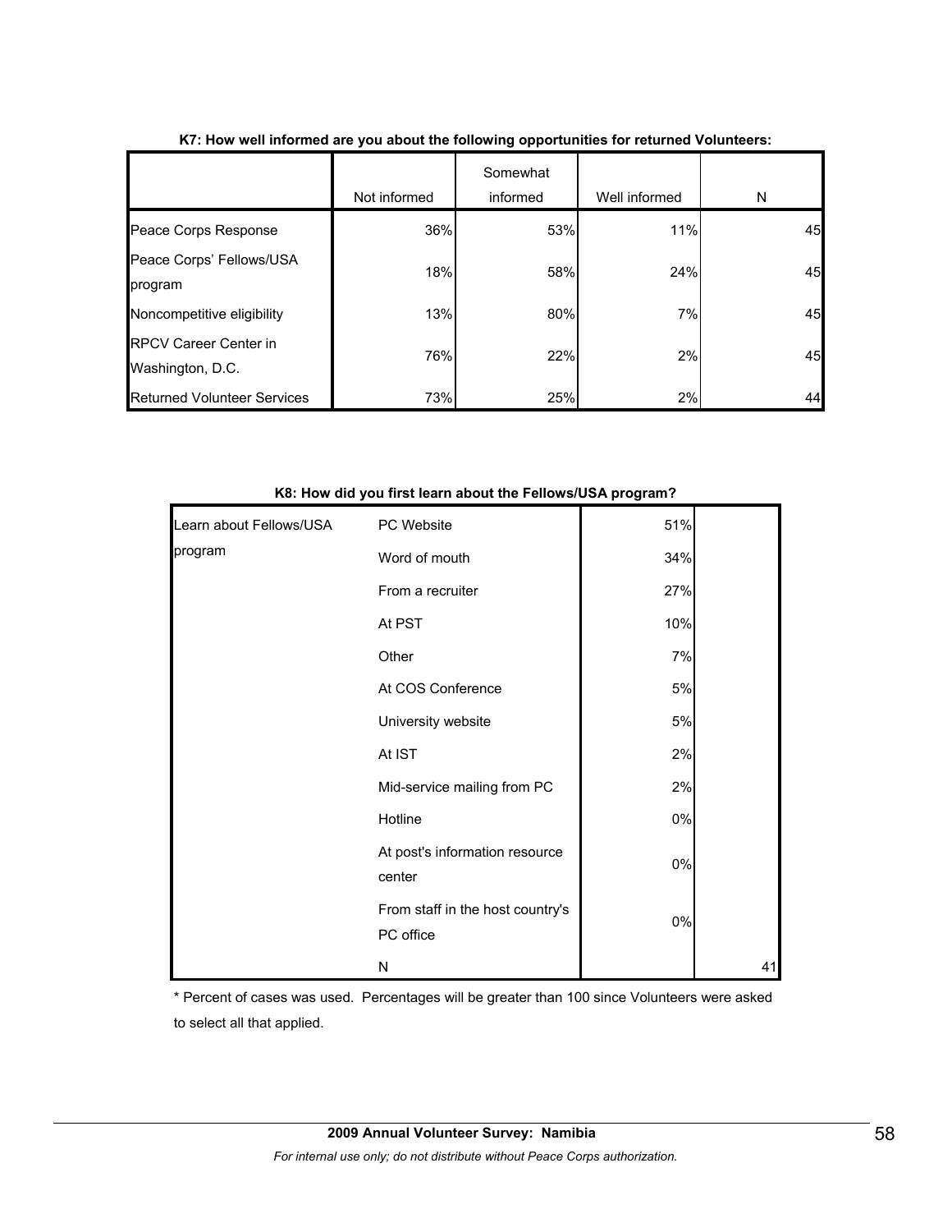**K7: How well informed are you about the following opportunities for returned Volunteers:**

| | Not informed | Somewhat informed | Well informed | N |
|---|---|---|---|---|
| Peace Corps Response | 36% | 53% | 11% | 45 |
| Peace Corps' Fellows/USA program | 18% | 58% | 24% | 45 |
| Noncompetitive eligibility | 13% | 80% | 7% | 45 |
| RPCV Career Center in Washington, D.C. | 76% | 22% | 2% | 45 |
| Returned Volunteer Services | 73% | 25% | 2% | 44 |

**K8: How did you first learn about the Fellows/USA program?**

| | | | |
|---|---|---|---|
| Learn about Fellows/USA program | PC Website | 51% | |
| | Word of mouth | 34% | |
| | From a recruiter | 27% | |
| | At PST | 10% | |
| | Other | 7% | |
| | At COS Conference | 5% | |
| | University website | 5% | |
| | At IST | 2% | |
| | Mid-service mailing from PC | 2% | |
| | Hotline | 0% | |
| | At post's information resource center | 0% | |
| | From staff in the host country's PC office | 0% | |
| | N | | 41 |

* Percent of cases was used. Percentages will be greater than 100 since Volunteers were asked to select all that applied.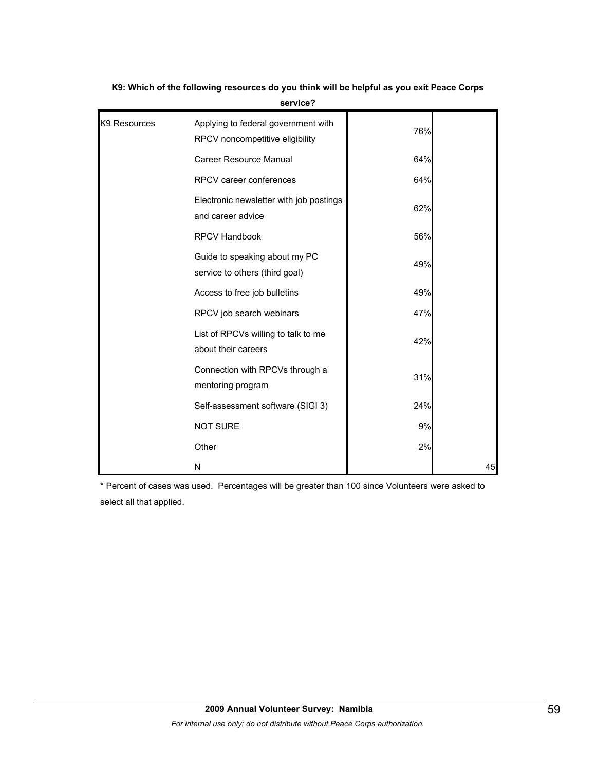**K9: Which of the following resources do you think will be helpful as you exit Peace Corps service?**

| | | | |
|---|---|---|---|
| K9 Resources | Applying to federal government with RPCV noncompetitive eligibility | 76% | |
| | Career Resource Manual | 64% | |
| | RPCV career conferences | 64% | |
| | Electronic newsletter with job postings and career advice | 62% | |
| | RPCV Handbook | 56% | |
| | Guide to speaking about my PC service to others (third goal) | 49% | |
| | Access to free job bulletins | 49% | |
| | RPCV job search webinars | 47% | |
| | List of RPCVs willing to talk to me about their careers | 42% | |
| | Connection with RPCVs through a mentoring program | 31% | |
| | Self-assessment software (SIGI 3) | 24% | |
| | NOT SURE | 9% | |
| | Other | 2% | |
| | N | | 45 |

* Percent of cases was used. Percentages will be greater than 100 since Volunteers were asked to select all that applied.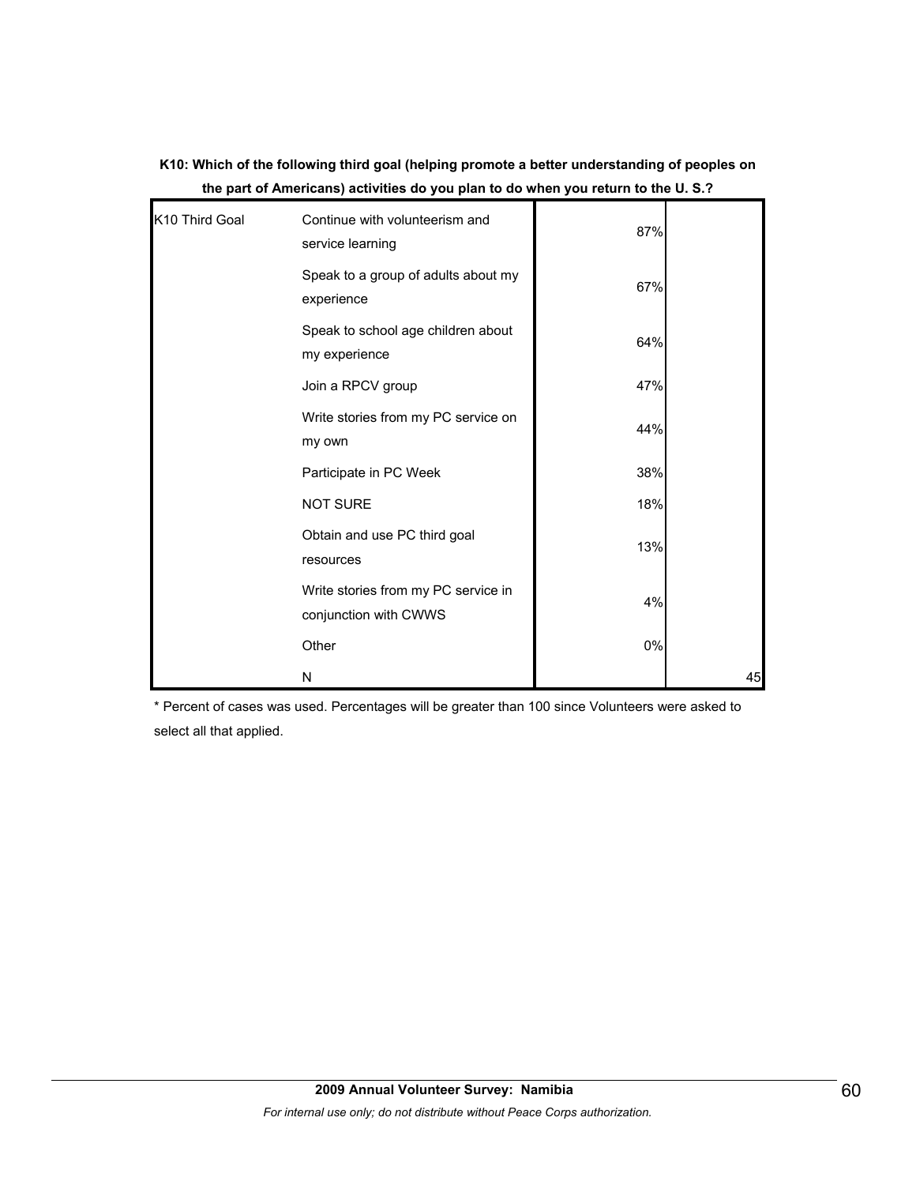**K10: Which of the following third goal (helping promote a better understanding of peoples on the part of Americans) activities do you plan to do when you return to the U. S.?**

| | | | |
|---|---|---|---|
| K10 Third Goal | Continue with volunteerism and service learning | 87% | |
| | Speak to a group of adults about my experience | 67% | |
| | Speak to school age children about my experience | 64% | |
| | Join a RPCV group | 47% | |
| | Write stories from my PC service on my own | 44% | |
| | Participate in PC Week | 38% | |
| | NOT SURE | 18% | |
| | Obtain and use PC third goal resources | 13% | |
| | Write stories from my PC service in conjunction with CWWS | 4% | |
| | Other | 0% | |
| | N | | 45 |

* Percent of cases was used. Percentages will be greater than 100 since Volunteers were asked to select all that applied.